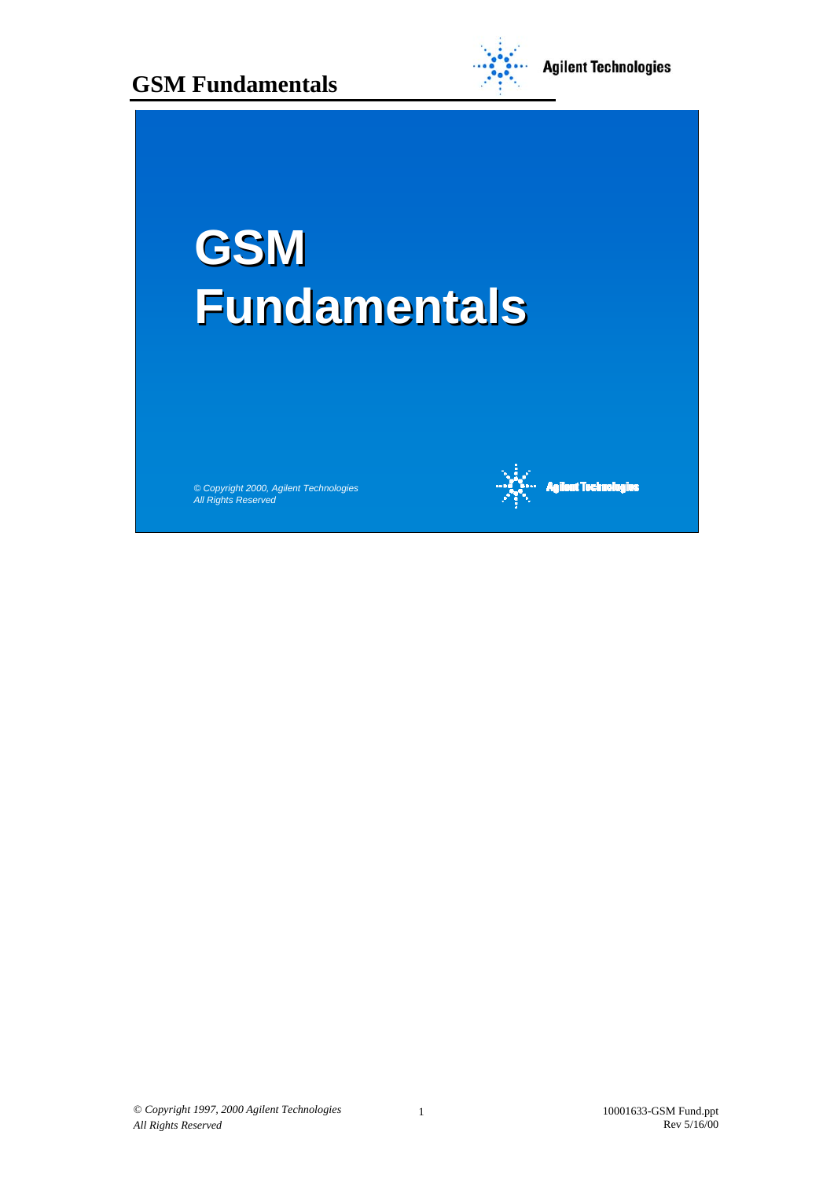# GSM Fundamentals

Agilent Technologies

## GSM Fundamentals

*© Copyright 2000, Agilent Technologies*
*All Rights Reserved*

Agilent Technologies

*© Copyright 1997, 2000 Agilent Technologies*
*All Rights Reserved*

10001633-GSM Fund.ppt
Rev 5/16/00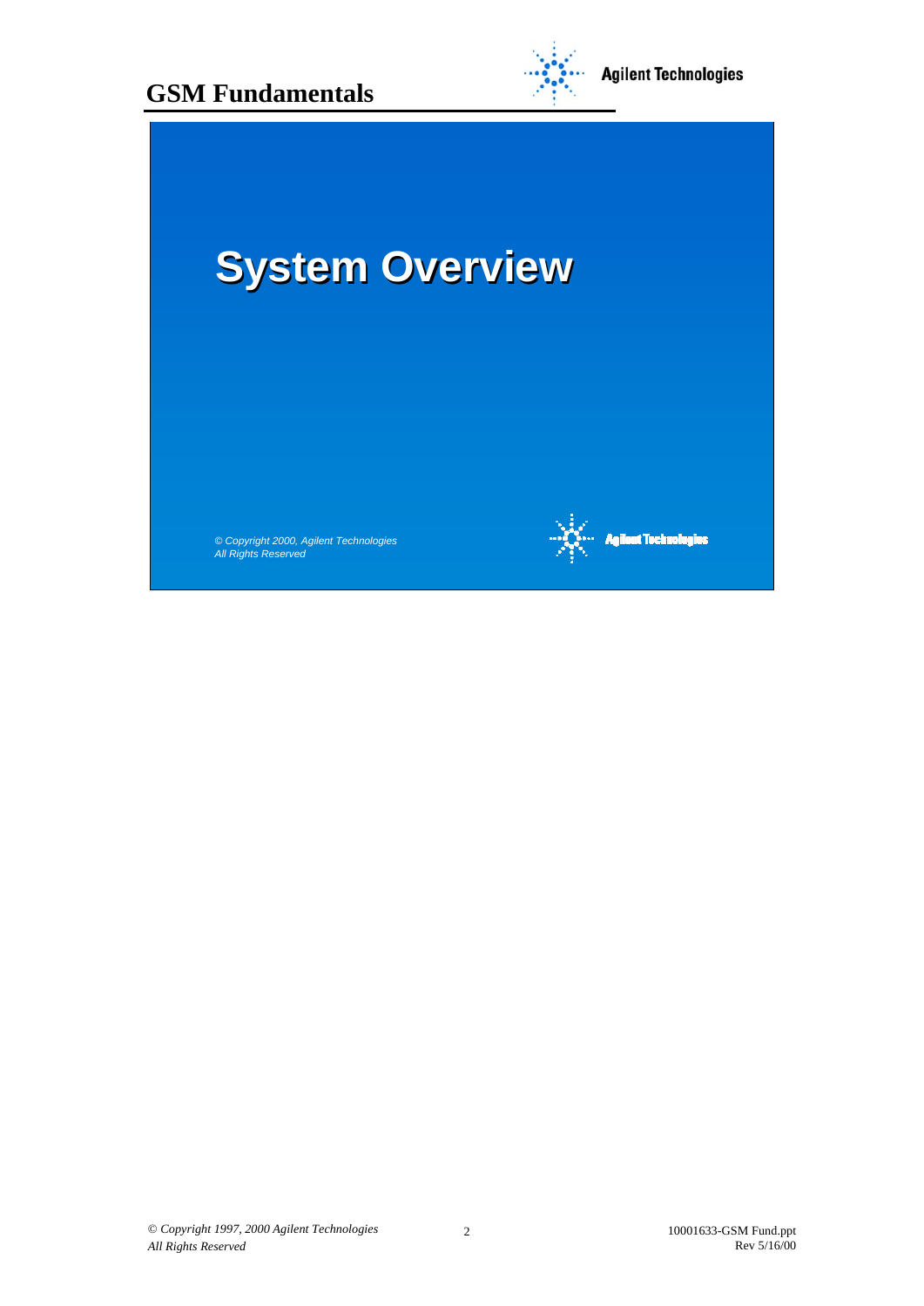# System Overview

*© Copyright 2000, Agilent Technologies*
*All Rights Reserved*

Agilent Technologies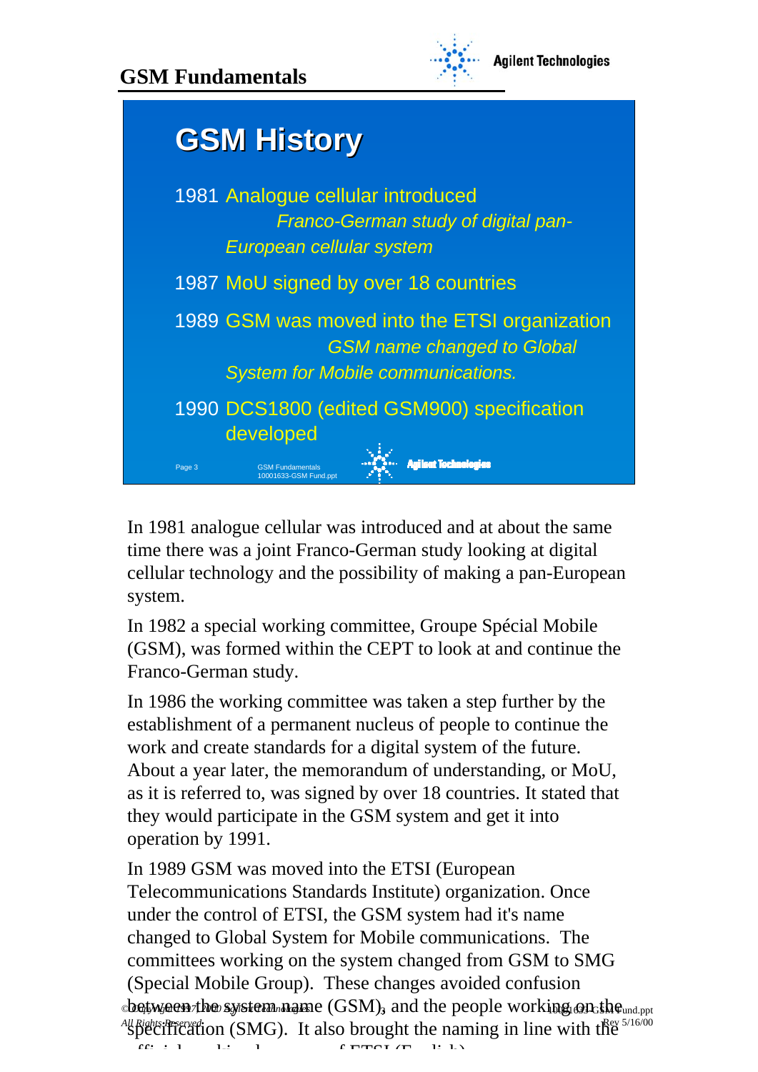## GSM History

1981 Analogue cellular introduced
*Franco-German study of digital pan-European cellular system*

1987 MoU signed by over 18 countries

1989 GSM was moved into the ETSI organization
*GSM name changed to Global System for Mobile communications.*

1990 DCS1800 (edited GSM900) specification developed

In 1981 analogue cellular was introduced and at about the same time there was a joint Franco-German study looking at digital cellular technology and the possibility of making a pan-European system.

In 1982 a special working committee, Groupe Spécial Mobile (GSM), was formed within the CEPT to look at and continue the Franco-German study.

In 1986 the working committee was taken a step further by the establishment of a permanent nucleus of people to continue the work and create standards for a digital system of the future. About a year later, the memorandum of understanding, or MoU, as it is referred to, was signed by over 18 countries. It stated that they would participate in the GSM system and get it into operation by 1991.

In 1989 GSM was moved into the ETSI (European Telecommunications Standards Institute) organization. Once under the control of ETSI, the GSM system had it's name changed to Global System for Mobile communications. The committees working on the system changed from GSM to SMG (Special Mobile Group). These changes avoided confusion between the system name (GSM), and the people working on the specification (SMG). It also brought the naming in line with the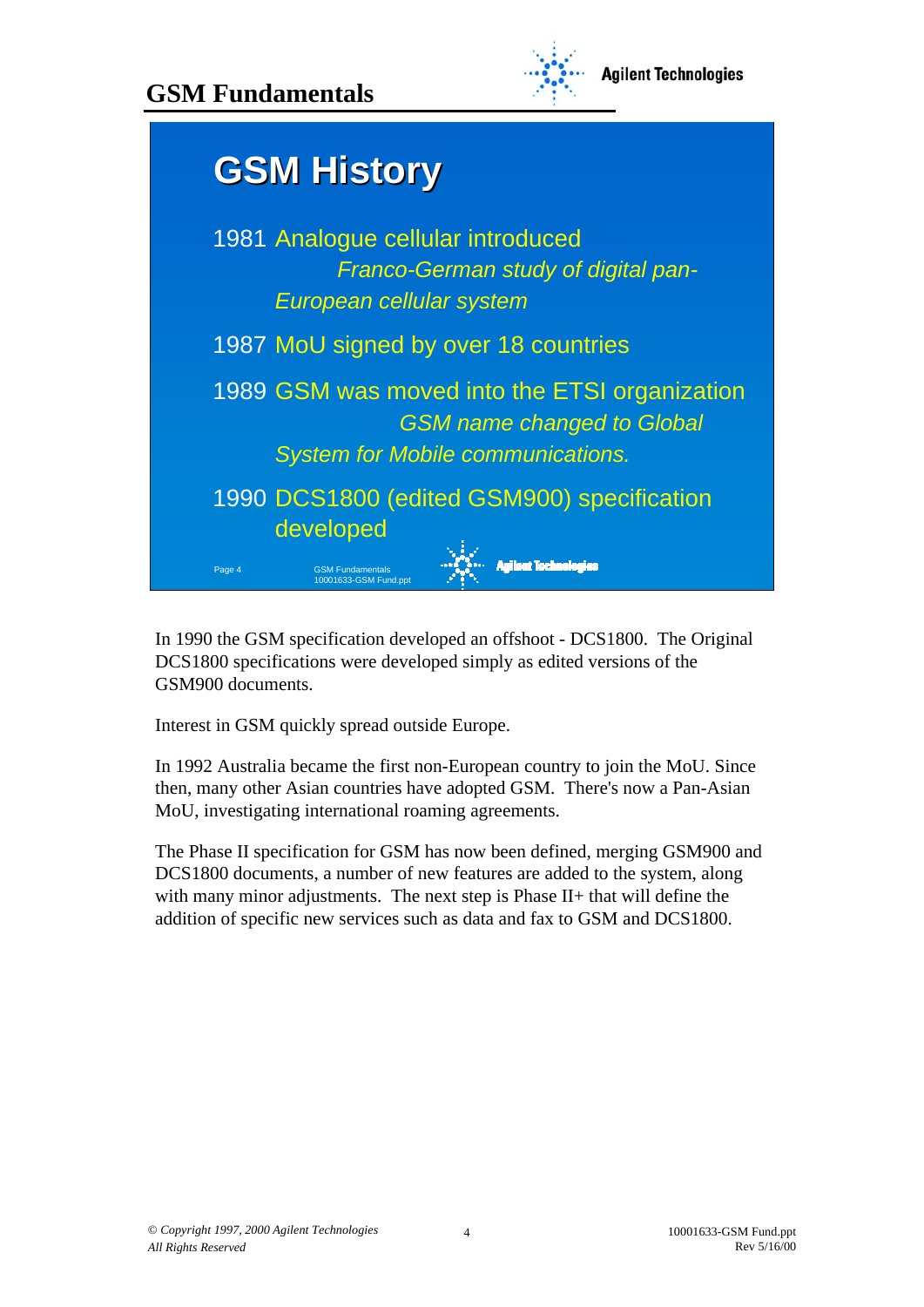## GSM History

1981 Analogue cellular introduced
*Franco-German study of digital pan-European cellular system*

1987 MoU signed by over 18 countries

1989 GSM was moved into the ETSI organization
*GSM name changed to Global System for Mobile communications.*

1990 DCS1800 (edited GSM900) specification developed

In 1990 the GSM specification developed an offshoot - DCS1800. The Original DCS1800 specifications were developed simply as edited versions of the GSM900 documents.

Interest in GSM quickly spread outside Europe.

In 1992 Australia became the first non-European country to join the MoU. Since then, many other Asian countries have adopted GSM. There's now a Pan-Asian MoU, investigating international roaming agreements.

The Phase II specification for GSM has now been defined, merging GSM900 and DCS1800 documents, a number of new features are added to the system, along with many minor adjustments. The next step is Phase II+ that will define the addition of specific new services such as data and fax to GSM and DCS1800.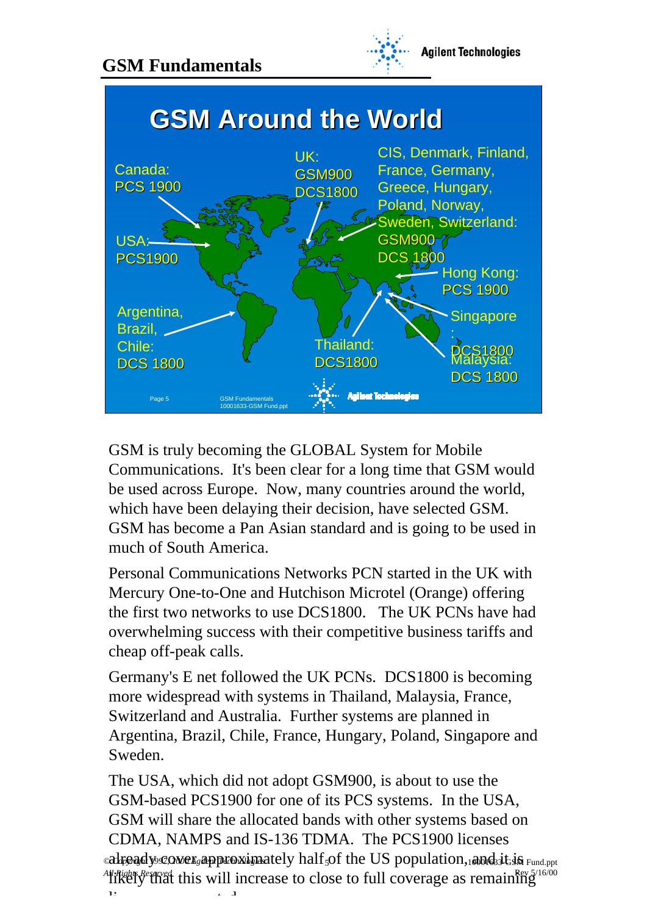# GSM Fundamentals

## GSM Around the World

Canada: PCS 1900

USA: PCS1900

Argentina, Brazil, Chile: DCS 1800

UK: GSM900 DCS1800

CIS, Denmark, Finland, France, Germany, Greece, Hungary, Poland, Norway, Sweden, Switzerland: GSM900 DCS 1800

Hong Kong: PCS 1900

Singapore: DCS1800

Malaysia: DCS 1800

Thailand: DCS1800

GSM is truly becoming the GLOBAL System for Mobile Communications. It's been clear for a long time that GSM would be used across Europe. Now, many countries around the world, which have been delaying their decision, have selected GSM. GSM has become a Pan Asian standard and is going to be used in much of South America.

Personal Communications Networks PCN started in the UK with Mercury One-to-One and Hutchison Microtel (Orange) offering the first two networks to use DCS1800. The UK PCNs have had overwhelming success with their competitive business tariffs and cheap off-peak calls.

Germany's E net followed the UK PCNs. DCS1800 is becoming more widespread with systems in Thailand, Malaysia, France, Switzerland and Australia. Further systems are planned in Argentina, Brazil, Chile, France, Hungary, Poland, Singapore and Sweden.

The USA, which did not adopt GSM900, is about to use the GSM-based PCS1900 for one of its PCS systems. In the USA, GSM will share the allocated bands with other systems based on CDMA, NAMPS and IS-136 TDMA. The PCS1900 licenses already cover approximately half of the US population, and it is likely that this will increase to close to full coverage as remaining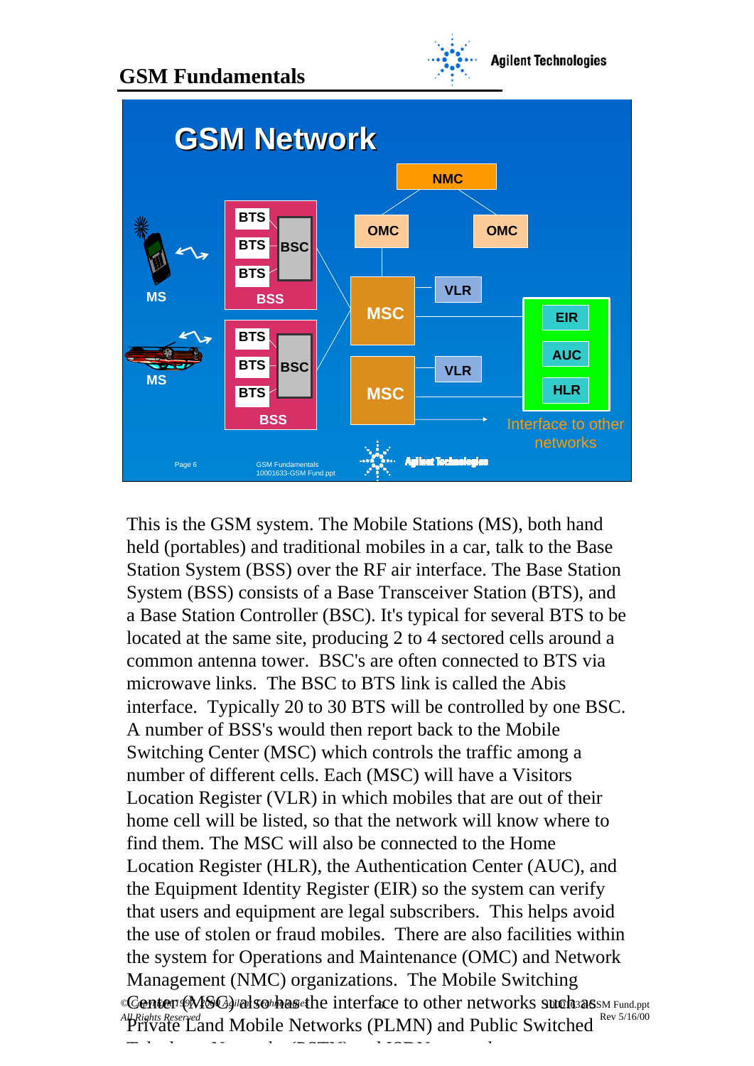# GSM Network

NMC

OMC

OMC

BTS

BTS

BTS

BSC

BSS

BTS

BTS

BTS

BSC

BSS

MS

MS

MSC

MSC

VLR

VLR

EIR

AUC

HLR

Interface to other networks

This is the GSM system. The Mobile Stations (MS), both hand held (portables) and traditional mobiles in a car, talk to the Base Station System (BSS) over the RF air interface. The Base Station System (BSS) consists of a Base Transceiver Station (BTS), and a Base Station Controller (BSC). It's typical for several BTS to be located at the same site, producing 2 to 4 sectored cells around a common antenna tower. BSC's are often connected to BTS via microwave links. The BSC to BTS link is called the Abis interface. Typically 20 to 30 BTS will be controlled by one BSC. A number of BSS's would then report back to the Mobile Switching Center (MSC) which controls the traffic among a number of different cells. Each (MSC) will have a Visitors Location Register (VLR) in which mobiles that are out of their home cell will be listed, so that the network will know where to find them. The MSC will also be connected to the Home Location Register (HLR), the Authentication Center (AUC), and the Equipment Identity Register (EIR) so the system can verify that users and equipment are legal subscribers. This helps avoid the use of stolen or fraud mobiles. There are also facilities within the system for Operations and Maintenance (OMC) and Network Management (NMC) organizations. The Mobile Switching Center (MSC) also has the interface to other networks such as Private Land Mobile Networks (PLMN) and Public Switched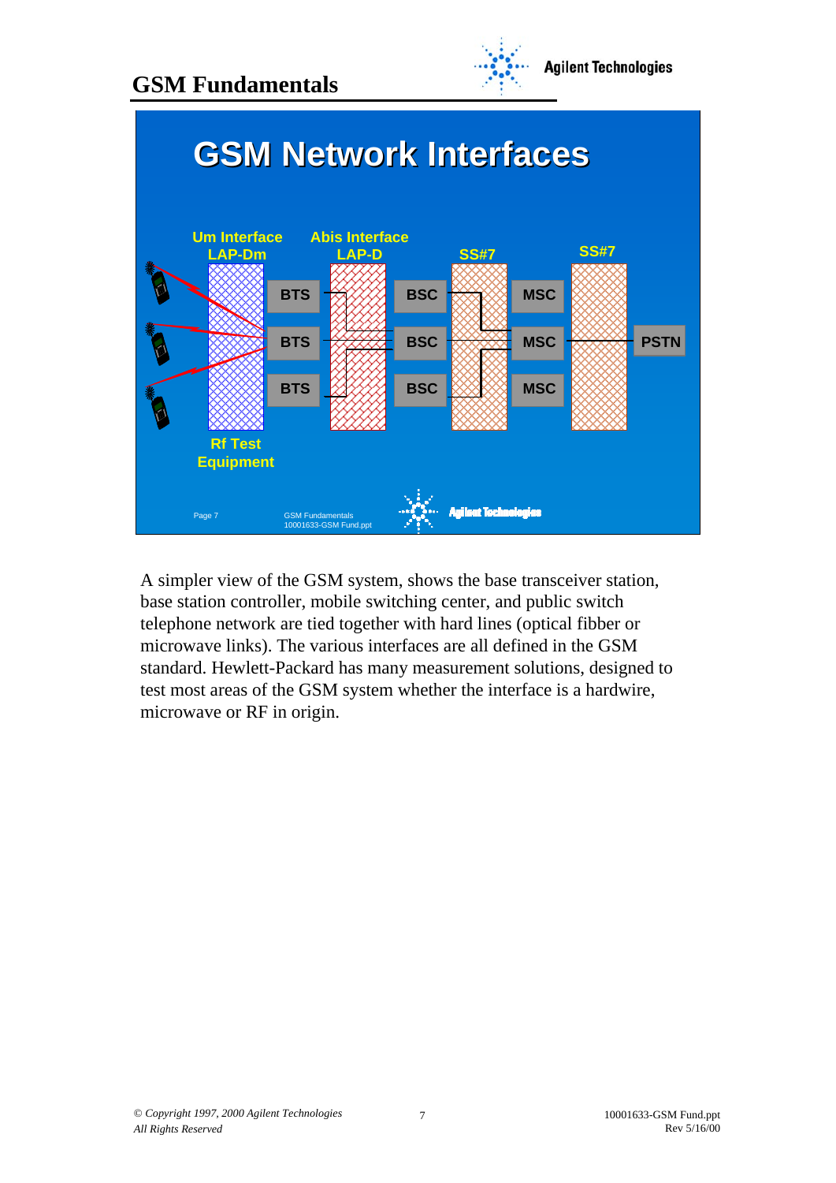# GSM Network Interfaces

Um Interface
LAP-Dm

Abis Interface
LAP-D

SS#7

SS#7

BTS
BTS
BTS

BSC
BSC
BSC

MSC
MSC
MSC

PSTN

Rf Test
Equipment

A simpler view of the GSM system, shows the base transceiver station, base station controller, mobile switching center, and public switch telephone network are tied together with hard lines (optical fibber or microwave links). The various interfaces are all defined in the GSM standard. Hewlett-Packard has many measurement solutions, designed to test most areas of the GSM system whether the interface is a hardwire, microwave or RF in origin.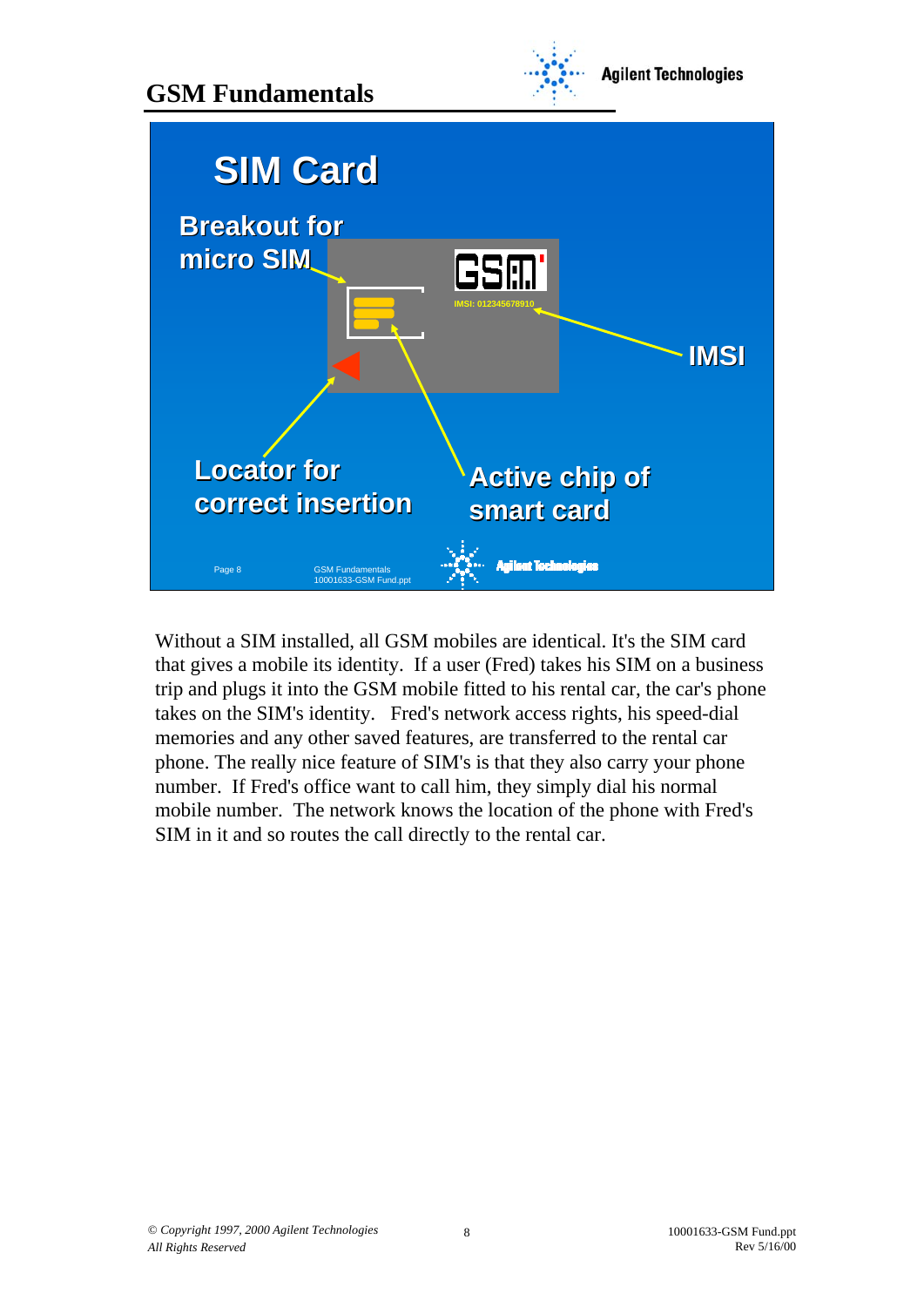## SIM Card

Breakout for micro SIM

IMSI: 012345678910

IMSI

Locator for correct insertion

Active chip of smart card

Without a SIM installed, all GSM mobiles are identical. It's the SIM card that gives a mobile its identity. If a user (Fred) takes his SIM on a business trip and plugs it into the GSM mobile fitted to his rental car, the car's phone takes on the SIM's identity. Fred's network access rights, his speed-dial memories and any other saved features, are transferred to the rental car phone. The really nice feature of SIM's is that they also carry your phone number. If Fred's office want to call him, they simply dial his normal mobile number. The network knows the location of the phone with Fred's SIM in it and so routes the call directly to the rental car.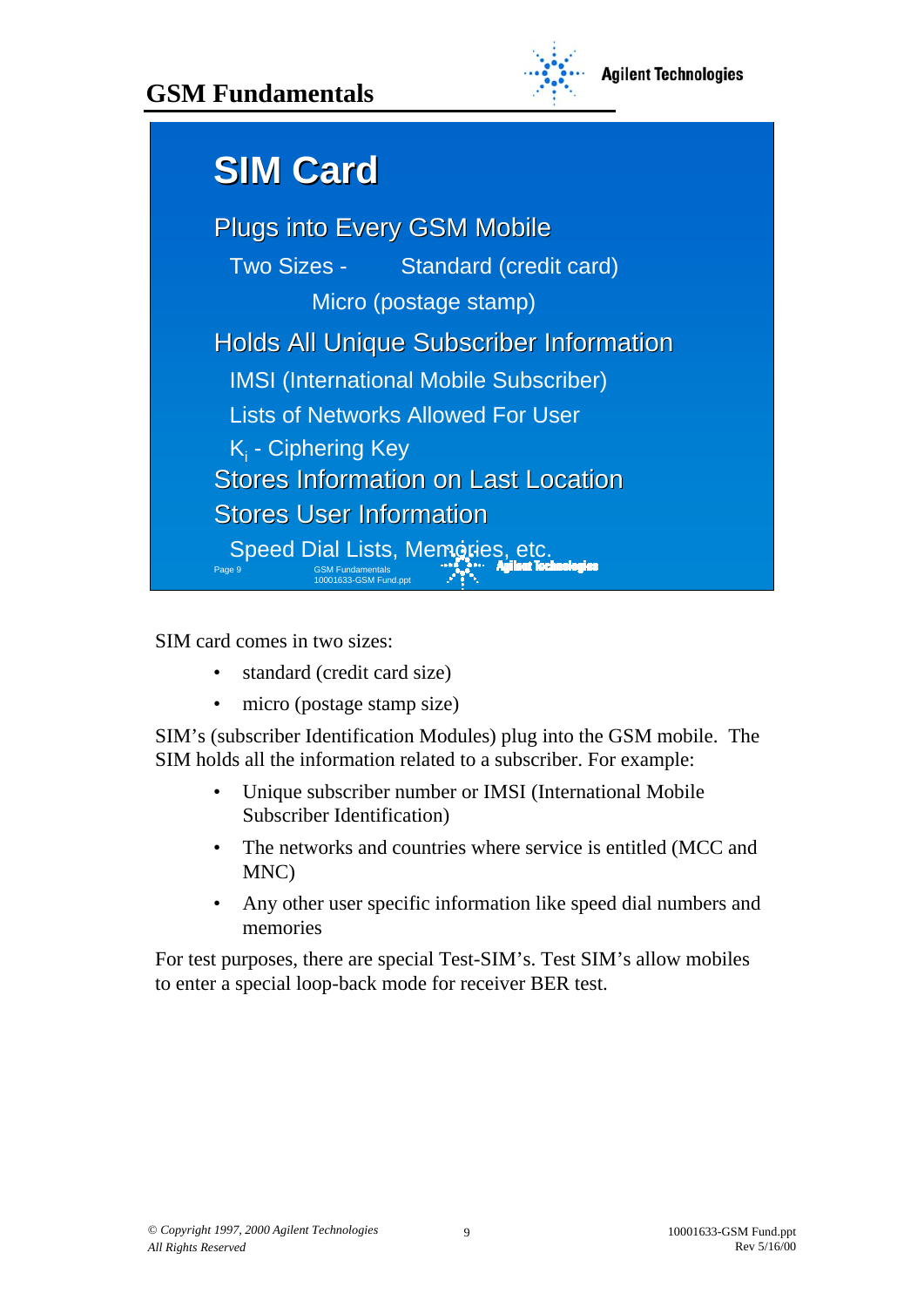# SIM Card

Plugs into Every GSM Mobile

Two Sizes - Standard (credit card)

Micro (postage stamp)

Holds All Unique Subscriber Information

IMSI (International Mobile Subscriber)

Lists of Networks Allowed For User

$K_i$ - Ciphering Key

Stores Information on Last Location

Stores User Information

Speed Dial Lists, Memories, etc.

SIM card comes in two sizes:

- standard (credit card size)
- micro (postage stamp size)

SIM's (subscriber Identification Modules) plug into the GSM mobile. The SIM holds all the information related to a subscriber. For example:

- Unique subscriber number or IMSI (International Mobile Subscriber Identification)
- The networks and countries where service is entitled (MCC and MNC)
- Any other user specific information like speed dial numbers and memories

For test purposes, there are special Test-SIM's. Test SIM's allow mobiles to enter a special loop-back mode for receiver BER test.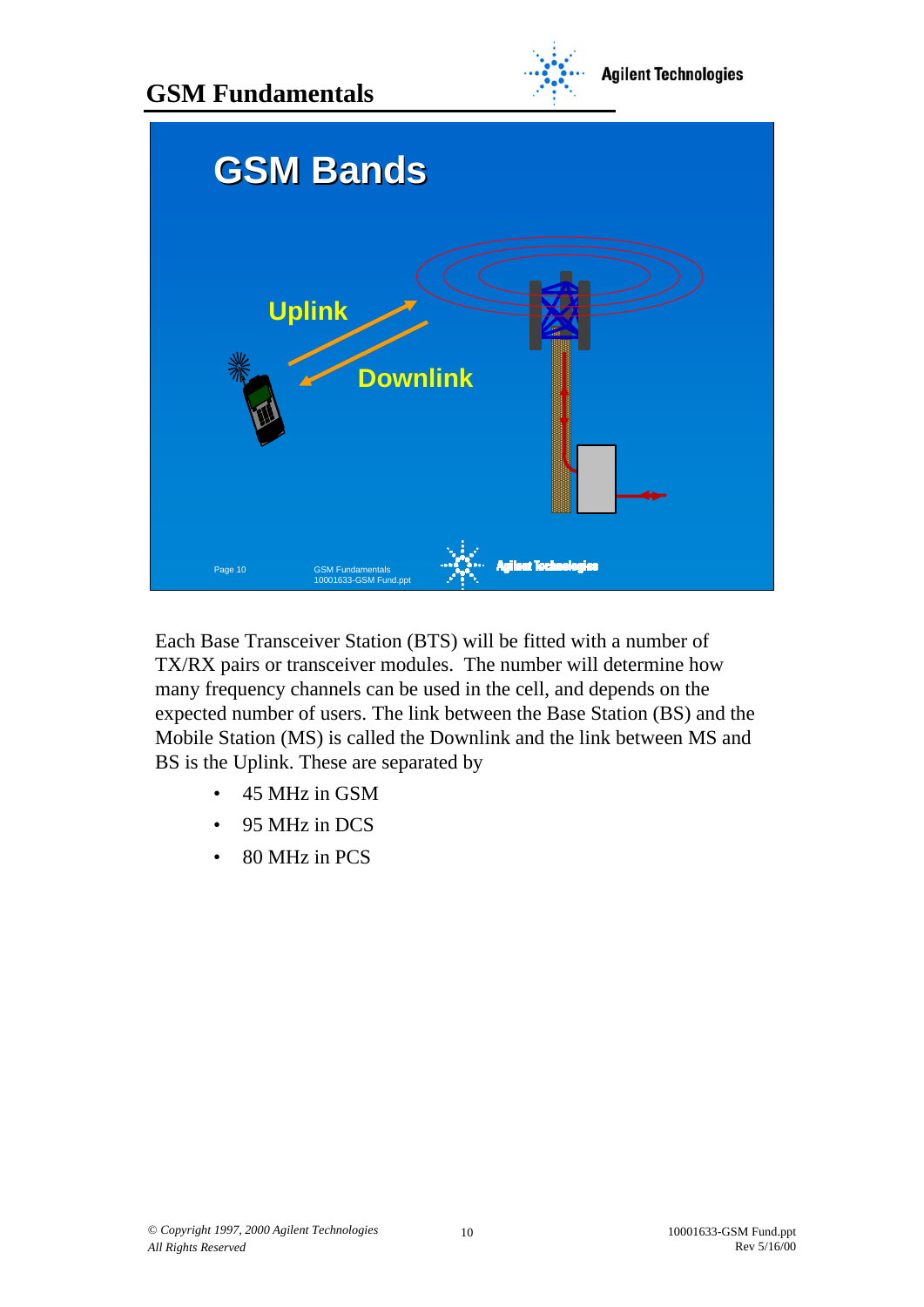# GSM Bands

Uplink

Downlink

Each Base Transceiver Station (BTS) will be fitted with a number of TX/RX pairs or transceiver modules. The number will determine how many frequency channels can be used in the cell, and depends on the expected number of users. The link between the Base Station (BS) and the Mobile Station (MS) is called the Downlink and the link between MS and BS is the Uplink. These are separated by

- 45 MHz in GSM
- 95 MHz in DCS
- 80 MHz in PCS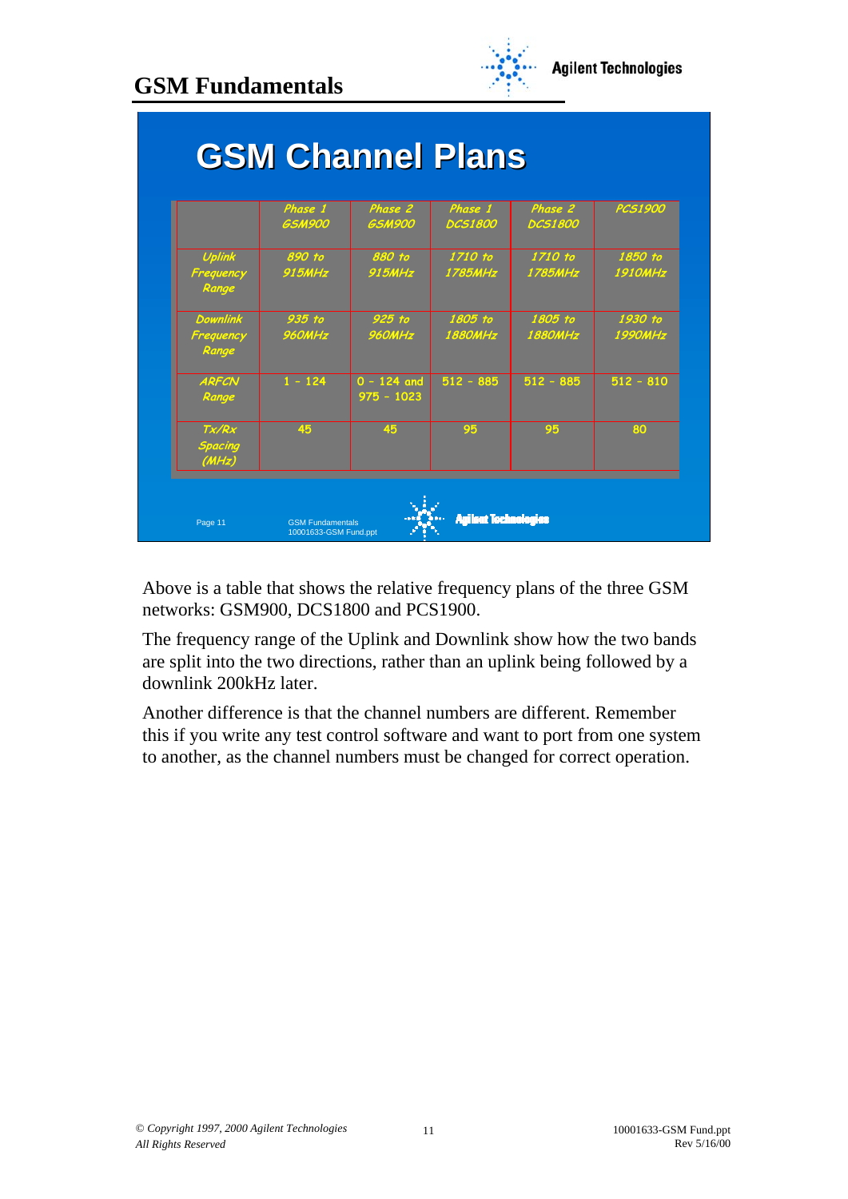## GSM Channel Plans

| | Phase 1 GSM900 | Phase 2 GSM900 | Phase 1 DCS1800 | Phase 2 DCS1800 | PCS1900 |
|---|---|---|---|---|---|
| Uplink Frequency Range | 890 to 915MHz | 880 to 915MHz | 1710 to 1785MHz | 1710 to 1785MHz | 1850 to 1910MHz |
| Downlink Frequency Range | 935 to 960MHz | 925 to 960MHz | 1805 to 1880MHz | 1805 to 1880MHz | 1930 to 1990MHz |
| ARFCN Range | 1 - 124 | 0 - 124 and 975 - 1023 | 512 - 885 | 512 - 885 | 512 - 810 |
| Tx/Rx Spacing (MHz) | 45 | 45 | 95 | 95 | 80 |

Above is a table that shows the relative frequency plans of the three GSM networks: GSM900, DCS1800 and PCS1900.

The frequency range of the Uplink and Downlink show how the two bands are split into the two directions, rather than an uplink being followed by a downlink 200kHz later.

Another difference is that the channel numbers are different. Remember this if you write any test control software and want to port from one system to another, as the channel numbers must be changed for correct operation.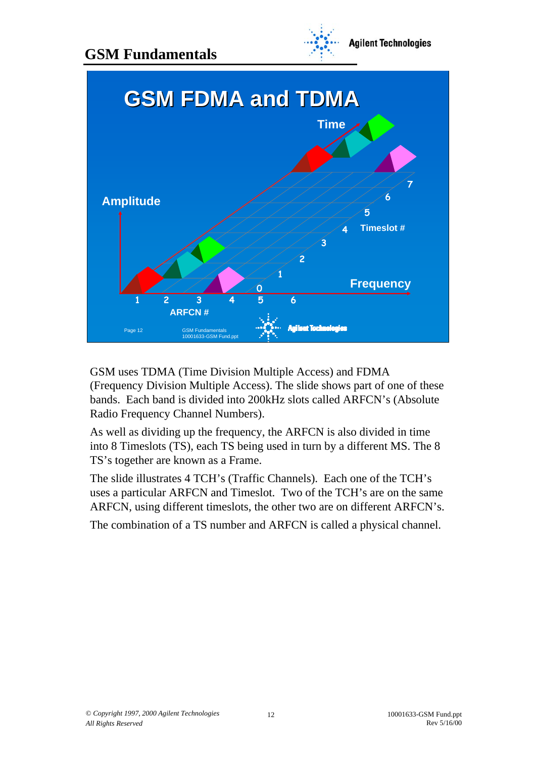# GSM Fundamentals

## GSM FDMA and TDMA

Time

Amplitude

Timeslot #

0 1 2 3 4 5 6 7

Frequency

1 2 3 4 5 6

ARFCN #

GSM uses TDMA (Time Division Multiple Access) and FDMA (Frequency Division Multiple Access). The slide shows part of one of these bands. Each band is divided into 200kHz slots called ARFCN's (Absolute Radio Frequency Channel Numbers).

As well as dividing up the frequency, the ARFCN is also divided in time into 8 Timeslots (TS), each TS being used in turn by a different MS. The 8 TS's together are known as a Frame.

The slide illustrates 4 TCH's (Traffic Channels). Each one of the TCH's uses a particular ARFCN and Timeslot. Two of the TCH's are on the same ARFCN, using different timeslots, the other two are on different ARFCN's.

The combination of a TS number and ARFCN is called a physical channel.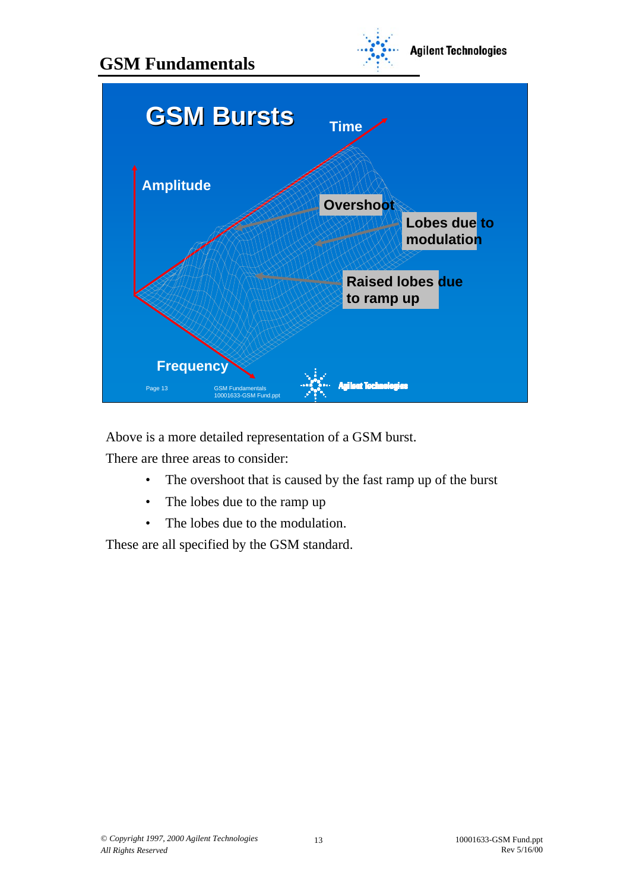# GSM Fundamentals

## GSM Bursts

Time

Amplitude

Overshoot

Lobes due to modulation

Raised lobes due to ramp up

Frequency

Above is a more detailed representation of a GSM burst.

There are three areas to consider:

- The overshoot that is caused by the fast ramp up of the burst
- The lobes due to the ramp up
- The lobes due to the modulation.

These are all specified by the GSM standard.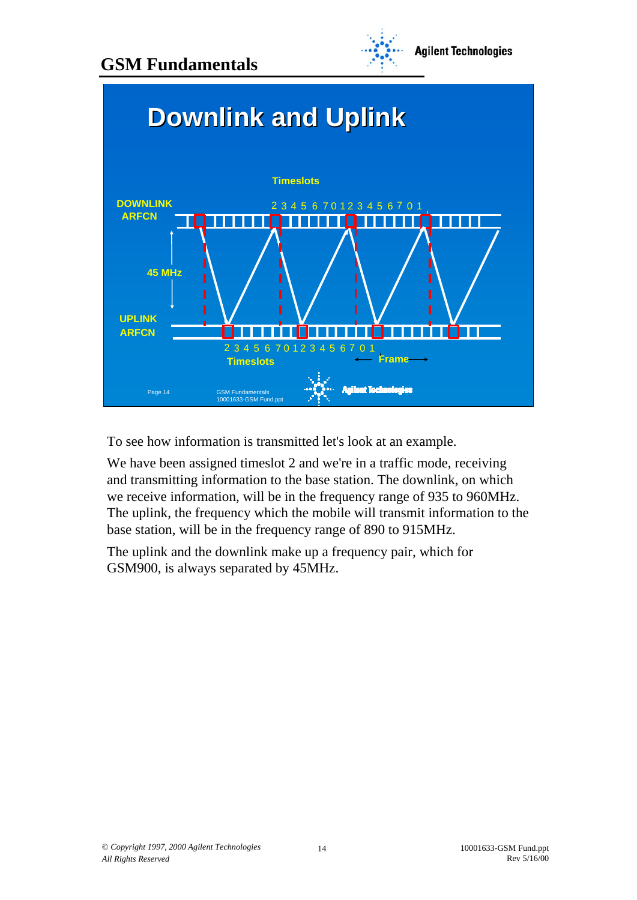## Downlink and Uplink

Timeslots

DOWNLINK
ARFCN

2 3 4 5 6 7 0 1 2 3 4 5 6 7 0 1

45 MHz

UPLINK
ARFCN

2 3 4 5 6 7 0 1 2 3 4 5 6 7 0 1

Timeslots

Frame

To see how information is transmitted let's look at an example.

We have been assigned timeslot 2 and we're in a traffic mode, receiving and transmitting information to the base station. The downlink, on which we receive information, will be in the frequency range of 935 to 960MHz. The uplink, the frequency which the mobile will transmit information to the base station, will be in the frequency range of 890 to 915MHz.

The uplink and the downlink make up a frequency pair, which for GSM900, is always separated by 45MHz.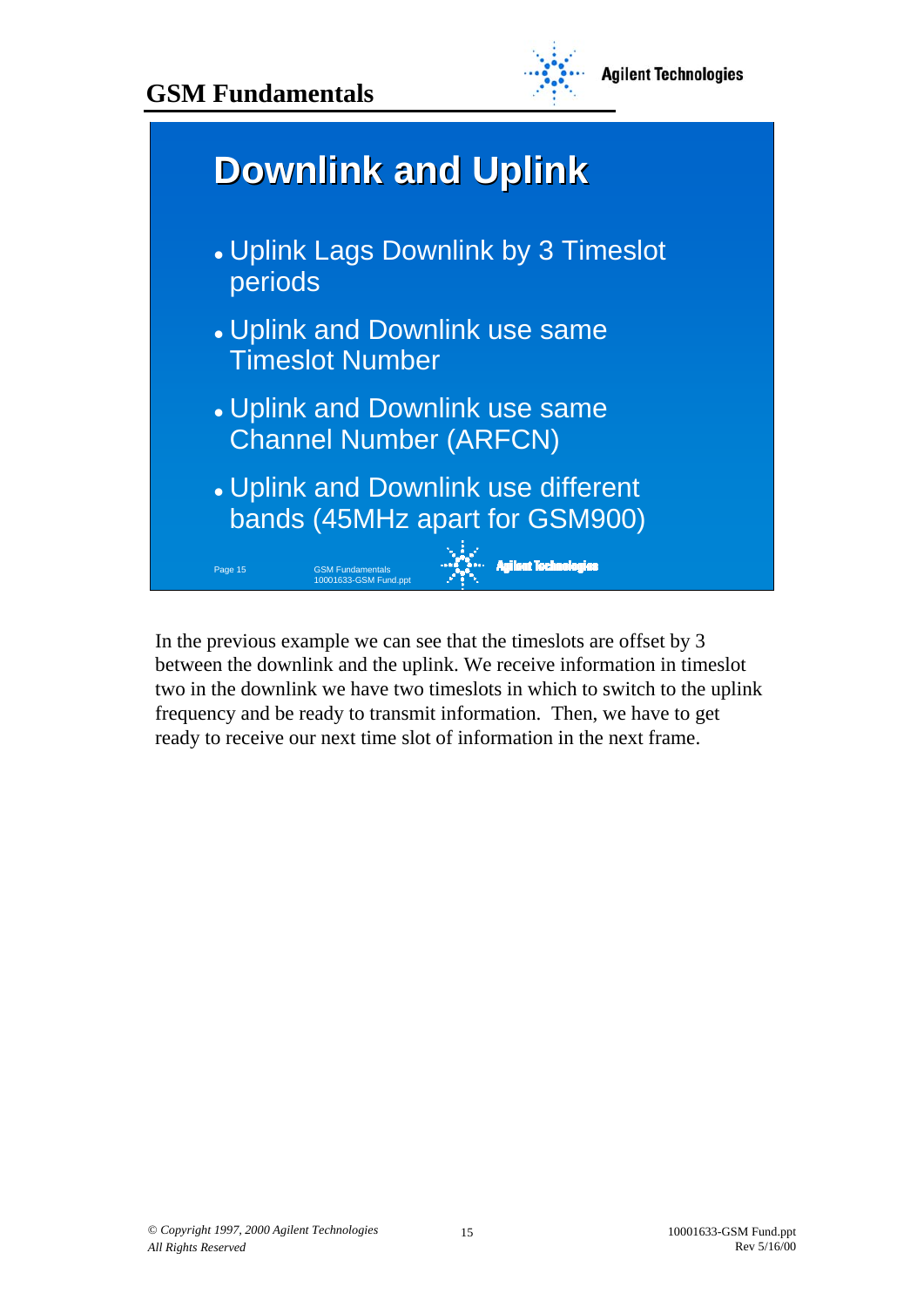## Downlink and Uplink

- Uplink Lags Downlink by 3 Timeslot periods
- Uplink and Downlink use same Timeslot Number
- Uplink and Downlink use same Channel Number (ARFCN)
- Uplink and Downlink use different bands (45MHz apart for GSM900)

In the previous example we can see that the timeslots are offset by 3 between the downlink and the uplink. We receive information in timeslot two in the downlink we have two timeslots in which to switch to the uplink frequency and be ready to transmit information. Then, we have to get ready to receive our next time slot of information in the next frame.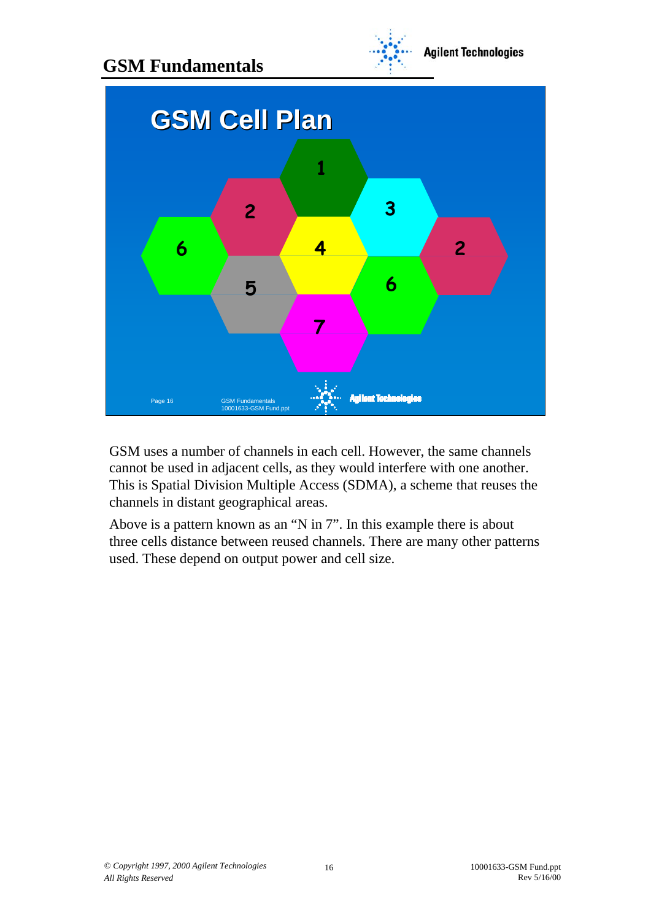## GSM Cell Plan

1
2
3
6
4
2
5
6
7

GSM uses a number of channels in each cell. However, the same channels cannot be used in adjacent cells, as they would interfere with one another. This is Spatial Division Multiple Access (SDMA), a scheme that reuses the channels in distant geographical areas.

Above is a pattern known as an “N in 7”. In this example there is about three cells distance between reused channels. There are many other patterns used. These depend on output power and cell size.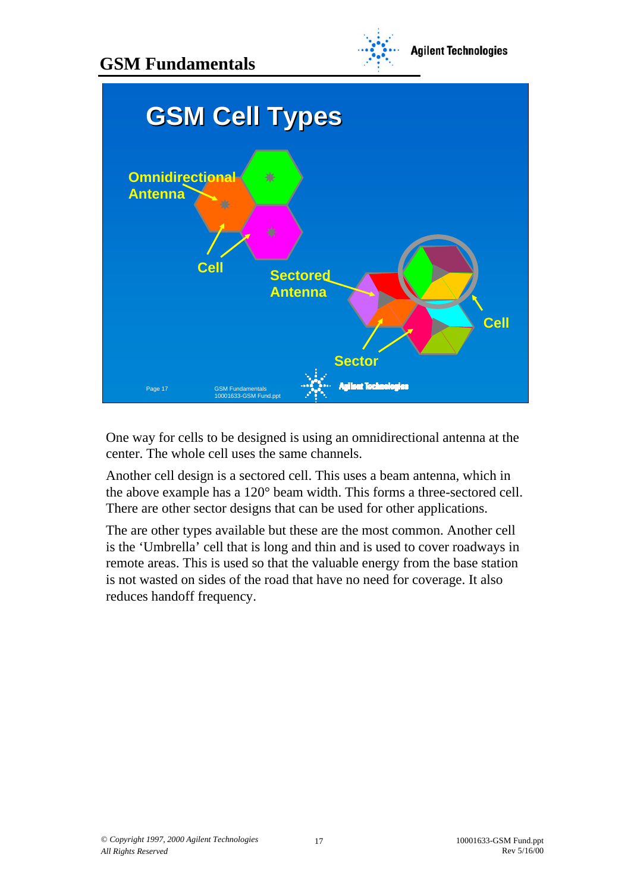# GSM Cell Types

Omnidirectional Antenna

Cell

Sectored Antenna

Sector

Cell

One way for cells to be designed is using an omnidirectional antenna at the center. The whole cell uses the same channels.

Another cell design is a sectored cell. This uses a beam antenna, which in the above example has a 120° beam width. This forms a three-sectored cell. There are other sector designs that can be used for other applications.

The are other types available but these are the most common. Another cell is the ‘Umbrella’ cell that is long and thin and is used to cover roadways in remote areas. This is used so that the valuable energy from the base station is not wasted on sides of the road that have no need for coverage. It also reduces handoff frequency.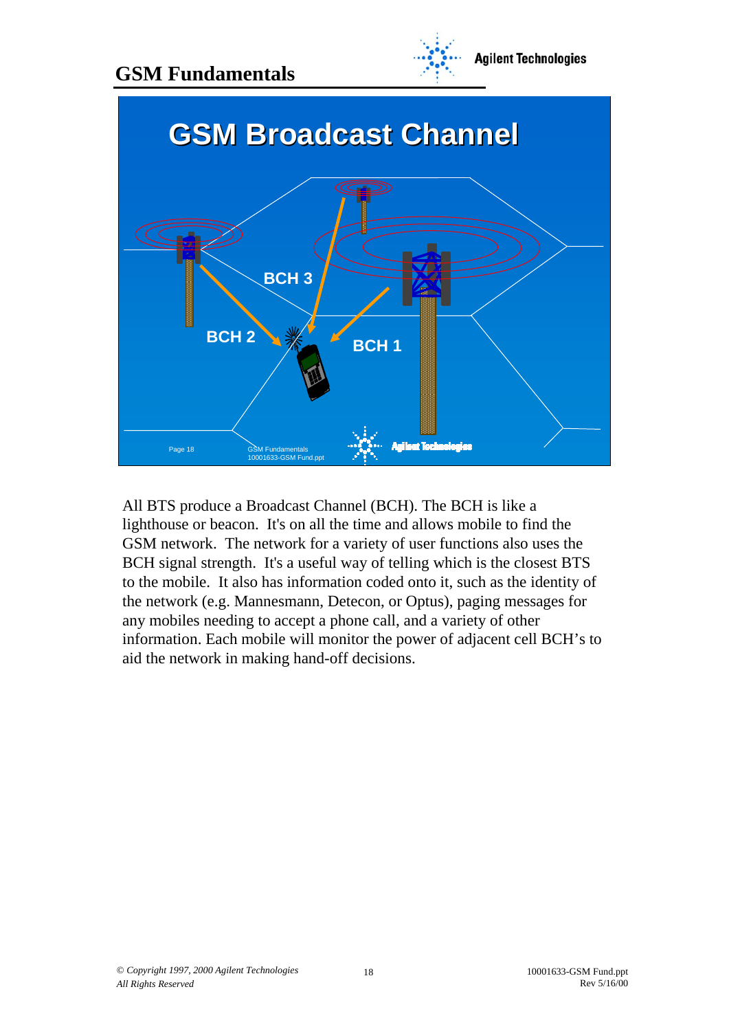## GSM Broadcast Channel

BCH 3

BCH 2

BCH 1

All BTS produce a Broadcast Channel (BCH). The BCH is like a lighthouse or beacon. It's on all the time and allows mobile to find the GSM network. The network for a variety of user functions also uses the BCH signal strength. It's a useful way of telling which is the closest BTS to the mobile. It also has information coded onto it, such as the identity of the network (e.g. Mannesmann, Detecon, or Optus), paging messages for any mobiles needing to accept a phone call, and a variety of other information. Each mobile will monitor the power of adjacent cell BCH's to aid the network in making hand-off decisions.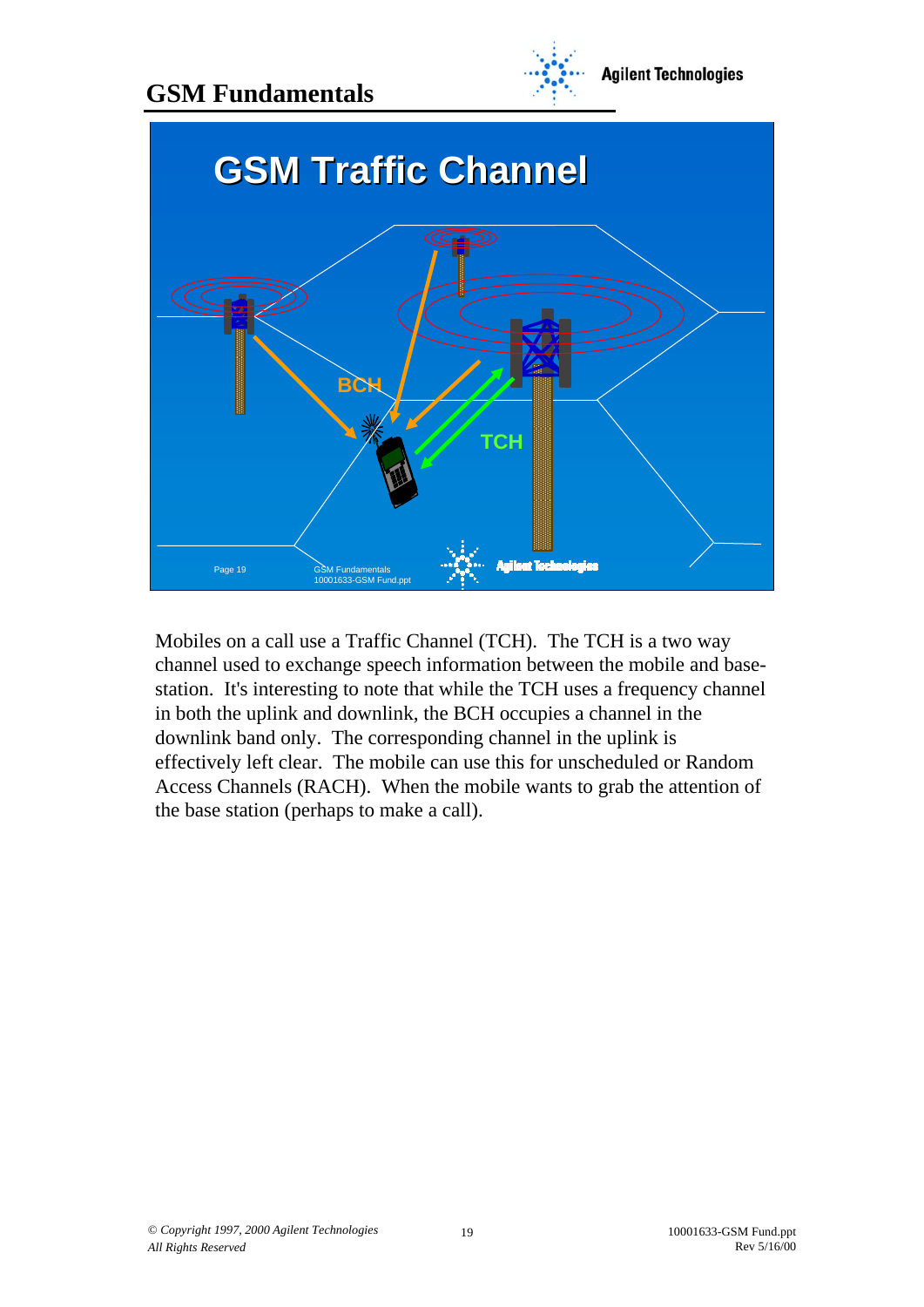## GSM Traffic Channel

BCH

TCH

Mobiles on a call use a Traffic Channel (TCH). The TCH is a two way channel used to exchange speech information between the mobile and base-station. It's interesting to note that while the TCH uses a frequency channel in both the uplink and downlink, the BCH occupies a channel in the downlink band only. The corresponding channel in the uplink is effectively left clear. The mobile can use this for unscheduled or Random Access Channels (RACH). When the mobile wants to grab the attention of the base station (perhaps to make a call).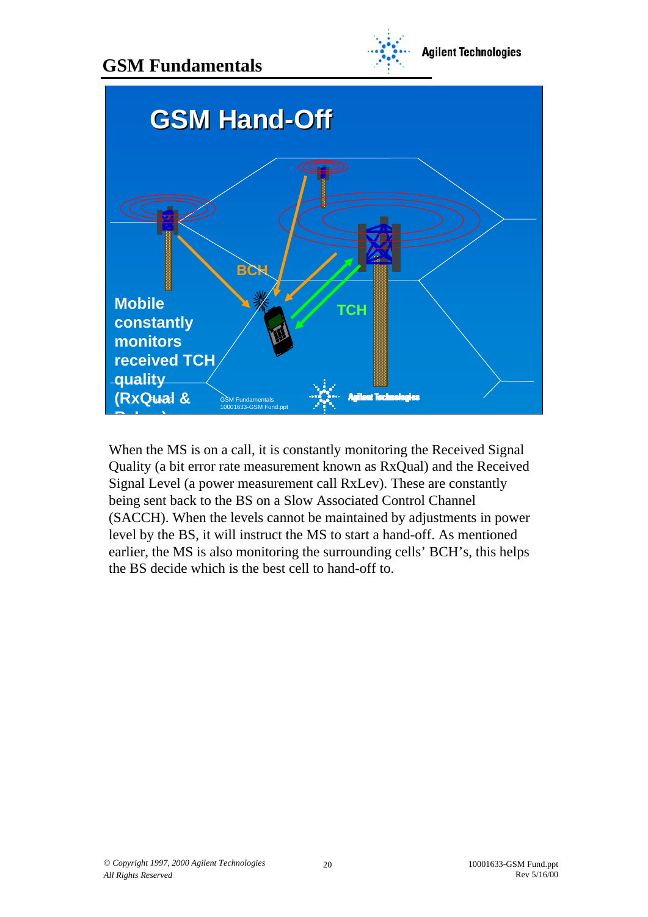## GSM Hand-Off

Mobile constantly monitors received TCH quality (RxQual & RxLev)

BCH

TCH

When the MS is on a call, it is constantly monitoring the Received Signal Quality (a bit error rate measurement known as RxQual) and the Received Signal Level (a power measurement call RxLev). These are constantly being sent back to the BS on a Slow Associated Control Channel (SACCH). When the levels cannot be maintained by adjustments in power level by the BS, it will instruct the MS to start a hand-off. As mentioned earlier, the MS is also monitoring the surrounding cells' BCH's, this helps the BS decide which is the best cell to hand-off to.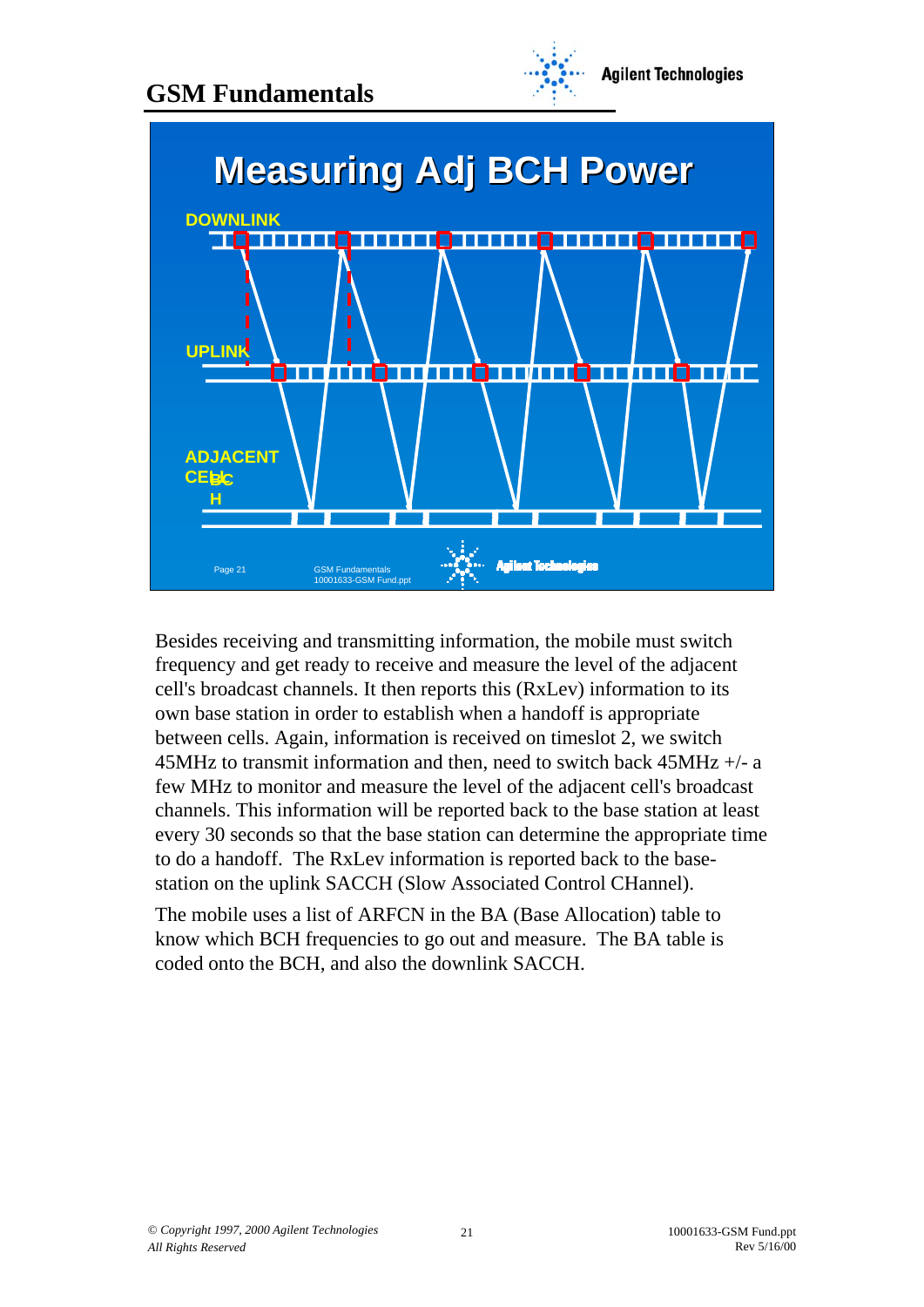## Measuring Adj BCH Power

DOWNLINK

UPLINK

ADJACENT CELL BCH

Besides receiving and transmitting information, the mobile must switch frequency and get ready to receive and measure the level of the adjacent cell's broadcast channels. It then reports this (RxLev) information to its own base station in order to establish when a handoff is appropriate between cells. Again, information is received on timeslot 2, we switch 45MHz to transmit information and then, need to switch back 45MHz +/- a few MHz to monitor and measure the level of the adjacent cell's broadcast channels. This information will be reported back to the base station at least every 30 seconds so that the base station can determine the appropriate time to do a handoff. The RxLev information is reported back to the base-station on the uplink SACCH (Slow Associated Control CHannel).

The mobile uses a list of ARFCN in the BA (Base Allocation) table to know which BCH frequencies to go out and measure. The BA table is coded onto the BCH, and also the downlink SACCH.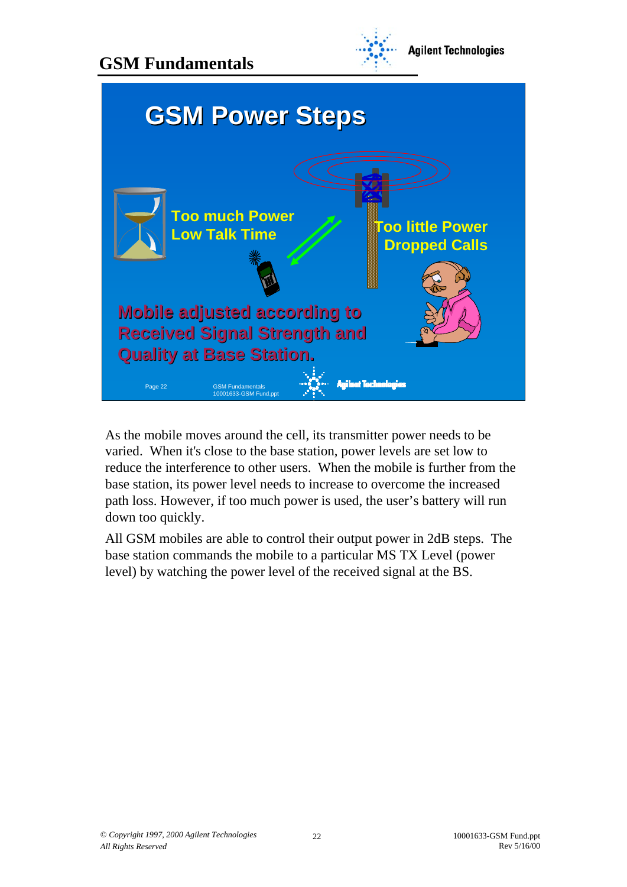## GSM Power Steps

Too much Power
Low Talk Time

Too little Power
Dropped Calls

Mobile adjusted according to Received Signal Strength and Quality at Base Station.

As the mobile moves around the cell, its transmitter power needs to be varied. When it's close to the base station, power levels are set low to reduce the interference to other users. When the mobile is further from the base station, its power level needs to increase to overcome the increased path loss. However, if too much power is used, the user's battery will run down too quickly.

All GSM mobiles are able to control their output power in 2dB steps. The base station commands the mobile to a particular MS TX Level (power level) by watching the power level of the received signal at the BS.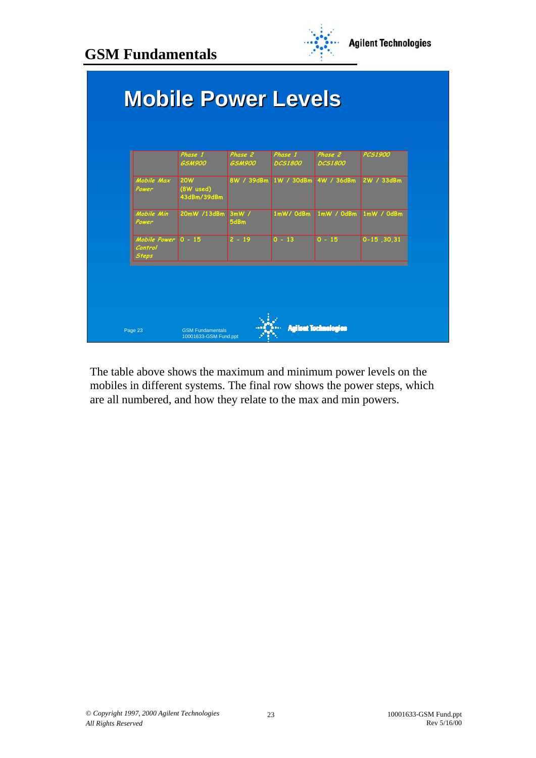# Mobile Power Levels

| | Phase 1 GSM900 | Phase 2 GSM900 | Phase 1 DCS1800 | Phase 2 DCS1800 | PCS1900 |
|---|---|---|---|---|---|
| Mobile Max Power | 20W (8W used) 43dBm/39dBm | 8W / 39dBm | 1W / 30dBm | 4W / 36dBm | 2W / 33dBm |
| Mobile Min Power | 20mW /13dBm | 3mW / 5dBm | 1mW/ 0dBm | 1mW / 0dBm | 1mW / 0dBm |
| Mobile Power Control Steps | 0 - 15 | 2 - 19 | 0 - 13 | 0 - 15 | 0-15 ,30,31 |

The table above shows the maximum and minimum power levels on the mobiles in different systems. The final row shows the power steps, which are all numbered, and how they relate to the max and min powers.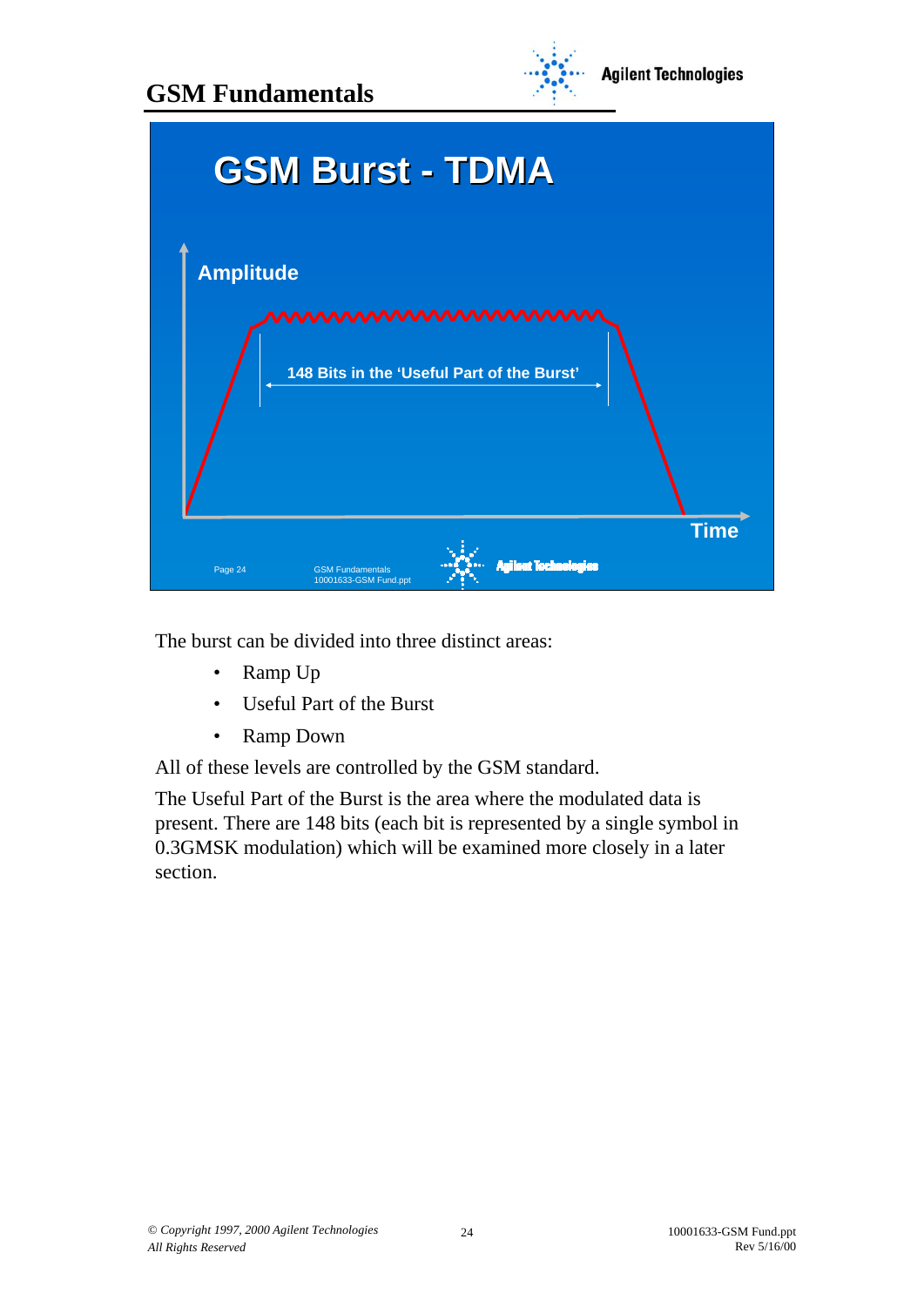## GSM Burst - TDMA

Amplitude

148 Bits in the 'Useful Part of the Burst'

Time

The burst can be divided into three distinct areas:

- Ramp Up
- Useful Part of the Burst
- Ramp Down

All of these levels are controlled by the GSM standard.

The Useful Part of the Burst is the area where the modulated data is present. There are 148 bits (each bit is represented by a single symbol in 0.3GMSK modulation) which will be examined more closely in a later section.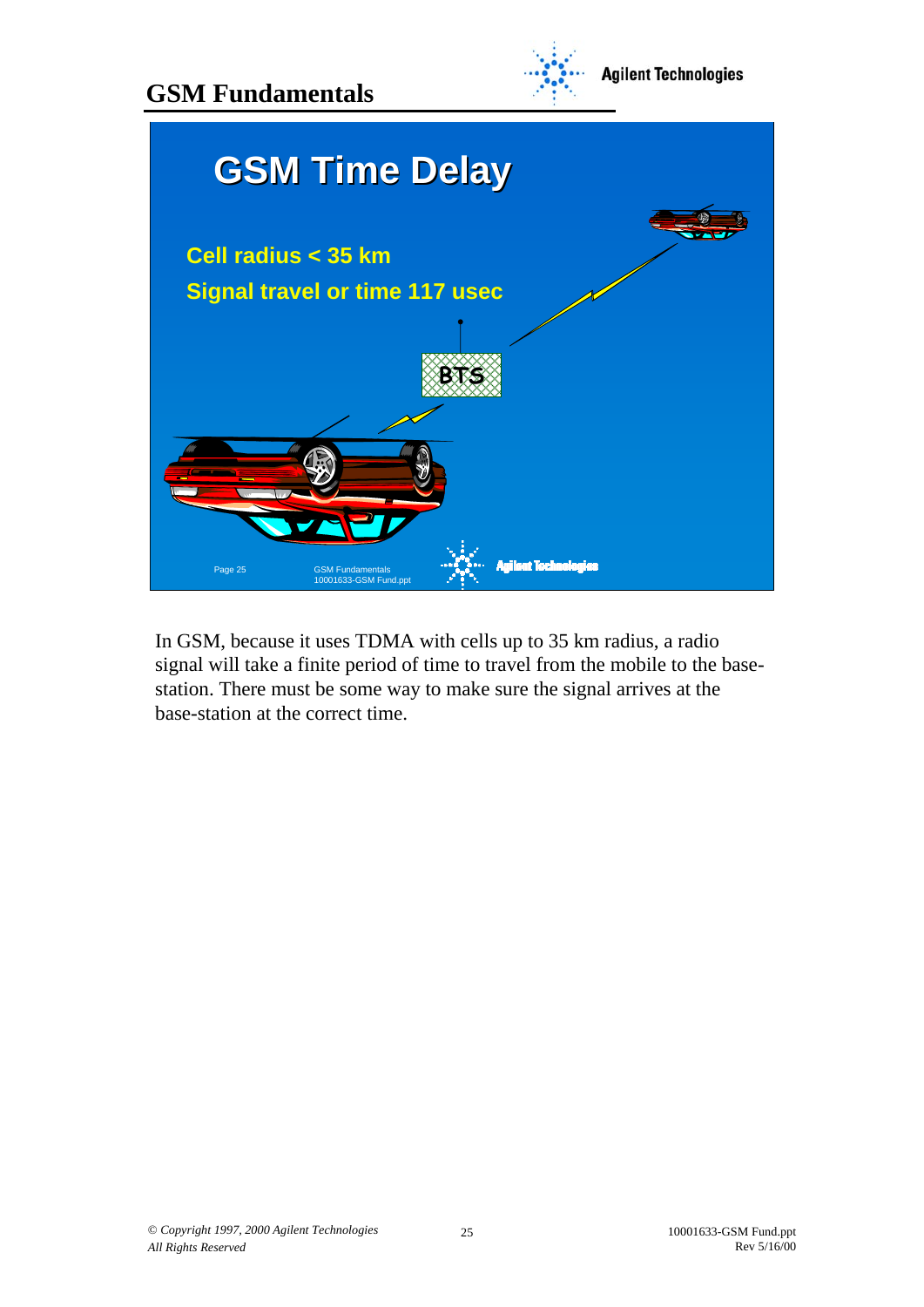## GSM Time Delay

Cell radius < 35 km

Signal travel or time 117 usec

BTS

In GSM, because it uses TDMA with cells up to 35 km radius, a radio signal will take a finite period of time to travel from the mobile to the base-station. There must be some way to make sure the signal arrives at the base-station at the correct time.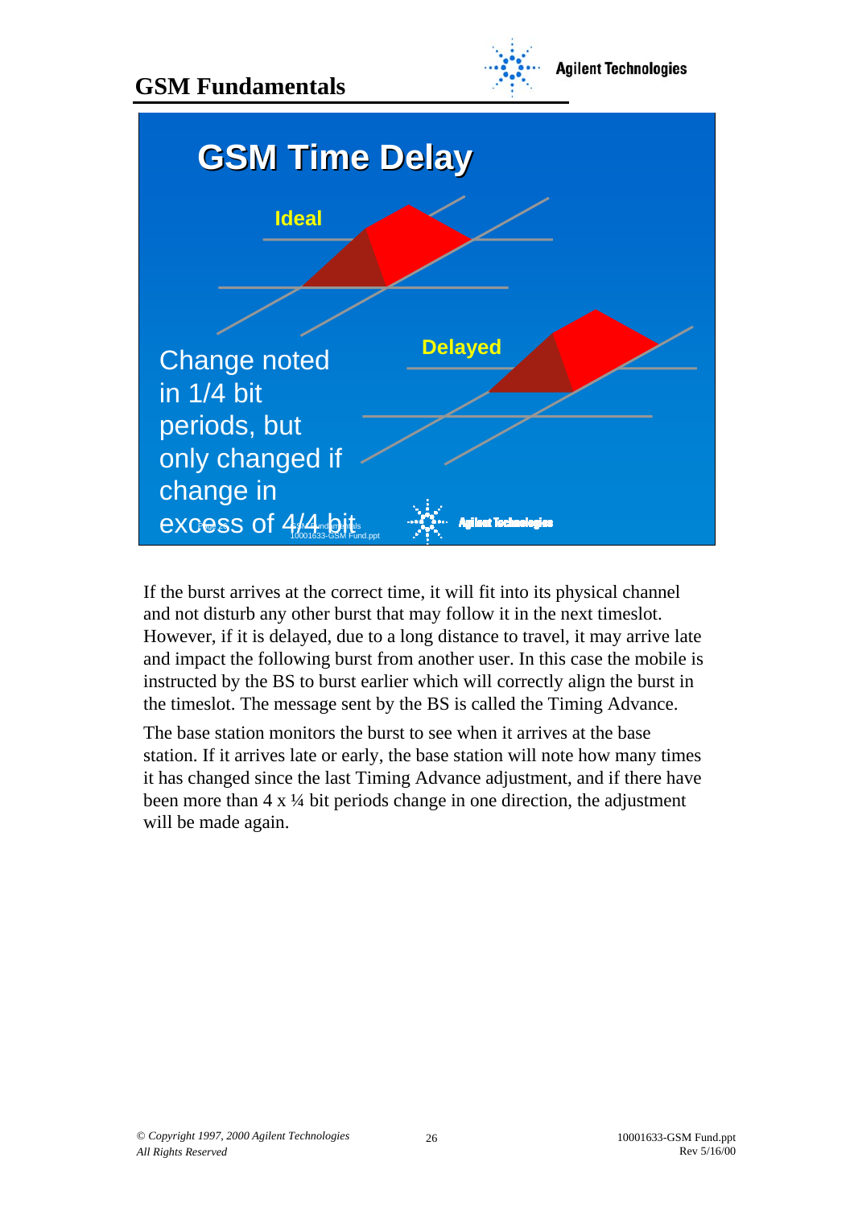## GSM Time Delay

Ideal

Delayed

Change noted in 1/4 bit periods, but only changed if change in excess of 4/4 bit

If the burst arrives at the correct time, it will fit into its physical channel and not disturb any other burst that may follow it in the next timeslot. However, if it is delayed, due to a long distance to travel, it may arrive late and impact the following burst from another user. In this case the mobile is instructed by the BS to burst earlier which will correctly align the burst in the timeslot. The message sent by the BS is called the Timing Advance.

The base station monitors the burst to see when it arrives at the base station. If it arrives late or early, the base station will note how many times it has changed since the last Timing Advance adjustment, and if there have been more than 4 x ¼ bit periods change in one direction, the adjustment will be made again.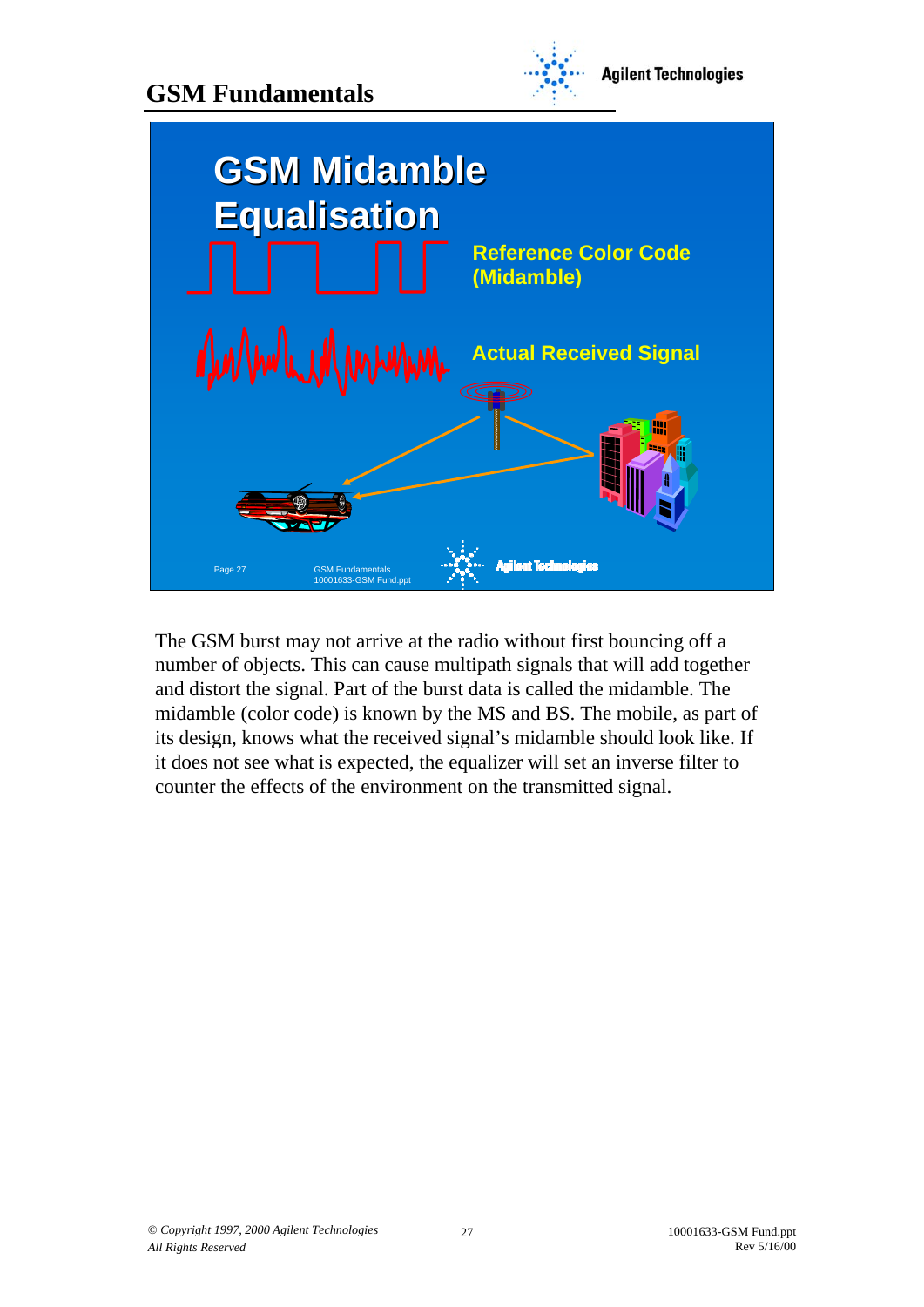## GSM Midamble Equalisation

Reference Color Code (Midamble)

Actual Received Signal

The GSM burst may not arrive at the radio without first bouncing off a number of objects. This can cause multipath signals that will add together and distort the signal. Part of the burst data is called the midamble. The midamble (color code) is known by the MS and BS. The mobile, as part of its design, knows what the received signal's midamble should look like. If it does not see what is expected, the equalizer will set an inverse filter to counter the effects of the environment on the transmitted signal.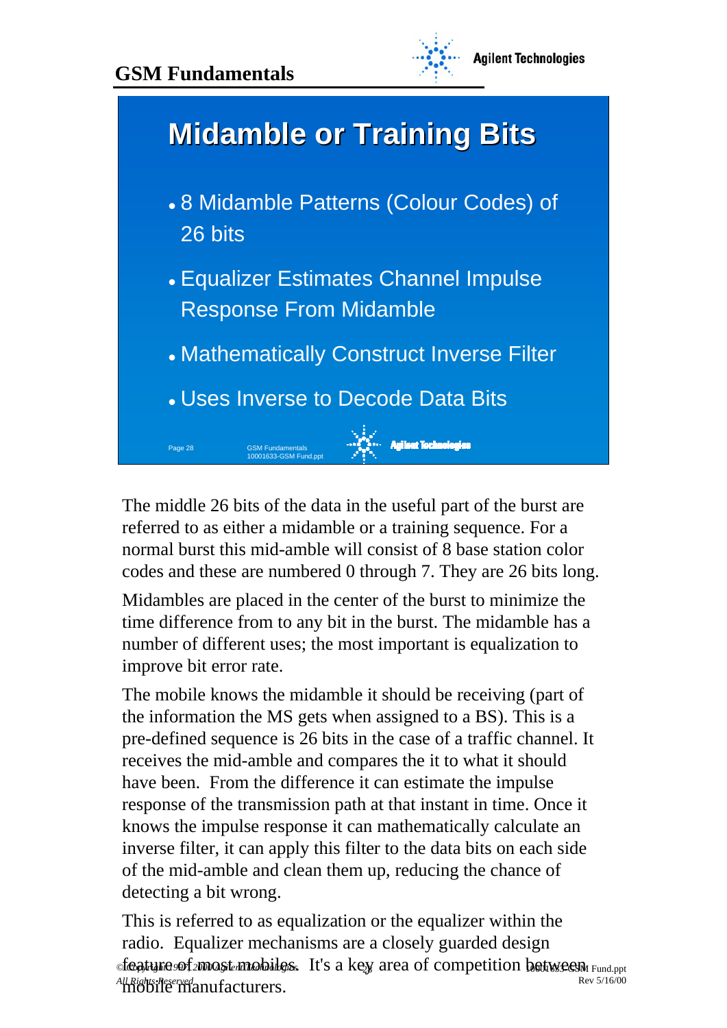## Midamble or Training Bits

- 8 Midamble Patterns (Colour Codes) of 26 bits
- Equalizer Estimates Channel Impulse Response From Midamble
- Mathematically Construct Inverse Filter
- Uses Inverse to Decode Data Bits

The middle 26 bits of the data in the useful part of the burst are referred to as either a midamble or a training sequence. For a normal burst this mid-amble will consist of 8 base station color codes and these are numbered 0 through 7. They are 26 bits long.

Midambles are placed in the center of the burst to minimize the time difference from to any bit in the burst. The midamble has a number of different uses; the most important is equalization to improve bit error rate.

The mobile knows the midamble it should be receiving (part of the information the MS gets when assigned to a BS). This is a pre-defined sequence is 26 bits in the case of a traffic channel. It receives the mid-amble and compares the it to what it should have been. From the difference it can estimate the impulse response of the transmission path at that instant in time. Once it knows the impulse response it can mathematically calculate an inverse filter, it can apply this filter to the data bits on each side of the mid-amble and clean them up, reducing the chance of detecting a bit wrong.

This is referred to as equalization or the equalizer within the radio. Equalizer mechanisms are a closely guarded design feature of most mobiles. It's a key area of competition between mobile manufacturers.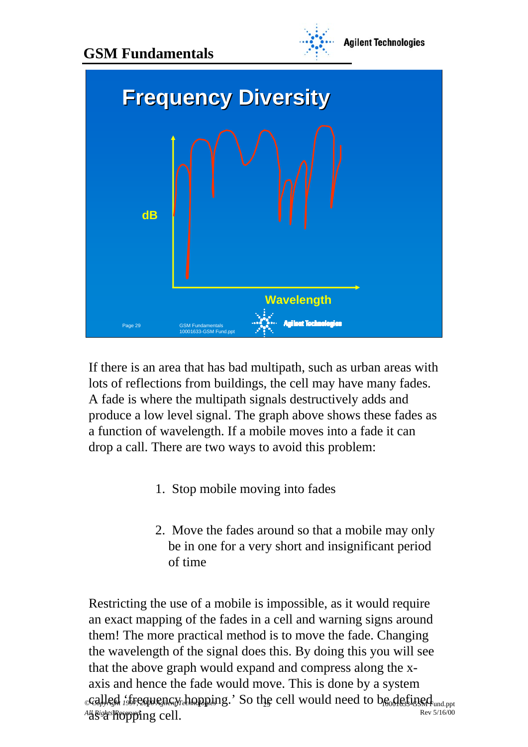## Frequency Diversity

dB

Wavelength

If there is an area that has bad multipath, such as urban areas with lots of reflections from buildings, the cell may have many fades. A fade is where the multipath signals destructively adds and produce a low level signal. The graph above shows these fades as a function of wavelength. If a mobile moves into a fade it can drop a call. There are two ways to avoid this problem:

1. Stop mobile moving into fades

2. Move the fades around so that a mobile may only be in one for a very short and insignificant period of time

Restricting the use of a mobile is impossible, as it would require an exact mapping of the fades in a cell and warning signs around them! The more practical method is to move the fade. Changing the wavelength of the signal does this. By doing this you will see that the above graph would expand and compress along the x-axis and hence the fade would move. This is done by a system called 'frequency hopping.' So the cell would need to be defined as a hopping cell.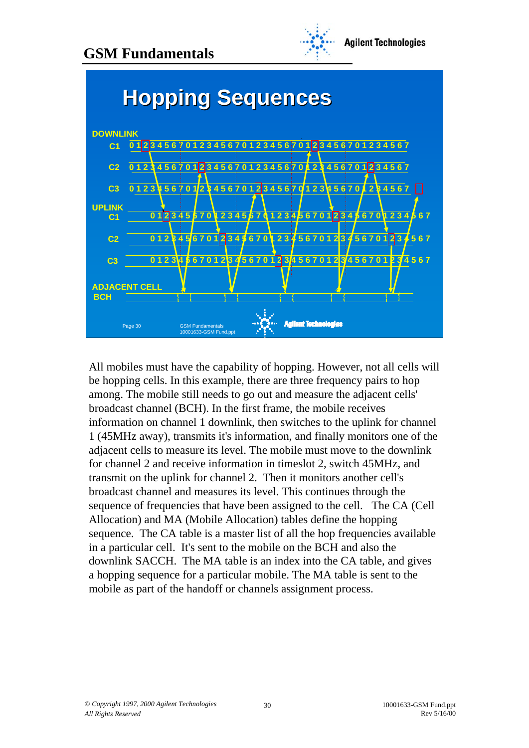# Hopping Sequences

DOWNLINK

C1 0 1 2 3 4 5 6 7 0 1 2 3 4 5 6 7 0 1 2 3 4 5 6 7 0 1 2 3 4 5 6 7 0 1 2 3 4 5 6 7

C2 0 1 2 3 4 5 6 7 0 1 2 3 4 5 6 7 0 1 2 3 4 5 6 7 0 1 2 3 4 5 6 7 0 1 2 3 4 5 6 7

C3 0 1 2 3 4 5 6 7 0 1 2 3 4 5 6 7 0 1 2 3 4 5 6 7 0 1 2 3 4 5 6 7 0 1 2 3 4 5 6 7

UPLINK

C1 0 1 2 3 4 5 6 7 0 1 2 3 4 5 6 7 0 1 2 3 4 5 6 7 0 1 2 3 4 5 6 7 0 1 2 3 4 5 6 7

C2 0 1 2 3 4 5 6 7 0 1 2 3 4 5 6 7 0 1 2 3 4 5 6 7 0 1 2 3 4 5 6 7 0 1 2 3 4 5 6 7

C3 0 1 2 3 4 5 6 7 0 1 2 3 4 5 6 7 0 1 2 3 4 5 6 7 0 1 2 3 4 5 6 7 0 1 2 3 4 5 6 7

ADJACENT CELL BCH

All mobiles must have the capability of hopping. However, not all cells will be hopping cells. In this example, there are three frequency pairs to hop among. The mobile still needs to go out and measure the adjacent cells' broadcast channel (BCH). In the first frame, the mobile receives information on channel 1 downlink, then switches to the uplink for channel 1 (45MHz away), transmits it's information, and finally monitors one of the adjacent cells to measure its level. The mobile must move to the downlink for channel 2 and receive information in timeslot 2, switch 45MHz, and transmit on the uplink for channel 2. Then it monitors another cell's broadcast channel and measures its level. This continues through the sequence of frequencies that have been assigned to the cell. The CA (Cell Allocation) and MA (Mobile Allocation) tables define the hopping sequence. The CA table is a master list of all the hop frequencies available in a particular cell. It's sent to the mobile on the BCH and also the downlink SACCH. The MA table is an index into the CA table, and gives a hopping sequence for a particular mobile. The MA table is sent to the mobile as part of the handoff or channels assignment process.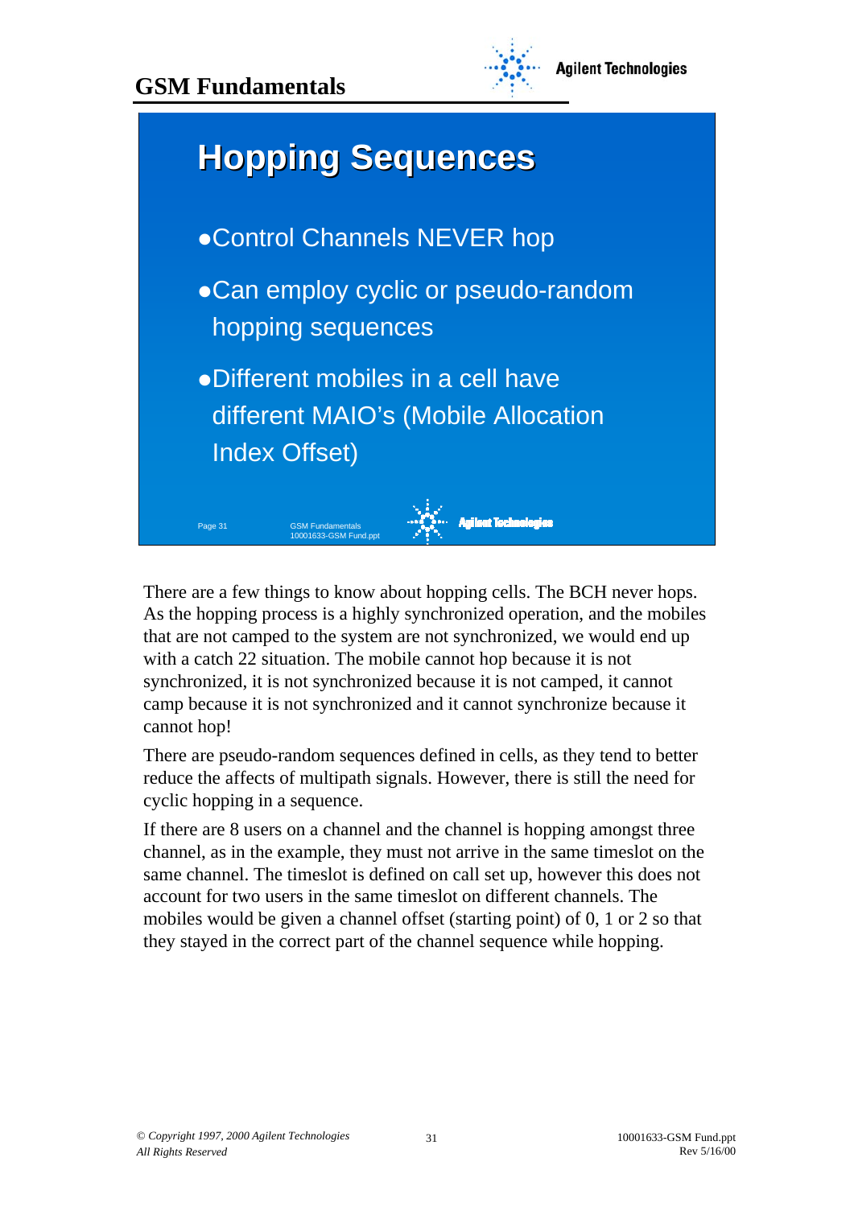# Hopping Sequences

- Control Channels NEVER hop
- Can employ cyclic or pseudo-random hopping sequences
- Different mobiles in a cell have different MAIO's (Mobile Allocation Index Offset)

There are a few things to know about hopping cells. The BCH never hops. As the hopping process is a highly synchronized operation, and the mobiles that are not camped to the system are not synchronized, we would end up with a catch 22 situation. The mobile cannot hop because it is not synchronized, it is not synchronized because it is not camped, it cannot camp because it is not synchronized and it cannot synchronize because it cannot hop!

There are pseudo-random sequences defined in cells, as they tend to better reduce the affects of multipath signals. However, there is still the need for cyclic hopping in a sequence.

If there are 8 users on a channel and the channel is hopping amongst three channel, as in the example, they must not arrive in the same timeslot on the same channel. The timeslot is defined on call set up, however this does not account for two users in the same timeslot on different channels. The mobiles would be given a channel offset (starting point) of 0, 1 or 2 so that they stayed in the correct part of the channel sequence while hopping.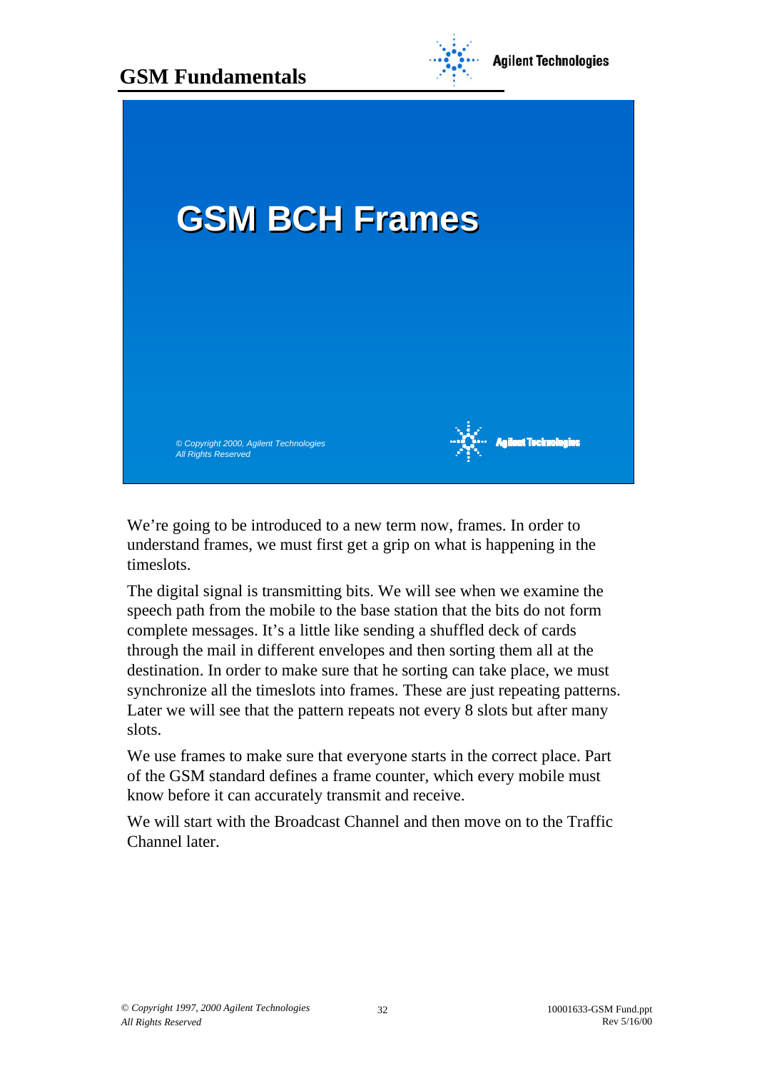# GSM BCH Frames

We're going to be introduced to a new term now, frames. In order to understand frames, we must first get a grip on what is happening in the timeslots.

The digital signal is transmitting bits. We will see when we examine the speech path from the mobile to the base station that the bits do not form complete messages. It's a little like sending a shuffled deck of cards through the mail in different envelopes and then sorting them all at the destination. In order to make sure that he sorting can take place, we must synchronize all the timeslots into frames. These are just repeating patterns. Later we will see that the pattern repeats not every 8 slots but after many slots.

We use frames to make sure that everyone starts in the correct place. Part of the GSM standard defines a frame counter, which every mobile must know before it can accurately transmit and receive.

We will start with the Broadcast Channel and then move on to the Traffic Channel later.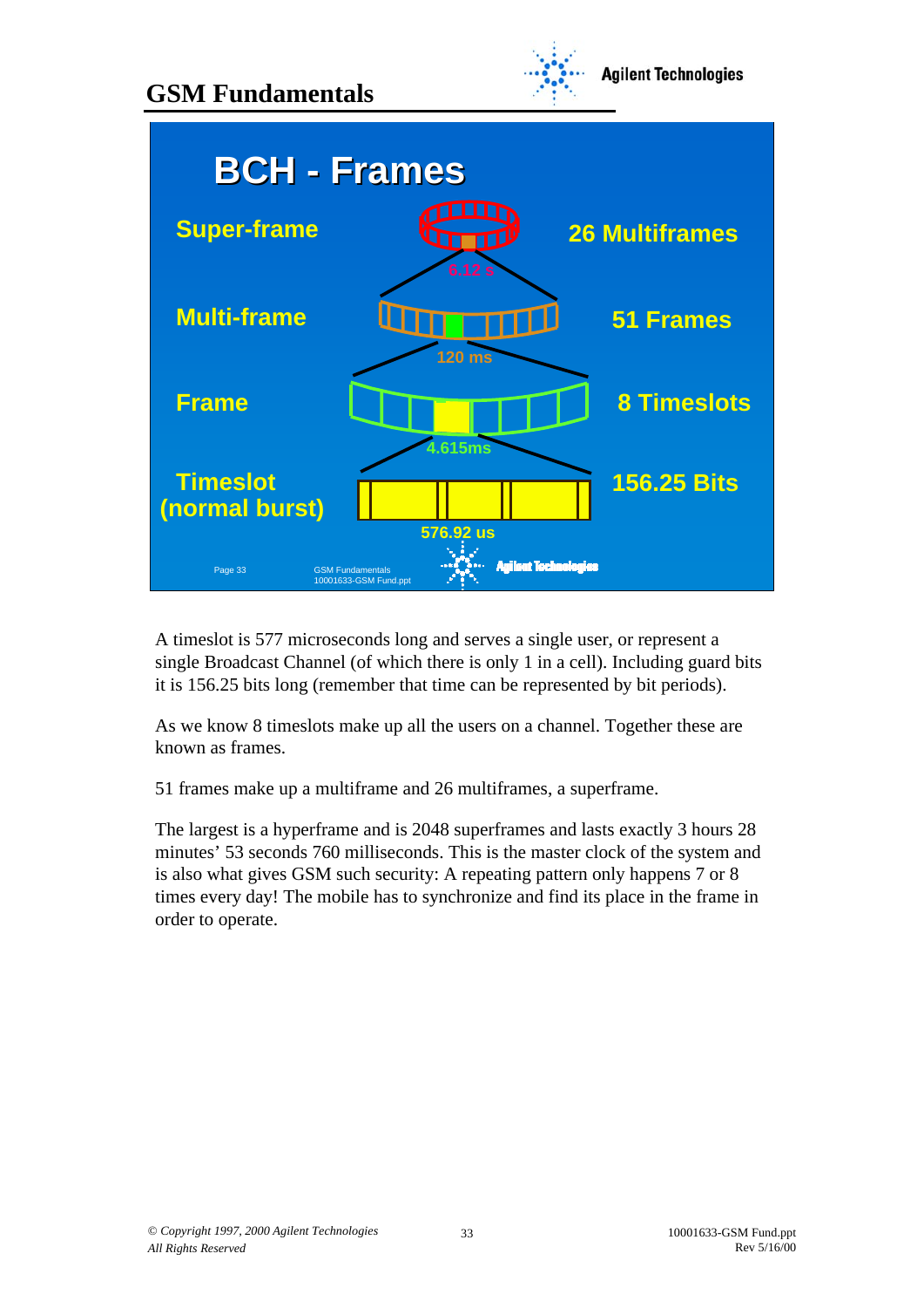## BCH - Frames

Super-frame

26 Multiframes

6.12 s

Multi-frame

51 Frames

120 ms

Frame

8 Timeslots

4.615ms

Timeslot (normal burst)

156.25 Bits

576.92 us

A timeslot is 577 microseconds long and serves a single user, or represent a single Broadcast Channel (of which there is only 1 in a cell). Including guard bits it is 156.25 bits long (remember that time can be represented by bit periods).

As we know 8 timeslots make up all the users on a channel. Together these are known as frames.

51 frames make up a multiframe and 26 multiframes, a superframe.

The largest is a hyperframe and is 2048 superframes and lasts exactly 3 hours 28 minutes' 53 seconds 760 milliseconds. This is the master clock of the system and is also what gives GSM such security: A repeating pattern only happens 7 or 8 times every day! The mobile has to synchronize and find its place in the frame in order to operate.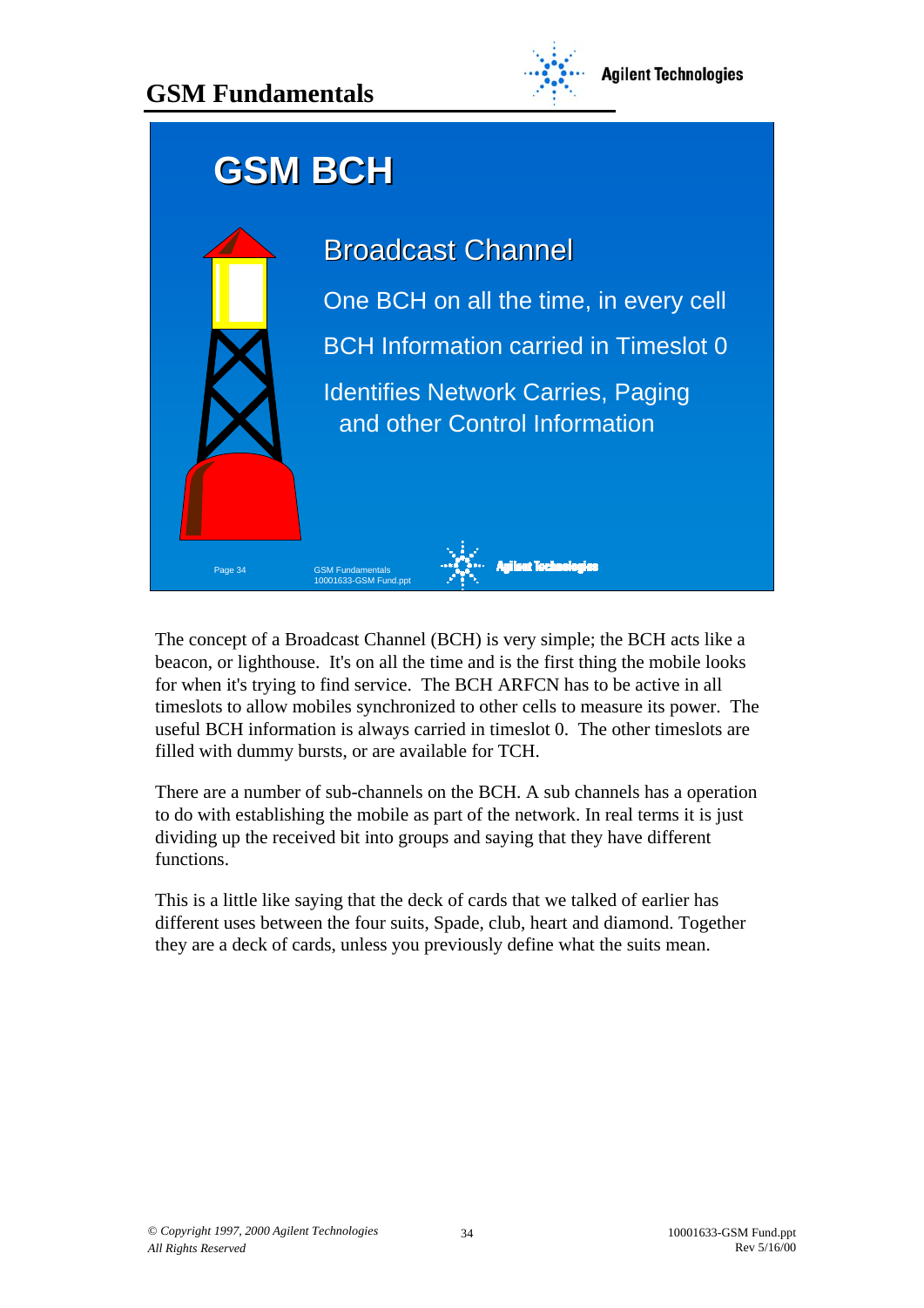# GSM BCH

## Broadcast Channel

One BCH on all the time, in every cell

BCH Information carried in Timeslot 0

Identifies Network Carries, Paging and other Control Information

The concept of a Broadcast Channel (BCH) is very simple; the BCH acts like a beacon, or lighthouse. It's on all the time and is the first thing the mobile looks for when it's trying to find service. The BCH ARFCN has to be active in all timeslots to allow mobiles synchronized to other cells to measure its power. The useful BCH information is always carried in timeslot 0. The other timeslots are filled with dummy bursts, or are available for TCH.

There are a number of sub-channels on the BCH. A sub channels has a operation to do with establishing the mobile as part of the network. In real terms it is just dividing up the received bit into groups and saying that they have different functions.

This is a little like saying that the deck of cards that we talked of earlier has different uses between the four suits, Spade, club, heart and diamond. Together they are a deck of cards, unless you previously define what the suits mean.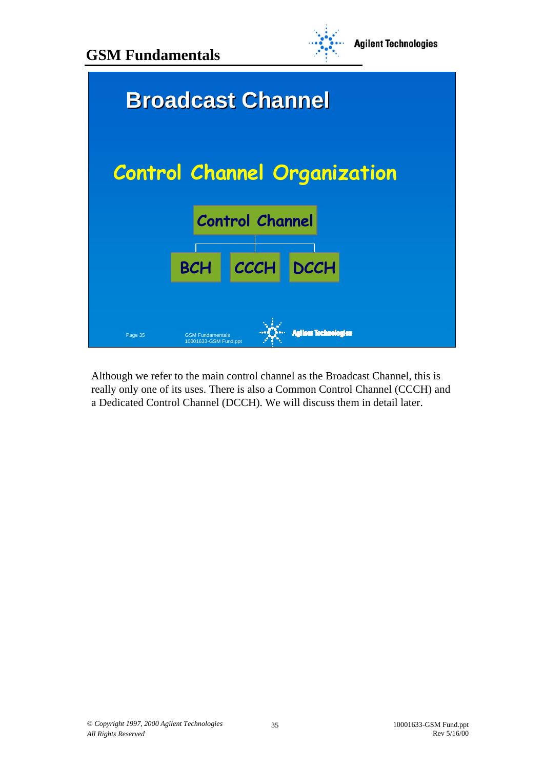# Broadcast Channel

## Control Channel Organization

Control Channel

BCH

CCCH

DCCH

Although we refer to the main control channel as the Broadcast Channel, this is really only one of its uses. There is also a Common Control Channel (CCCH) and a Dedicated Control Channel (DCCH). We will discuss them in detail later.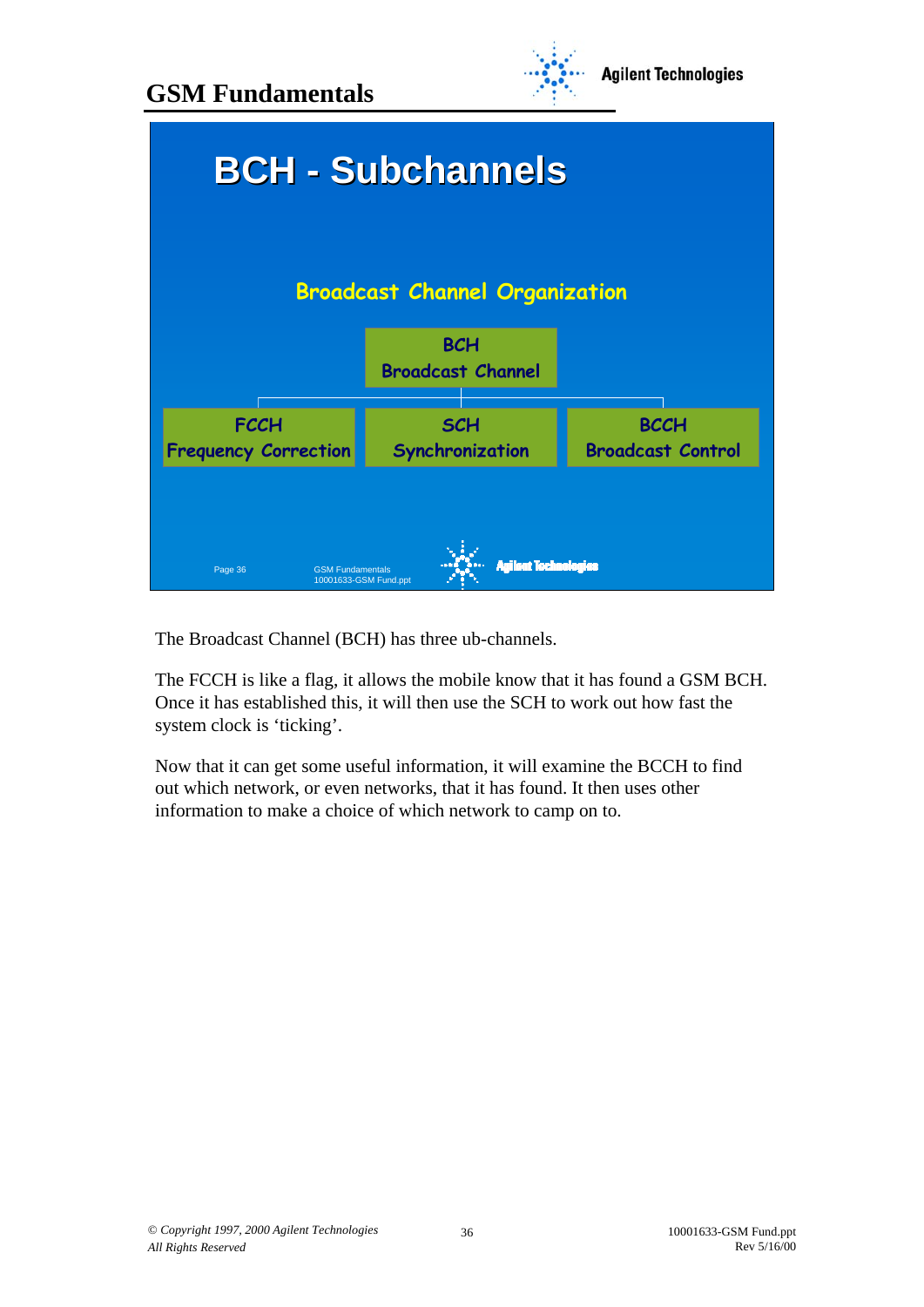# BCH - Subchannels

**Broadcast Channel Organization**

BCH
Broadcast Channel

FCCH
Frequency Correction

SCH
Synchronization

BCCH
Broadcast Control

The Broadcast Channel (BCH) has three ub-channels.

The FCCH is like a flag, it allows the mobile know that it has found a GSM BCH. Once it has established this, it will then use the SCH to work out how fast the system clock is 'ticking'.

Now that it can get some useful information, it will examine the BCCH to find out which network, or even networks, that it has found. It then uses other information to make a choice of which network to camp on to.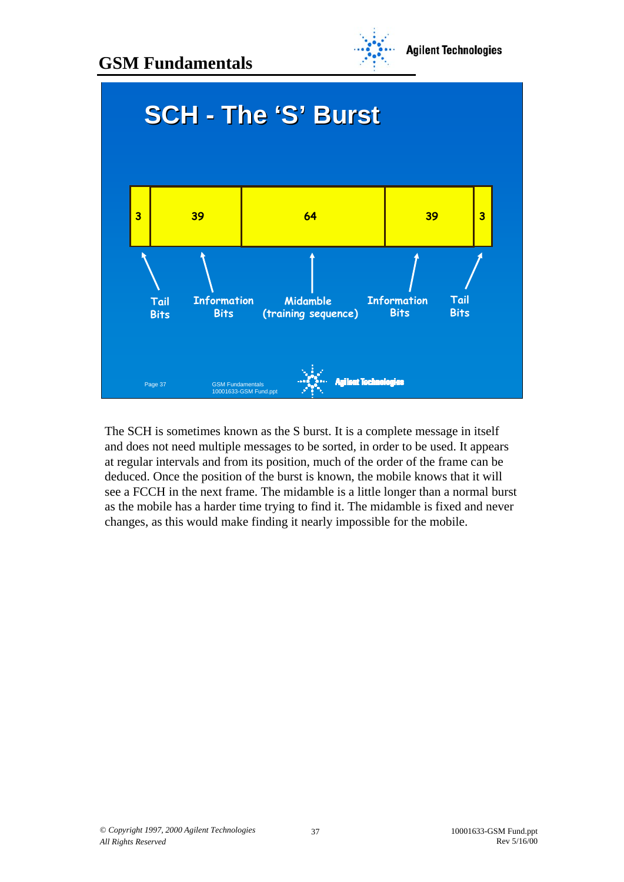## SCH - The 'S' Burst

3
39
64
39
3

Tail Bits
Information Bits
Midamble (training sequence)
Information Bits
Tail Bits

The SCH is sometimes known as the S burst. It is a complete message in itself and does not need multiple messages to be sorted, in order to be used. It appears at regular intervals and from its position, much of the order of the frame can be deduced. Once the position of the burst is known, the mobile knows that it will see a FCCH in the next frame. The midamble is a little longer than a normal burst as the mobile has a harder time trying to find it. The midamble is fixed and never changes, as this would make finding it nearly impossible for the mobile.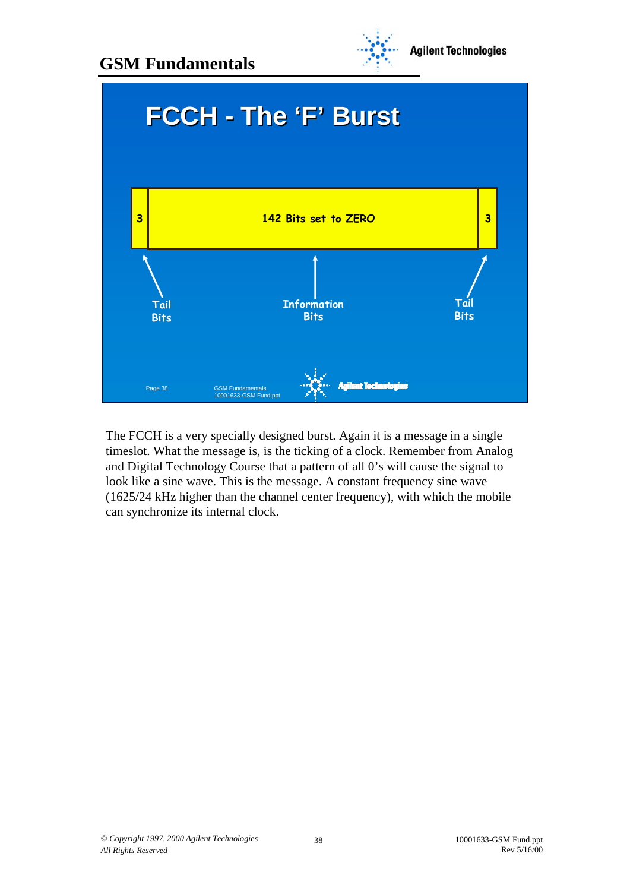# FCCH - The 'F' Burst

3

142 Bits set to ZERO

3

Tail Bits

Information Bits

Tail Bits

The FCCH is a very specially designed burst. Again it is a message in a single timeslot. What the message is, is the ticking of a clock. Remember from Analog and Digital Technology Course that a pattern of all 0's will cause the signal to look like a sine wave. This is the message. A constant frequency sine wave (1625/24 kHz higher than the channel center frequency), with which the mobile can synchronize its internal clock.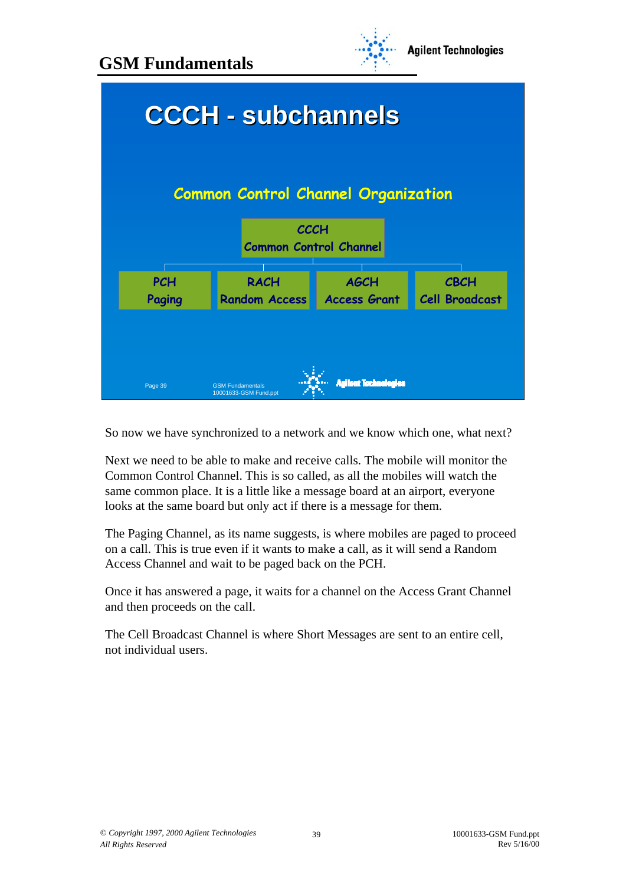# CCCH - subchannels

## Common Control Channel Organization

CCCH
Common Control Channel

PCH
Paging

RACH
Random Access

AGCH
Access Grant

CBCH
Cell Broadcast

So now we have synchronized to a network and we know which one, what next?

Next we need to be able to make and receive calls. The mobile will monitor the Common Control Channel. This is so called, as all the mobiles will watch the same common place. It is a little like a message board at an airport, everyone looks at the same board but only act if there is a message for them.

The Paging Channel, as its name suggests, is where mobiles are paged to proceed on a call. This is true even if it wants to make a call, as it will send a Random Access Channel and wait to be paged back on the PCH.

Once it has answered a page, it waits for a channel on the Access Grant Channel and then proceeds on the call.

The Cell Broadcast Channel is where Short Messages are sent to an entire cell, not individual users.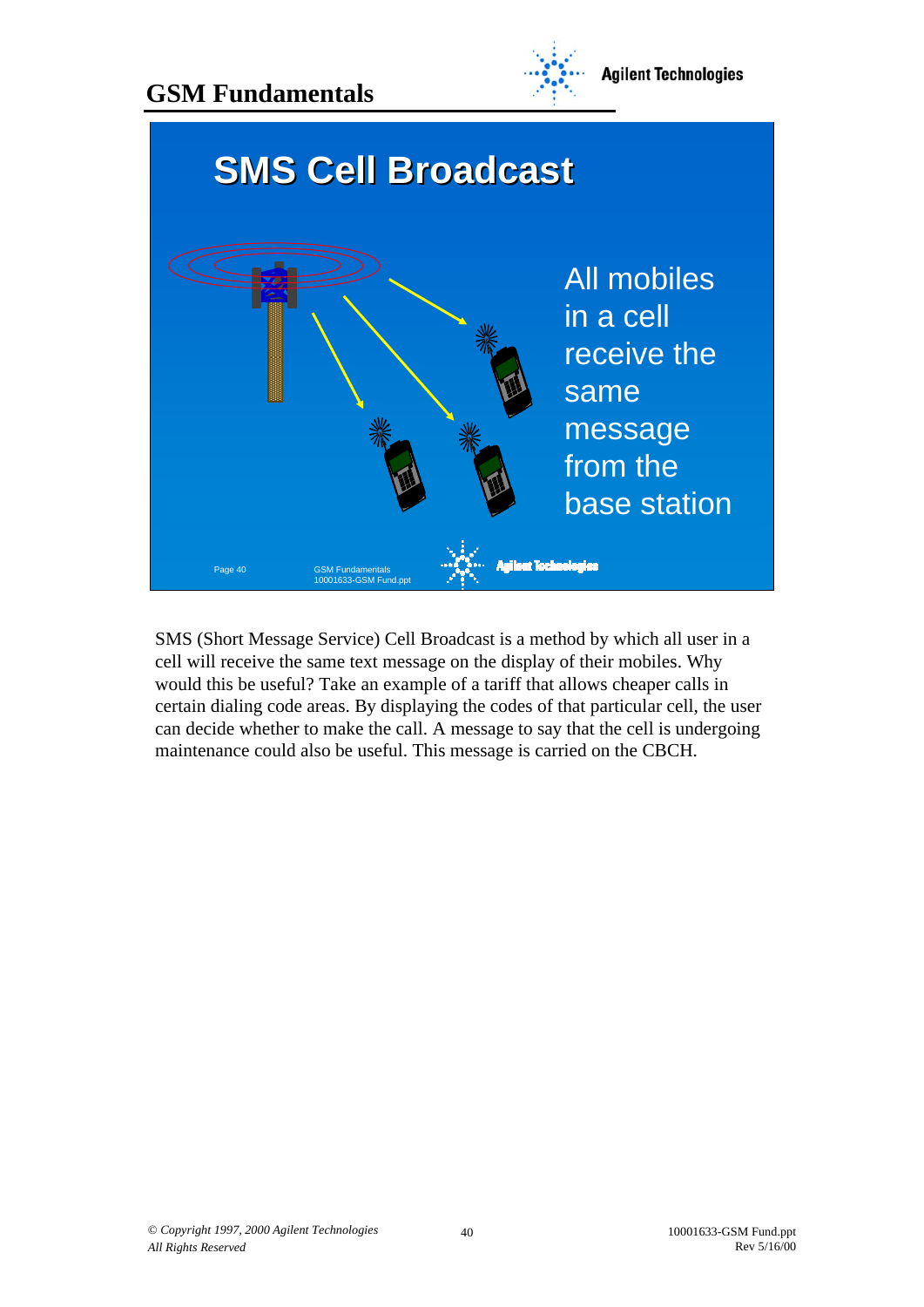## SMS Cell Broadcast

All mobiles in a cell receive the same message from the base station

SMS (Short Message Service) Cell Broadcast is a method by which all user in a cell will receive the same text message on the display of their mobiles. Why would this be useful? Take an example of a tariff that allows cheaper calls in certain dialing code areas. By displaying the codes of that particular cell, the user can decide whether to make the call. A message to say that the cell is undergoing maintenance could also be useful. This message is carried on the CBCH.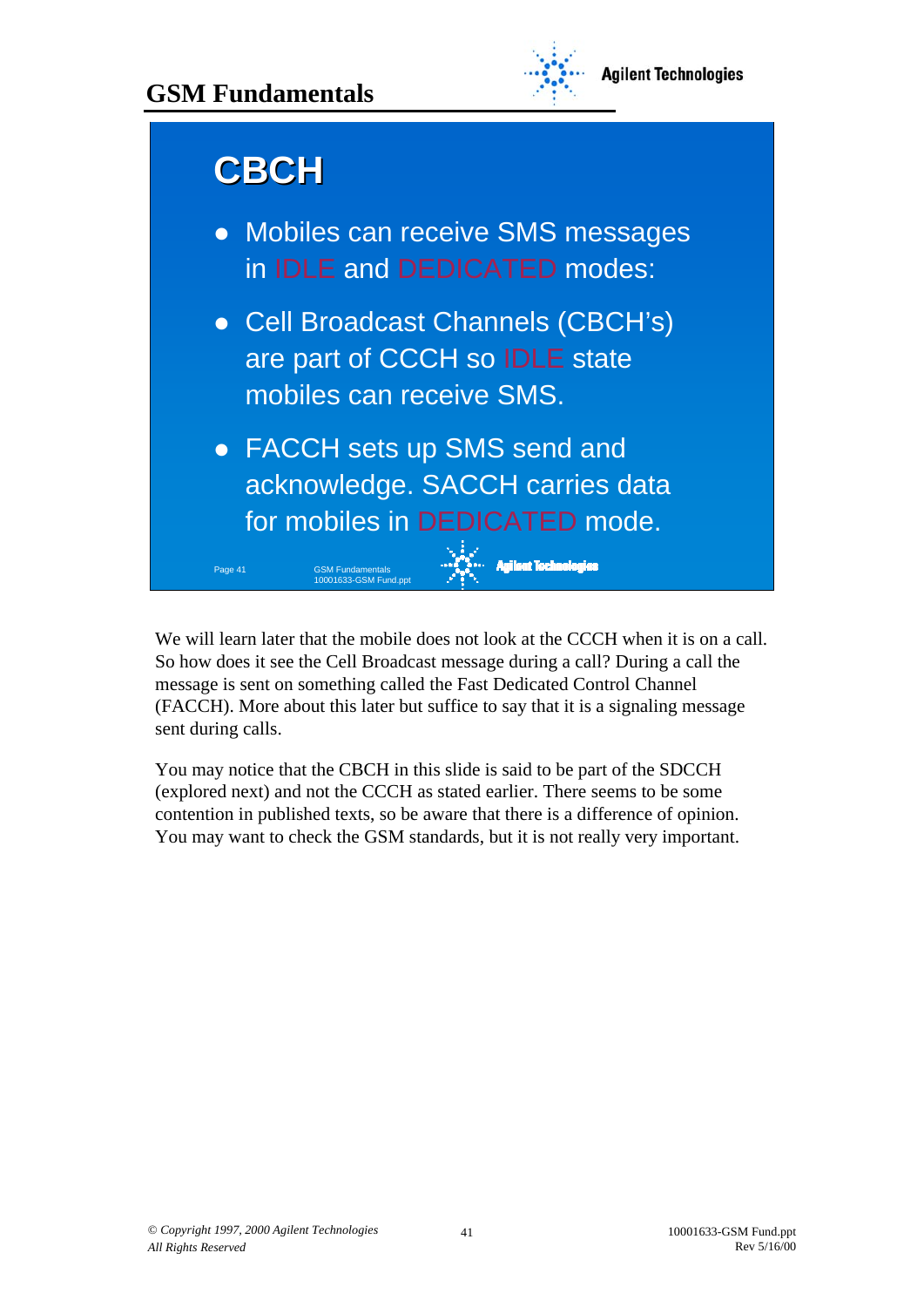# CBCH

- Mobiles can receive SMS messages in IDLE and DEDICATED modes:
- Cell Broadcast Channels (CBCH's) are part of CCCH so IDLE state mobiles can receive SMS.
- FACCH sets up SMS send and acknowledge. SACCH carries data for mobiles in DEDICATED mode.

We will learn later that the mobile does not look at the CCCH when it is on a call. So how does it see the Cell Broadcast message during a call? During a call the message is sent on something called the Fast Dedicated Control Channel (FACCH). More about this later but suffice to say that it is a signaling message sent during calls.

You may notice that the CBCH in this slide is said to be part of the SDCCH (explored next) and not the CCCH as stated earlier. There seems to be some contention in published texts, so be aware that there is a difference of opinion. You may want to check the GSM standards, but it is not really very important.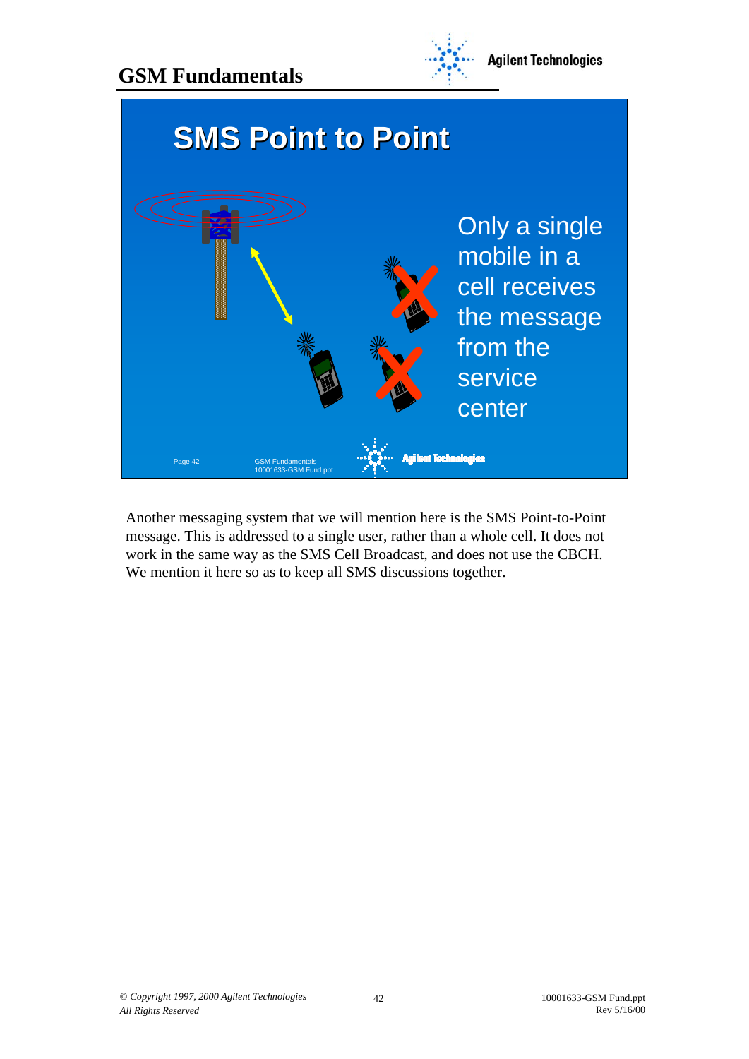## SMS Point to Point

Only a single mobile in a cell receives the message from the service center

Another messaging system that we will mention here is the SMS Point-to-Point message. This is addressed to a single user, rather than a whole cell. It does not work in the same way as the SMS Cell Broadcast, and does not use the CBCH. We mention it here so as to keep all SMS discussions together.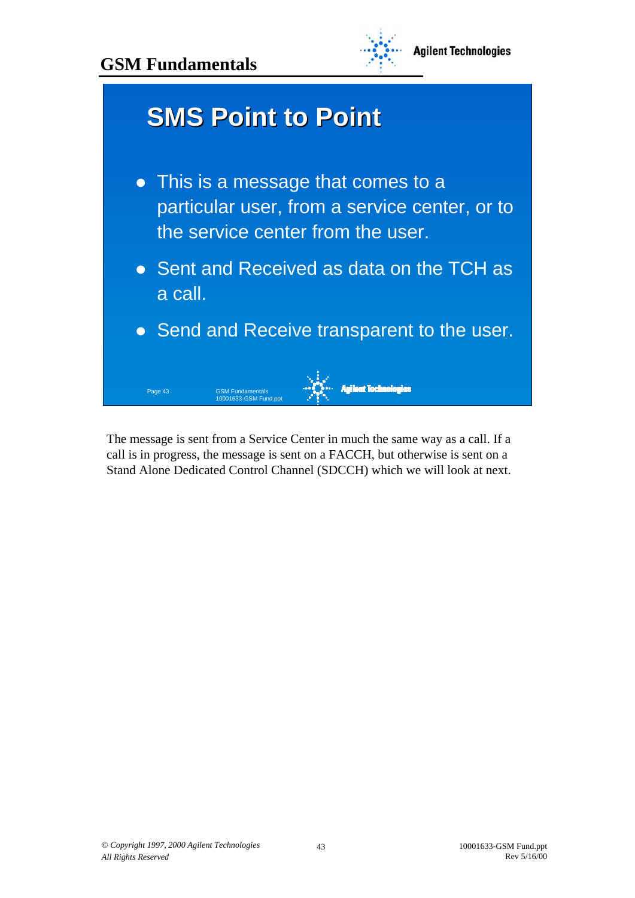## SMS Point to Point

- This is a message that comes to a particular user, from a service center, or to the service center from the user.
- Sent and Received as data on the TCH as a call.
- Send and Receive transparent to the user.

The message is sent from a Service Center in much the same way as a call. If a call is in progress, the message is sent on a FACCH, but otherwise is sent on a Stand Alone Dedicated Control Channel (SDCCH) which we will look at next.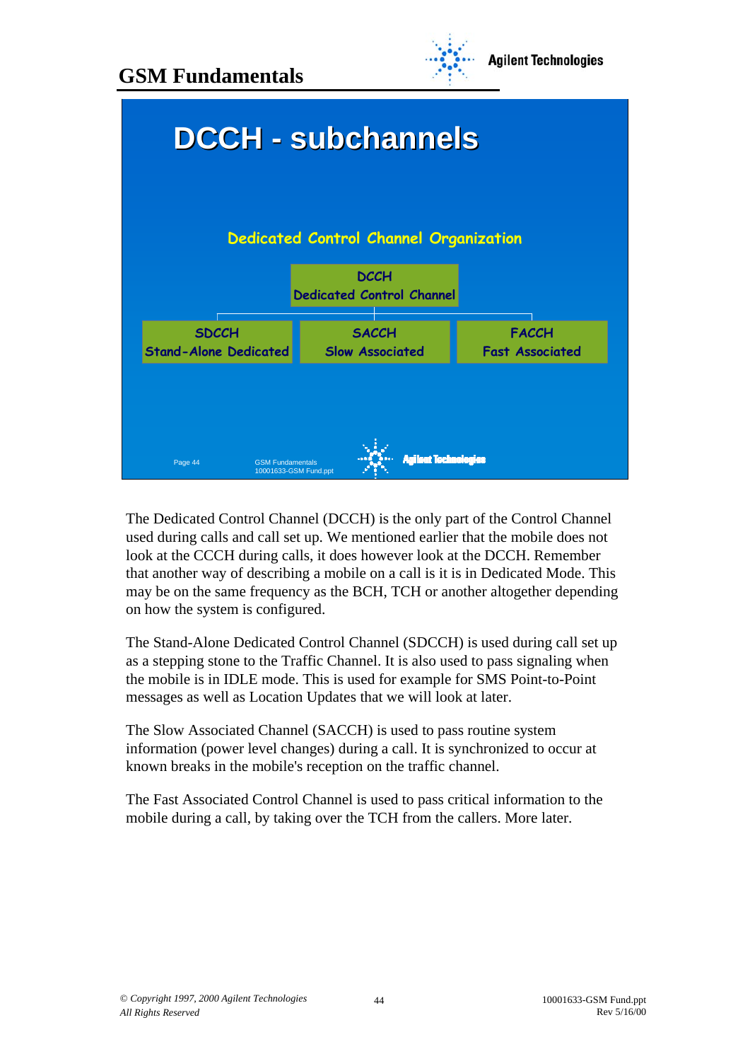# DCCH - subchannels

Dedicated Control Channel Organization

DCCH
Dedicated Control Channel

SDCCH
Stand-Alone Dedicated

SACCH
Slow Associated

FACCH
Fast Associated

The Dedicated Control Channel (DCCH) is the only part of the Control Channel used during calls and call set up. We mentioned earlier that the mobile does not look at the CCCH during calls, it does however look at the DCCH. Remember that another way of describing a mobile on a call is it is in Dedicated Mode. This may be on the same frequency as the BCH, TCH or another altogether depending on how the system is configured.

The Stand-Alone Dedicated Control Channel (SDCCH) is used during call set up as a stepping stone to the Traffic Channel. It is also used to pass signaling when the mobile is in IDLE mode. This is used for example for SMS Point-to-Point messages as well as Location Updates that we will look at later.

The Slow Associated Channel (SACCH) is used to pass routine system information (power level changes) during a call. It is synchronized to occur at known breaks in the mobile's reception on the traffic channel.

The Fast Associated Control Channel is used to pass critical information to the mobile during a call, by taking over the TCH from the callers. More later.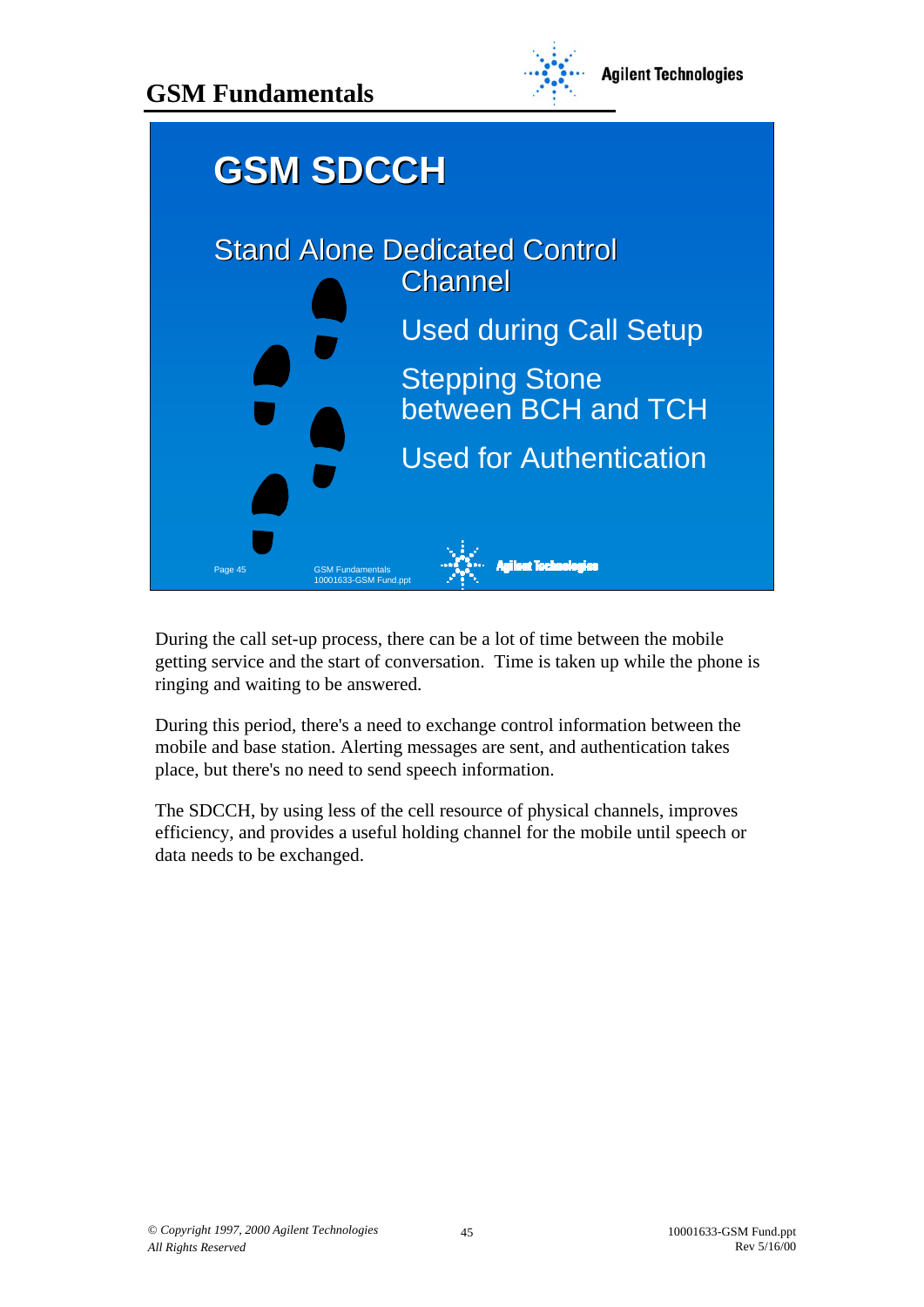## GSM SDCCH

Stand Alone Dedicated Control Channel

Used during Call Setup

Stepping Stone between BCH and TCH

Used for Authentication

During the call set-up process, there can be a lot of time between the mobile getting service and the start of conversation. Time is taken up while the phone is ringing and waiting to be answered.

During this period, there's a need to exchange control information between the mobile and base station. Alerting messages are sent, and authentication takes place, but there's no need to send speech information.

The SDCCH, by using less of the cell resource of physical channels, improves efficiency, and provides a useful holding channel for the mobile until speech or data needs to be exchanged.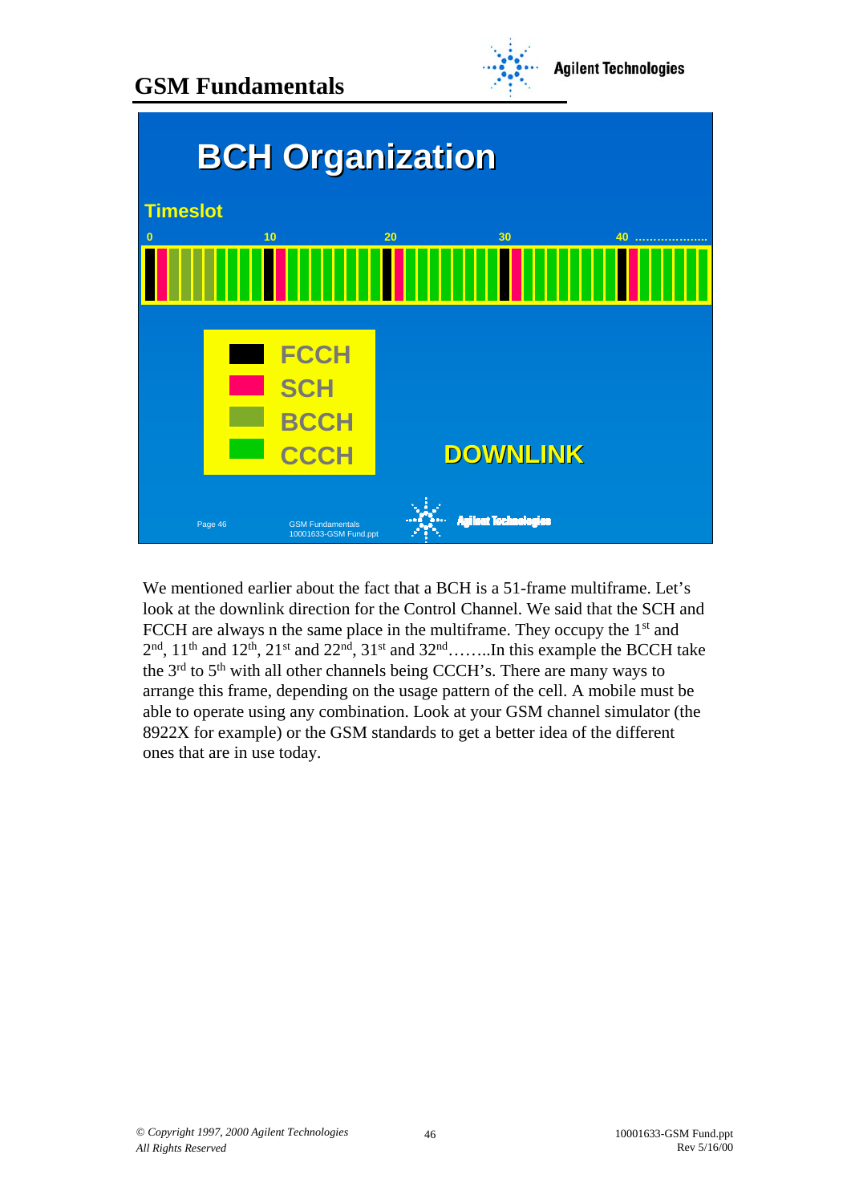# BCH Organization

Timeslot

0 10 20 30 40 …………………

FCCH
SCH
BCCH
CCCH

DOWNLINK

We mentioned earlier about the fact that a BCH is a 51-frame multiframe. Let's look at the downlink direction for the Control Channel. We said that the SCH and FCCH are always n the same place in the multiframe. They occupy the 1st and 2nd, 11th and 12th, 21st and 22nd, 31st and 32nd……..In this example the BCCH take the 3rd to 5th with all other channels being CCCH's. There are many ways to arrange this frame, depending on the usage pattern of the cell. A mobile must be able to operate using any combination. Look at your GSM channel simulator (the 8922X for example) or the GSM standards to get a better idea of the different ones that are in use today.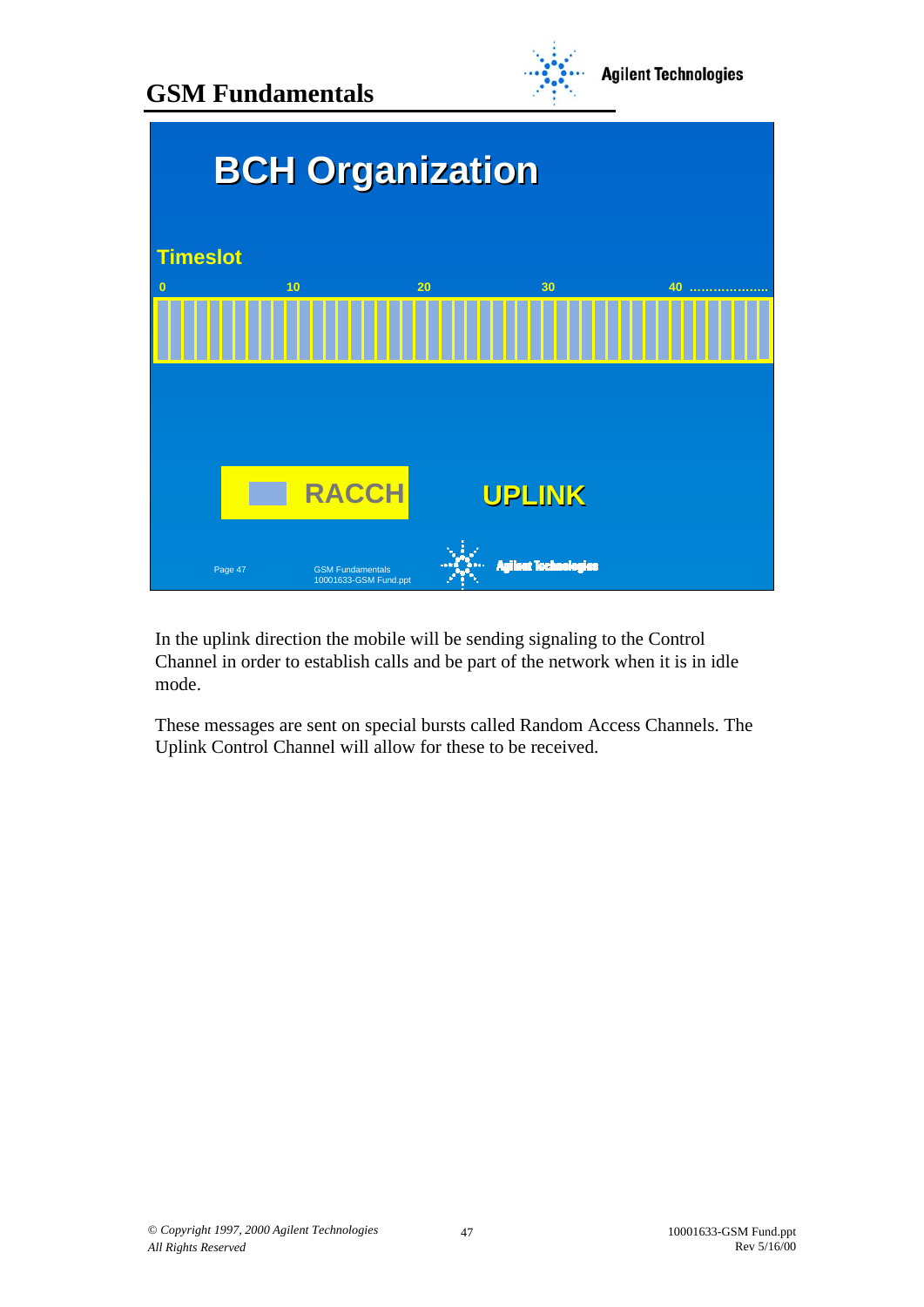# BCH Organization

Timeslot

0 10 20 30 40 ....................

RACCH

UPLINK

In the uplink direction the mobile will be sending signaling to the Control Channel in order to establish calls and be part of the network when it is in idle mode.

These messages are sent on special bursts called Random Access Channels. The Uplink Control Channel will allow for these to be received.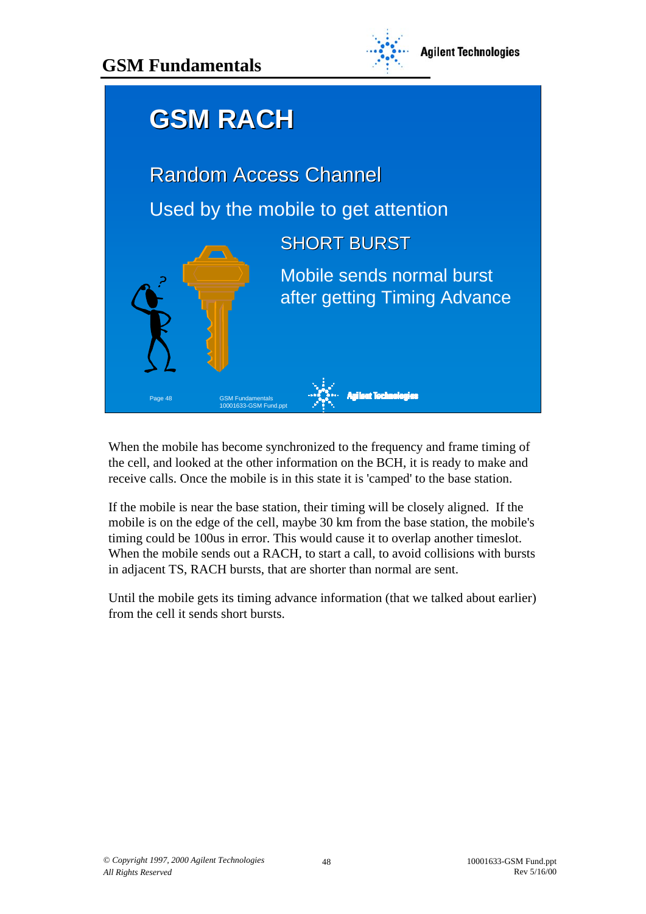# GSM RACH

Random Access Channel

Used by the mobile to get attention

SHORT BURST

Mobile sends normal burst after getting Timing Advance

When the mobile has become synchronized to the frequency and frame timing of the cell, and looked at the other information on the BCH, it is ready to make and receive calls. Once the mobile is in this state it is 'camped' to the base station.

If the mobile is near the base station, their timing will be closely aligned. If the mobile is on the edge of the cell, maybe 30 km from the base station, the mobile's timing could be 100us in error. This would cause it to overlap another timeslot. When the mobile sends out a RACH, to start a call, to avoid collisions with bursts in adjacent TS, RACH bursts, that are shorter than normal are sent.

Until the mobile gets its timing advance information (that we talked about earlier) from the cell it sends short bursts.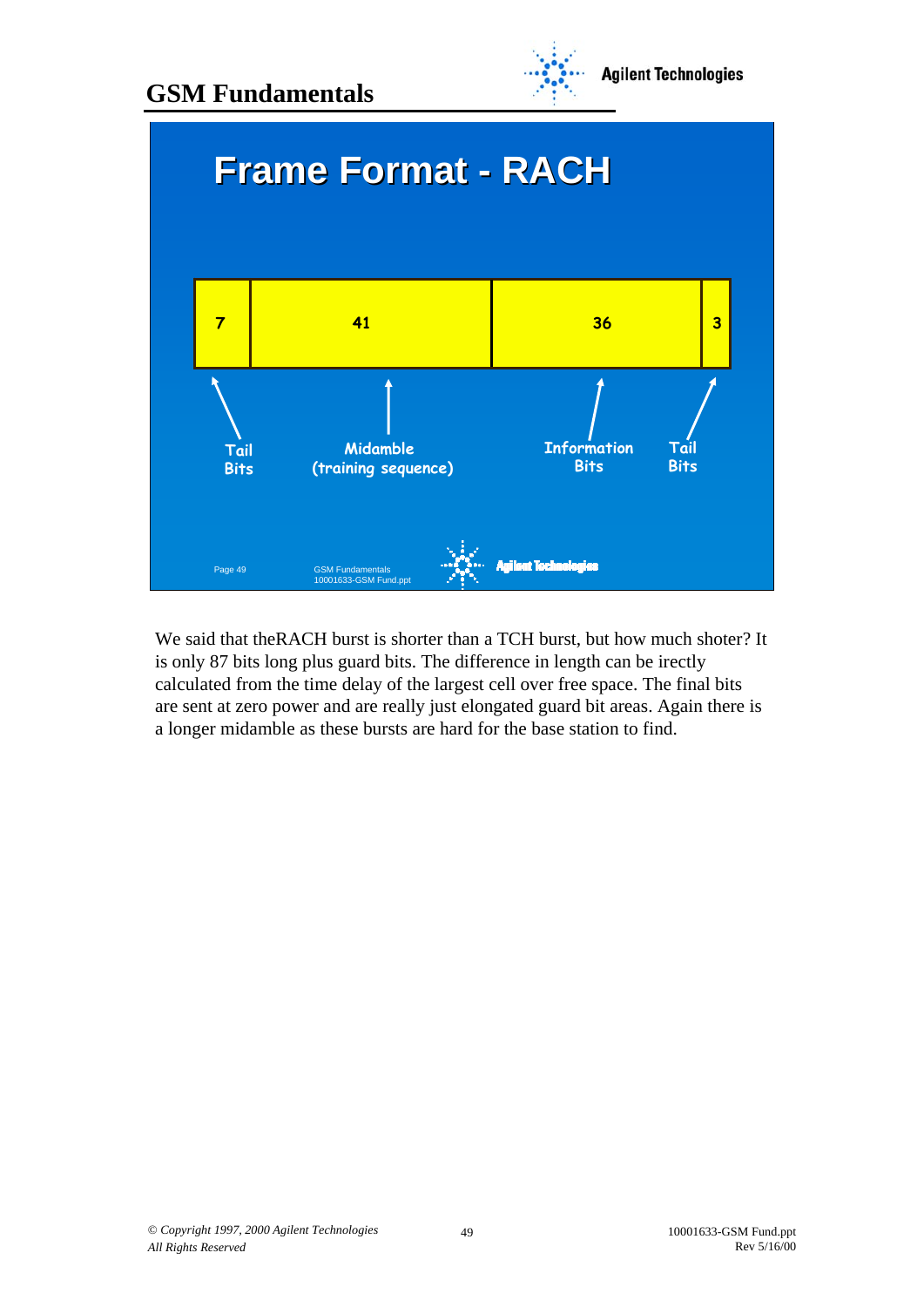## Frame Format - RACH

7 | 41 | 36 | 3

Tail Bits

Midamble (training sequence)

Information Bits

Tail Bits

We said that theRACH burst is shorter than a TCH burst, but how much shoter? It is only 87 bits long plus guard bits. The difference in length can be irectly calculated from the time delay of the largest cell over free space. The final bits are sent at zero power and are really just elongated guard bit areas. Again there is a longer midamble as these bursts are hard for the base station to find.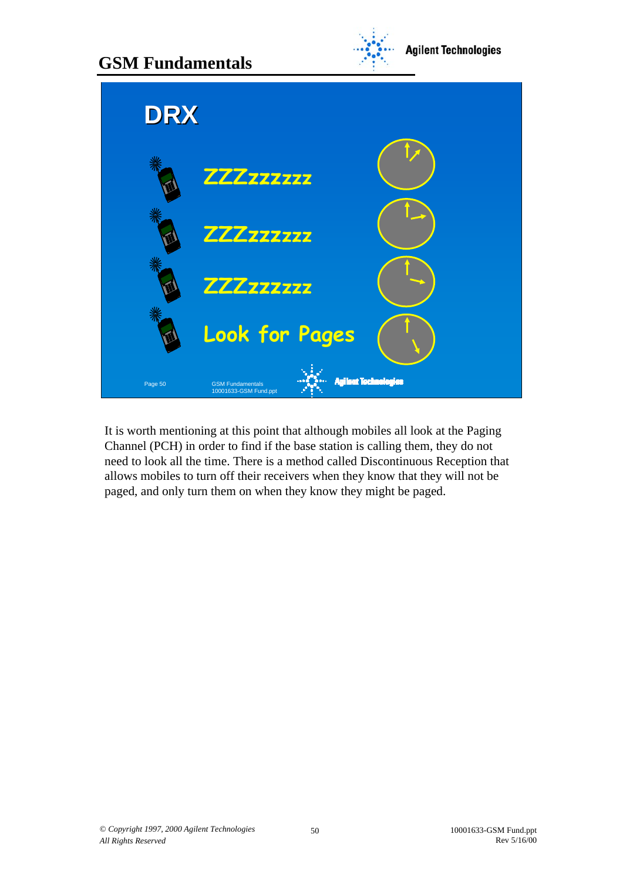## DRX

ZZZzzzzzz

ZZZzzzzzz

ZZZzzzzzz

Look for Pages

It is worth mentioning at this point that although mobiles all look at the Paging Channel (PCH) in order to find if the base station is calling them, they do not need to look all the time. There is a method called Discontinuous Reception that allows mobiles to turn off their receivers when they know that they will not be paged, and only turn them on when they know they might be paged.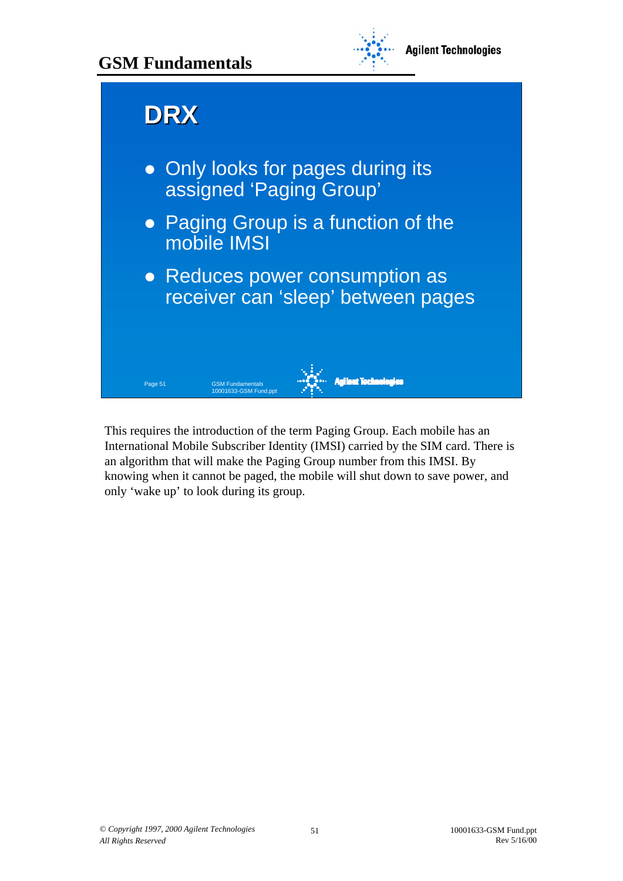# DRX

- Only looks for pages during its assigned 'Paging Group'
- Paging Group is a function of the mobile IMSI
- Reduces power consumption as receiver can 'sleep' between pages

This requires the introduction of the term Paging Group. Each mobile has an International Mobile Subscriber Identity (IMSI) carried by the SIM card. There is an algorithm that will make the Paging Group number from this IMSI. By knowing when it cannot be paged, the mobile will shut down to save power, and only 'wake up' to look during its group.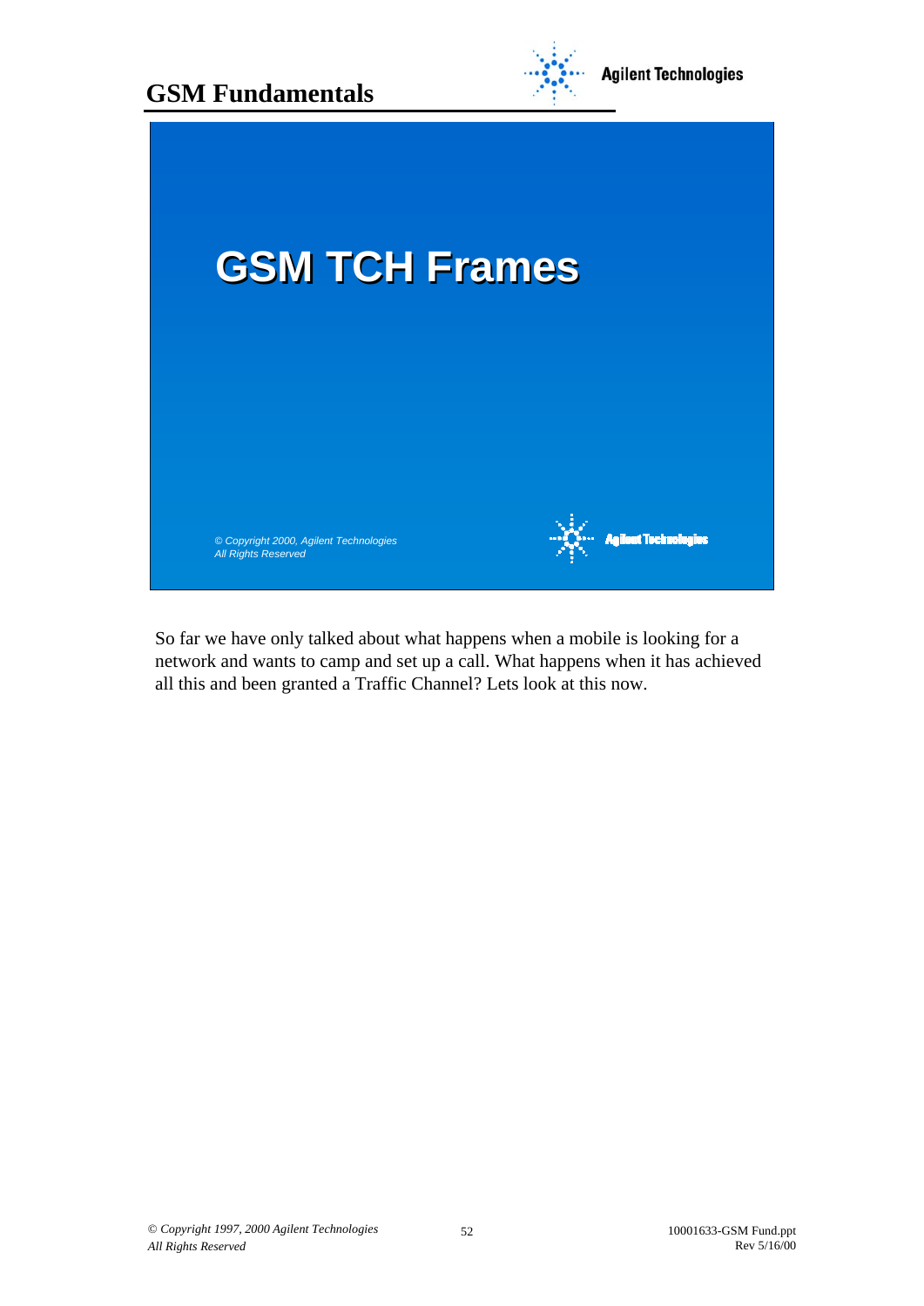# GSM TCH Frames

© Copyright 2000, Agilent Technologies
All Rights Reserved

So far we have only talked about what happens when a mobile is looking for a network and wants to camp and set up a call. What happens when it has achieved all this and been granted a Traffic Channel? Lets look at this now.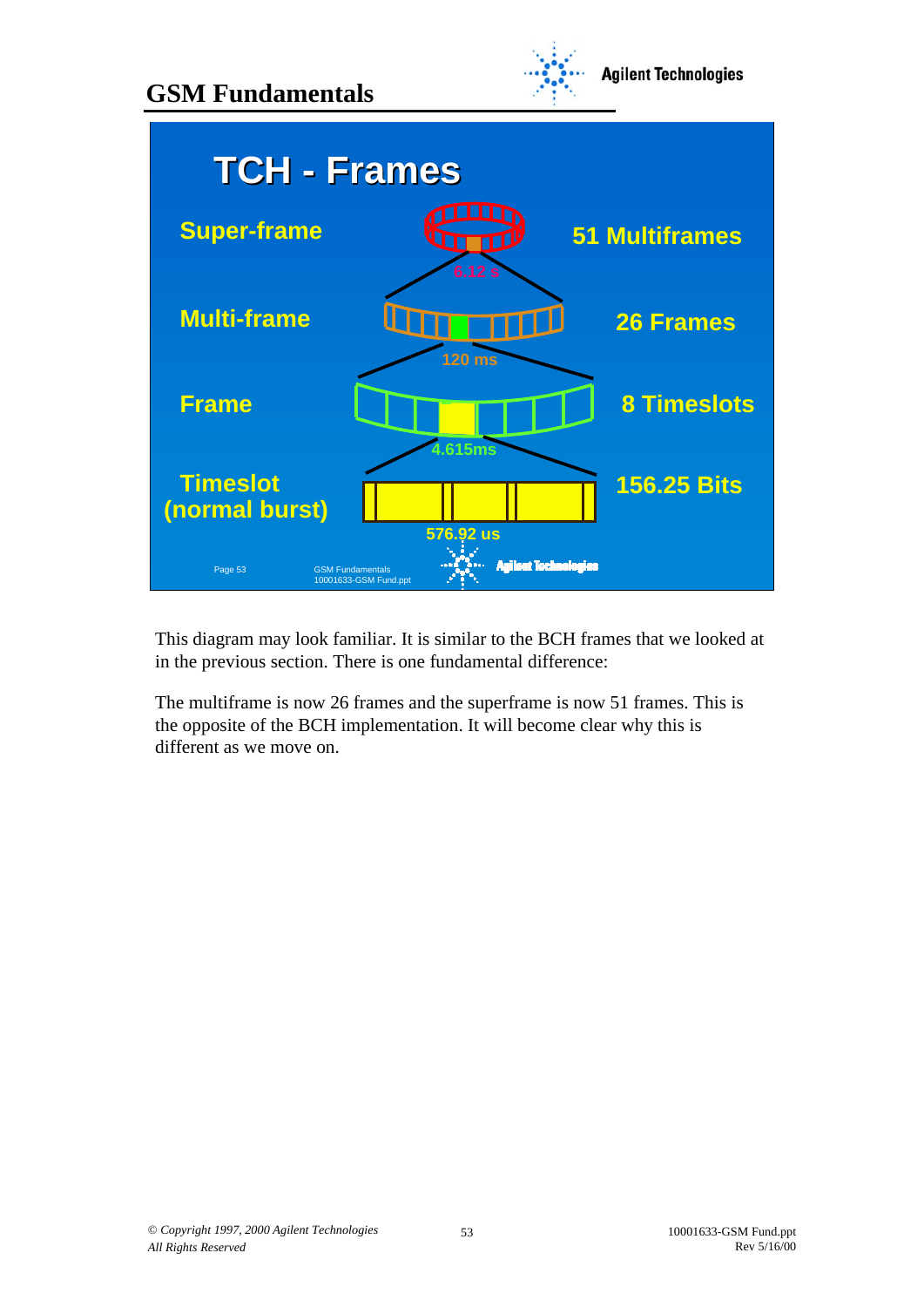# TCH - Frames

Super-frame

51 Multiframes

6.12 s

Multi-frame

26 Frames

120 ms

Frame

8 Timeslots

4.615ms

Timeslot (normal burst)

156.25 Bits

576.92 us

This diagram may look familiar. It is similar to the BCH frames that we looked at in the previous section. There is one fundamental difference:

The multiframe is now 26 frames and the superframe is now 51 frames. This is the opposite of the BCH implementation. It will become clear why this is different as we move on.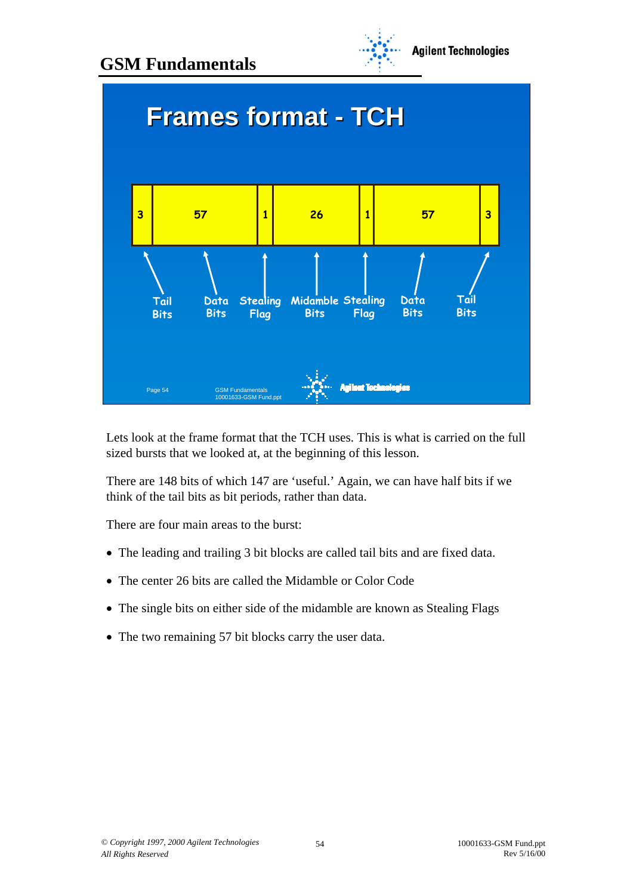# Frames format - TCH

| 3 | 57 | 1 | 26 | 1 | 57 | 3 |
|---|---|---|---|---|---|---|
| Tail Bits | Data Bits | Stealing Flag | Midamble Bits | Stealing Flag | Data Bits | Tail Bits |

Lets look at the frame format that the TCH uses. This is what is carried on the full sized bursts that we looked at, at the beginning of this lesson.

There are 148 bits of which 147 are 'useful.' Again, we can have half bits if we think of the tail bits as bit periods, rather than data.

There are four main areas to the burst:

- The leading and trailing 3 bit blocks are called tail bits and are fixed data.
- The center 26 bits are called the Midamble or Color Code
- The single bits on either side of the midamble are known as Stealing Flags
- The two remaining 57 bit blocks carry the user data.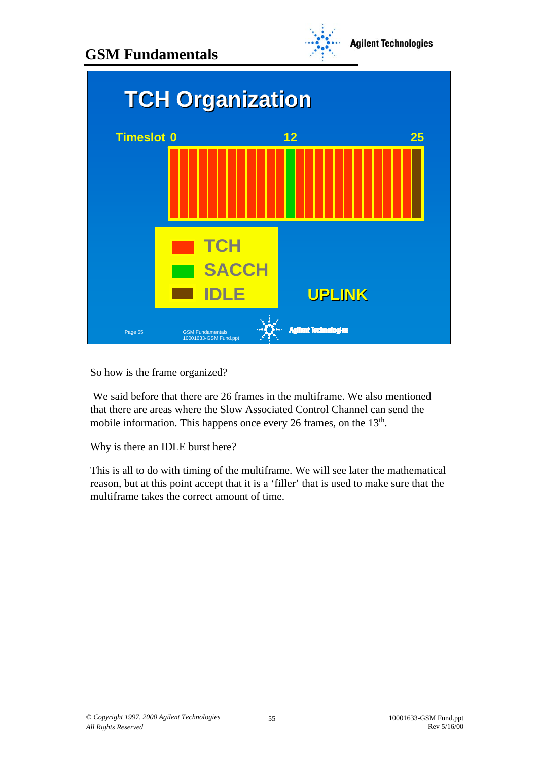## TCH Organization

Timeslot 0

12

25

TCH

SACCH

IDLE

UPLINK

So how is the frame organized?

We said before that there are 26 frames in the multiframe. We also mentioned that there are areas where the Slow Associated Control Channel can send the mobile information. This happens once every 26 frames, on the 13th.

Why is there an IDLE burst here?

This is all to do with timing of the multiframe. We will see later the mathematical reason, but at this point accept that it is a 'filler' that is used to make sure that the multiframe takes the correct amount of time.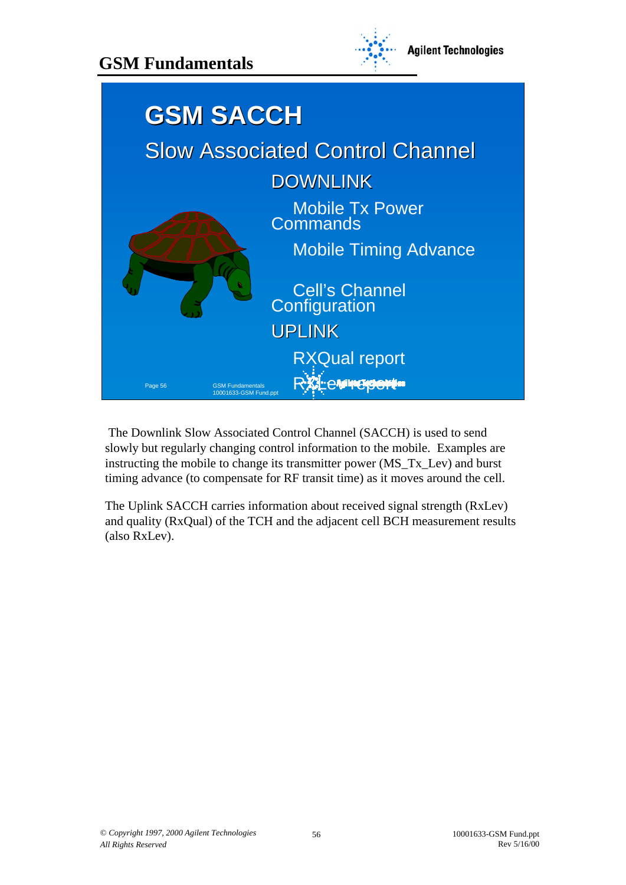## GSM SACCH

### Slow Associated Control Channel

**DOWNLINK**

- Mobile Tx Power Commands
- Mobile Timing Advance
- Cell's Channel Configuration

**UPLINK**

- RXQual report
- RXLev report

The Downlink Slow Associated Control Channel (SACCH) is used to send slowly but regularly changing control information to the mobile. Examples are instructing the mobile to change its transmitter power (MS_Tx_Lev) and burst timing advance (to compensate for RF transit time) as it moves around the cell.

The Uplink SACCH carries information about received signal strength (RxLev) and quality (RxQual) of the TCH and the adjacent cell BCH measurement results (also RxLev).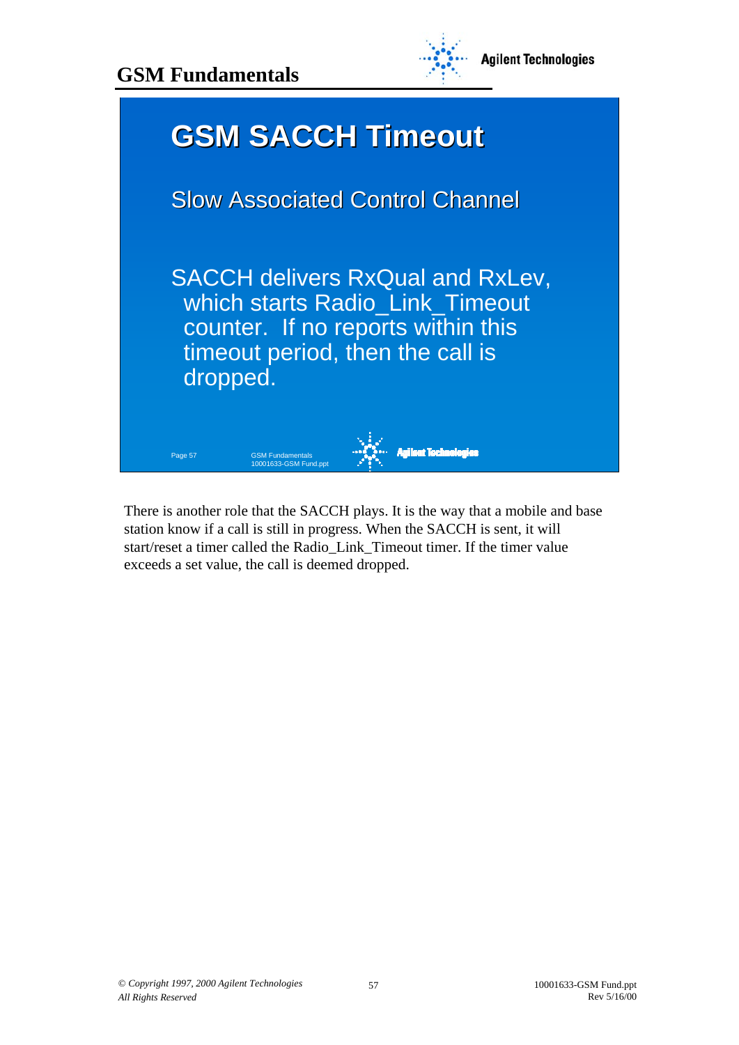# GSM SACCH Timeout

Slow Associated Control Channel

SACCH delivers RxQual and RxLev, which starts Radio_Link_Timeout counter. If no reports within this timeout period, then the call is dropped.

There is another role that the SACCH plays. It is the way that a mobile and base station know if a call is still in progress. When the SACCH is sent, it will start/reset a timer called the Radio_Link_Timeout timer. If the timer value exceeds a set value, the call is deemed dropped.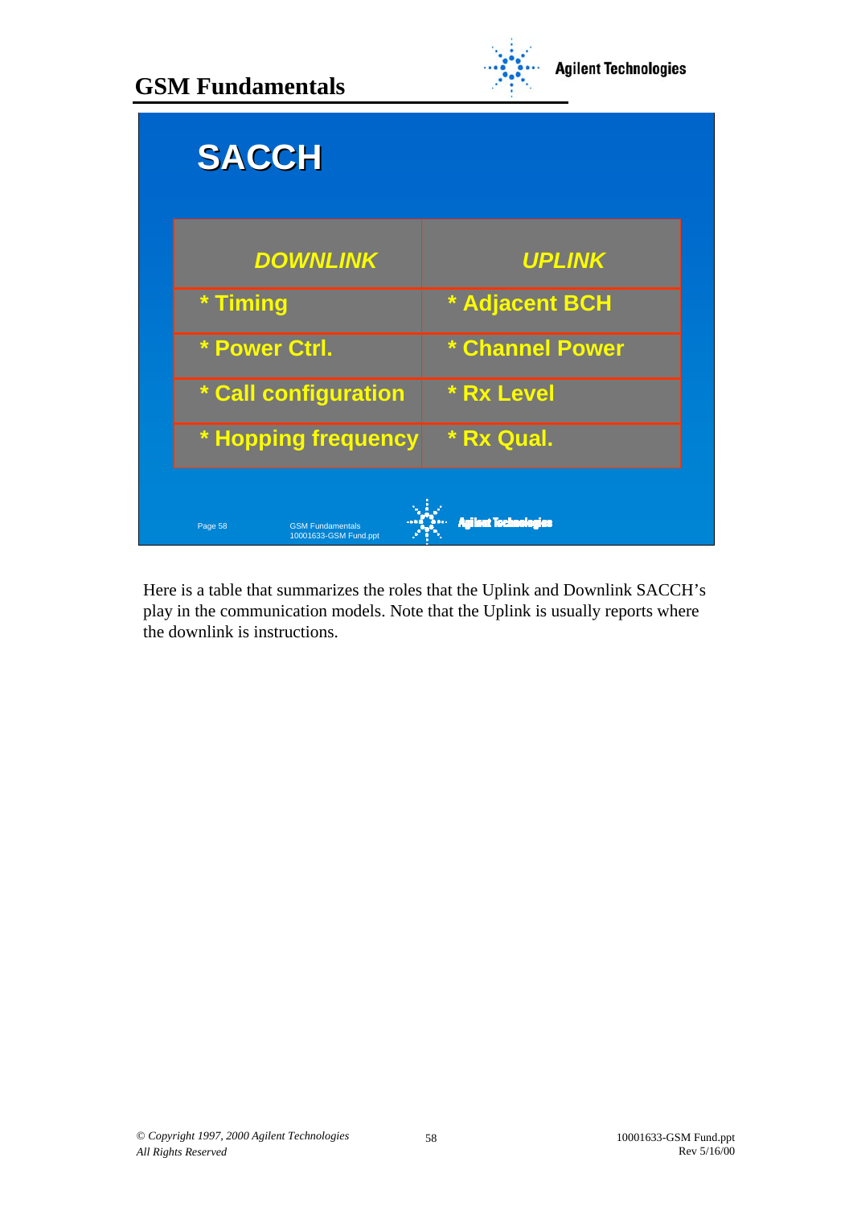# SACCH

| DOWNLINK | UPLINK |
|---|---|
| * Timing | * Adjacent BCH |
| * Power Ctrl. | * Channel Power |
| * Call configuration | * Rx Level |
| * Hopping frequency | * Rx Qual. |

Here is a table that summarizes the roles that the Uplink and Downlink SACCH's play in the communication models. Note that the Uplink is usually reports where the downlink is instructions.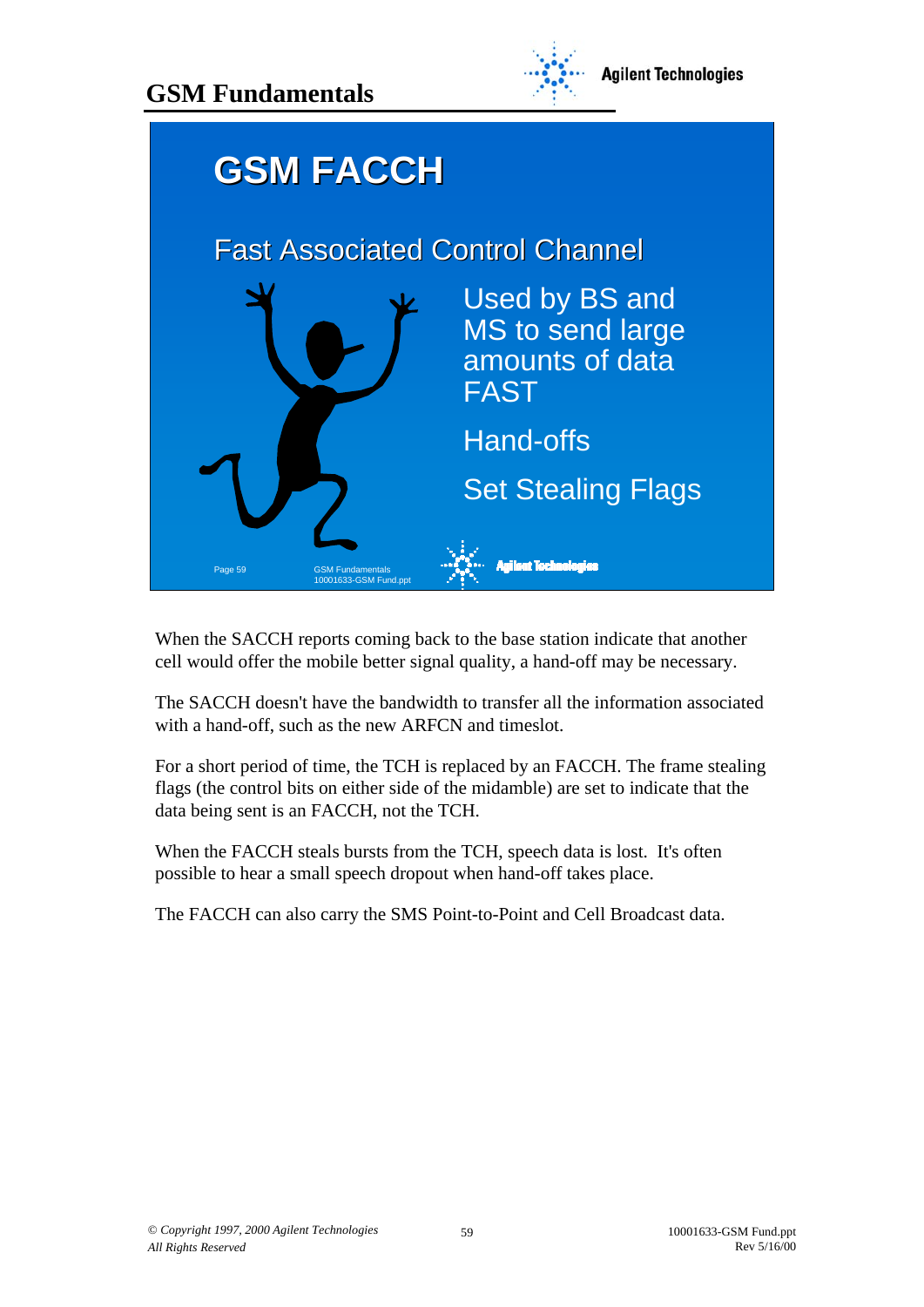# GSM FACCH

## Fast Associated Control Channel

Used by BS and MS to send large amounts of data FAST

Hand-offs

Set Stealing Flags

When the SACCH reports coming back to the base station indicate that another cell would offer the mobile better signal quality, a hand-off may be necessary.

The SACCH doesn't have the bandwidth to transfer all the information associated with a hand-off, such as the new ARFCN and timeslot.

For a short period of time, the TCH is replaced by an FACCH. The frame stealing flags (the control bits on either side of the midamble) are set to indicate that the data being sent is an FACCH, not the TCH.

When the FACCH steals bursts from the TCH, speech data is lost. It's often possible to hear a small speech dropout when hand-off takes place.

The FACCH can also carry the SMS Point-to-Point and Cell Broadcast data.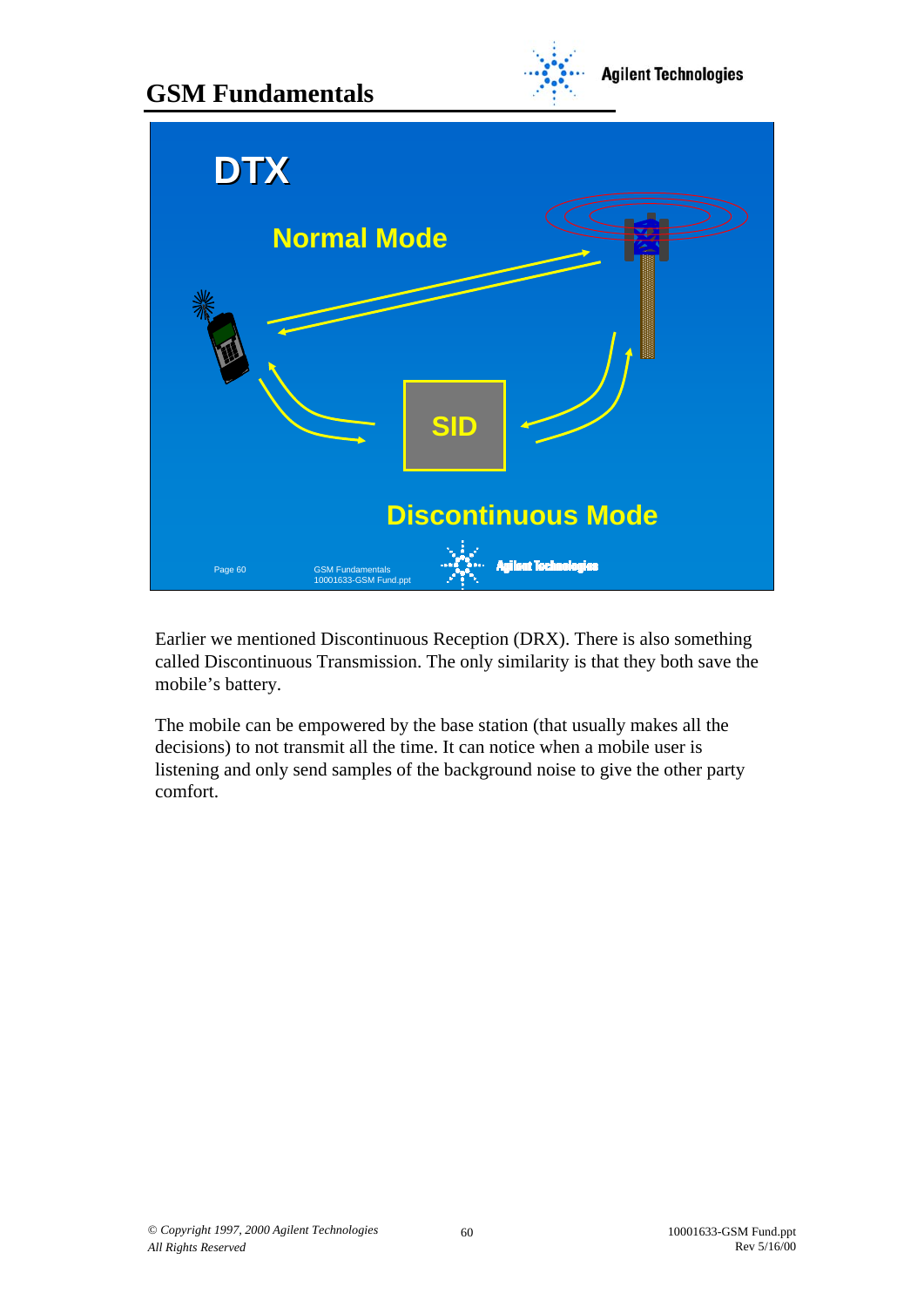# DTX

Normal Mode

SID

Discontinuous Mode

Earlier we mentioned Discontinuous Reception (DRX). There is also something called Discontinuous Transmission. The only similarity is that they both save the mobile's battery.

The mobile can be empowered by the base station (that usually makes all the decisions) to not transmit all the time. It can notice when a mobile user is listening and only send samples of the background noise to give the other party comfort.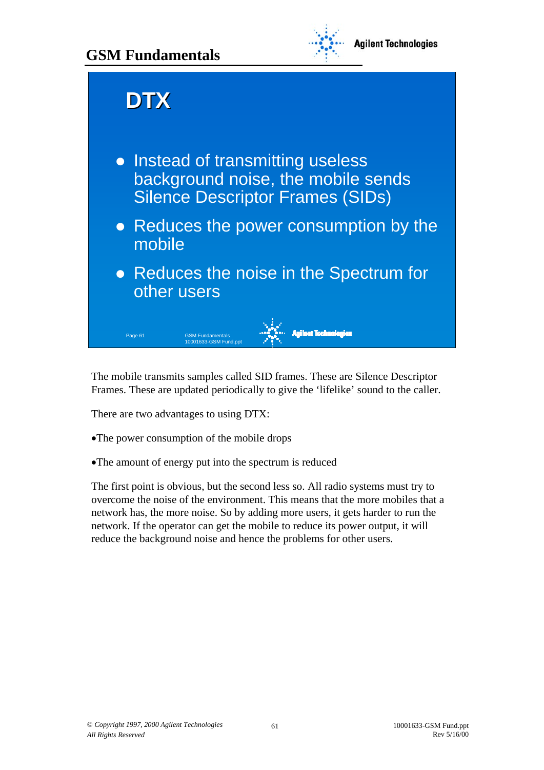# DTX

- Instead of transmitting useless background noise, the mobile sends Silence Descriptor Frames (SIDs)
- Reduces the power consumption by the mobile
- Reduces the noise in the Spectrum for other users

The mobile transmits samples called SID frames. These are Silence Descriptor Frames. These are updated periodically to give the 'lifelike' sound to the caller.

There are two advantages to using DTX:

- The power consumption of the mobile drops
- The amount of energy put into the spectrum is reduced

The first point is obvious, but the second less so. All radio systems must try to overcome the noise of the environment. This means that the more mobiles that a network has, the more noise. So by adding more users, it gets harder to run the network. If the operator can get the mobile to reduce its power output, it will reduce the background noise and hence the problems for other users.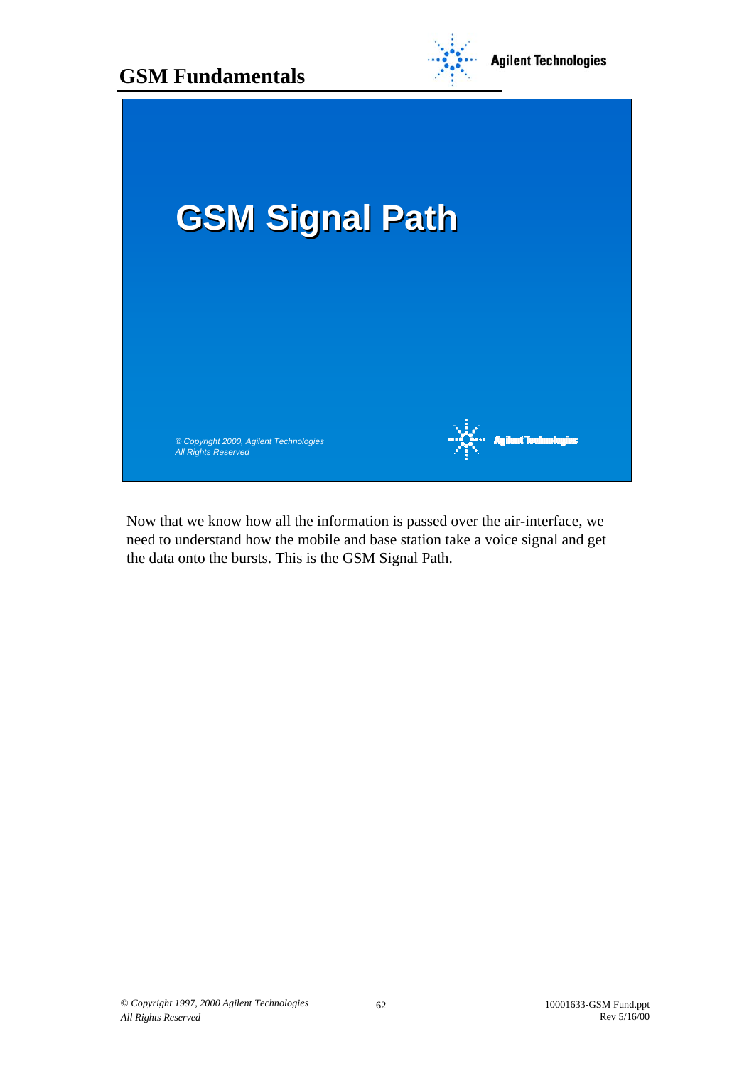# GSM Signal Path

© Copyright 2000, Agilent Technologies
All Rights Reserved

Now that we know how all the information is passed over the air-interface, we need to understand how the mobile and base station take a voice signal and get the data onto the bursts. This is the GSM Signal Path.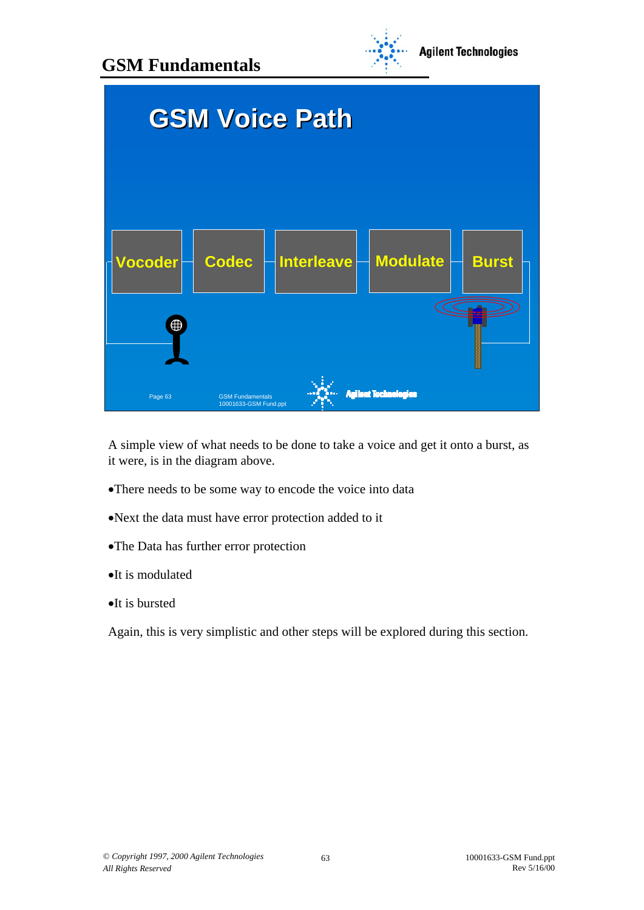# GSM Voice Path

Vocoder → Codec → Interleave → Modulate → Burst

A simple view of what needs to be done to take a voice and get it onto a burst, as it were, is in the diagram above.

- There needs to be some way to encode the voice into data
- Next the data must have error protection added to it
- The Data has further error protection
- It is modulated
- It is bursted

Again, this is very simplistic and other steps will be explored during this section.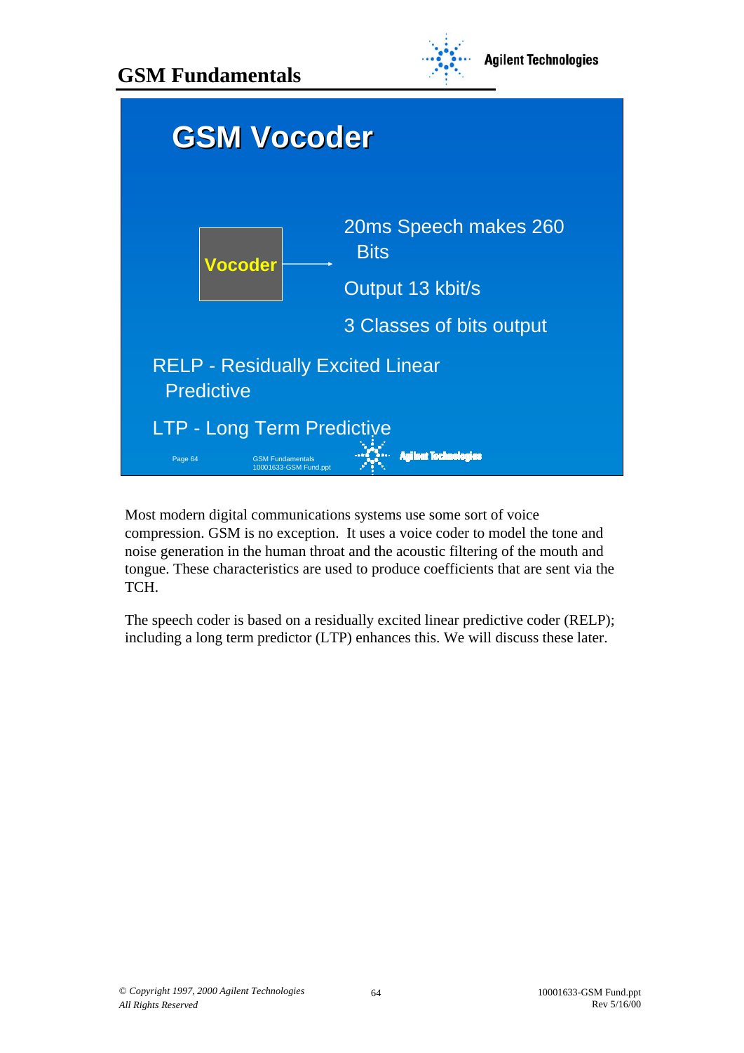## GSM Vocoder

Vocoder

20ms Speech makes 260 Bits

Output 13 kbit/s

3 Classes of bits output

RELP - Residually Excited Linear Predictive

LTP - Long Term Predictive

Most modern digital communications systems use some sort of voice compression. GSM is no exception. It uses a voice coder to model the tone and noise generation in the human throat and the acoustic filtering of the mouth and tongue. These characteristics are used to produce coefficients that are sent via the TCH.

The speech coder is based on a residually excited linear predictive coder (RELP); including a long term predictor (LTP) enhances this. We will discuss these later.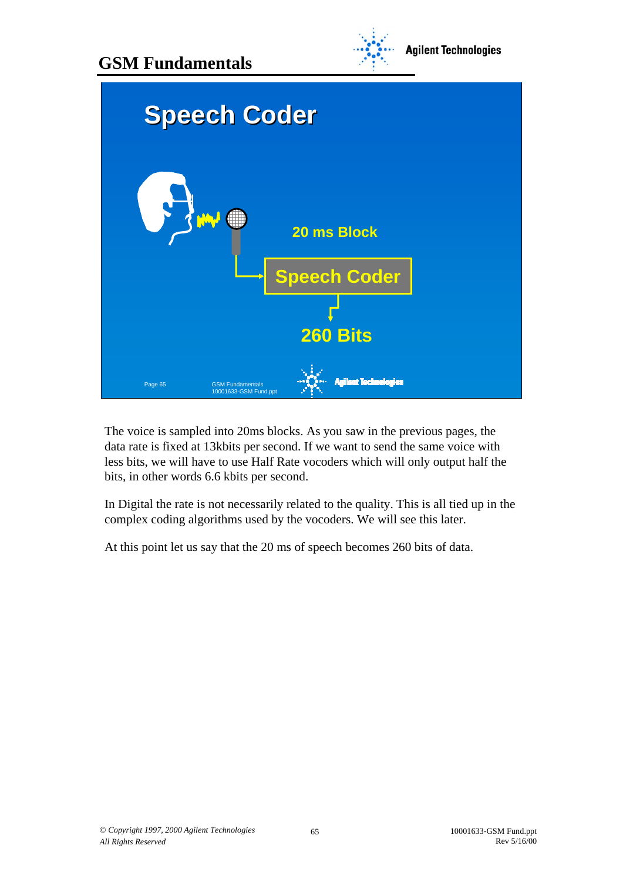## Speech Coder

20 ms Block

Speech Coder

260 Bits

The voice is sampled into 20ms blocks. As you saw in the previous pages, the data rate is fixed at 13kbits per second. If we want to send the same voice with less bits, we will have to use Half Rate vocoders which will only output half the bits, in other words 6.6 kbits per second.

In Digital the rate is not necessarily related to the quality. This is all tied up in the complex coding algorithms used by the vocoders. We will see this later.

At this point let us say that the 20 ms of speech becomes 260 bits of data.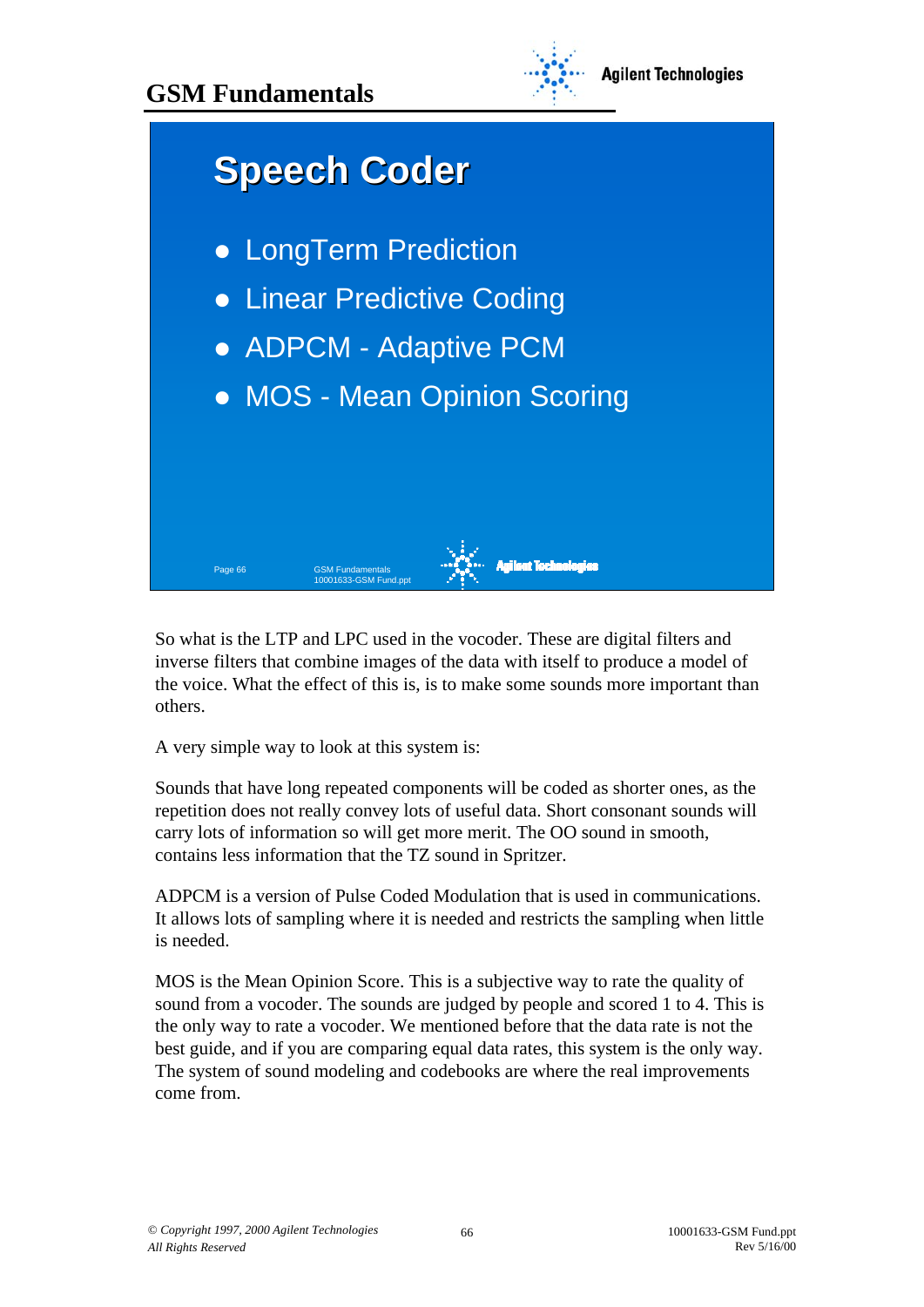## Speech Coder

- LongTerm Prediction
- Linear Predictive Coding
- ADPCM - Adaptive PCM
- MOS - Mean Opinion Scoring

So what is the LTP and LPC used in the vocoder. These are digital filters and inverse filters that combine images of the data with itself to produce a model of the voice. What the effect of this is, is to make some sounds more important than others.

A very simple way to look at this system is:

Sounds that have long repeated components will be coded as shorter ones, as the repetition does not really convey lots of useful data. Short consonant sounds will carry lots of information so will get more merit. The OO sound in smooth, contains less information that the TZ sound in Spritzer.

ADPCM is a version of Pulse Coded Modulation that is used in communications. It allows lots of sampling where it is needed and restricts the sampling when little is needed.

MOS is the Mean Opinion Score. This is a subjective way to rate the quality of sound from a vocoder. The sounds are judged by people and scored 1 to 4. This is the only way to rate a vocoder. We mentioned before that the data rate is not the best guide, and if you are comparing equal data rates, this system is the only way. The system of sound modeling and codebooks are where the real improvements come from.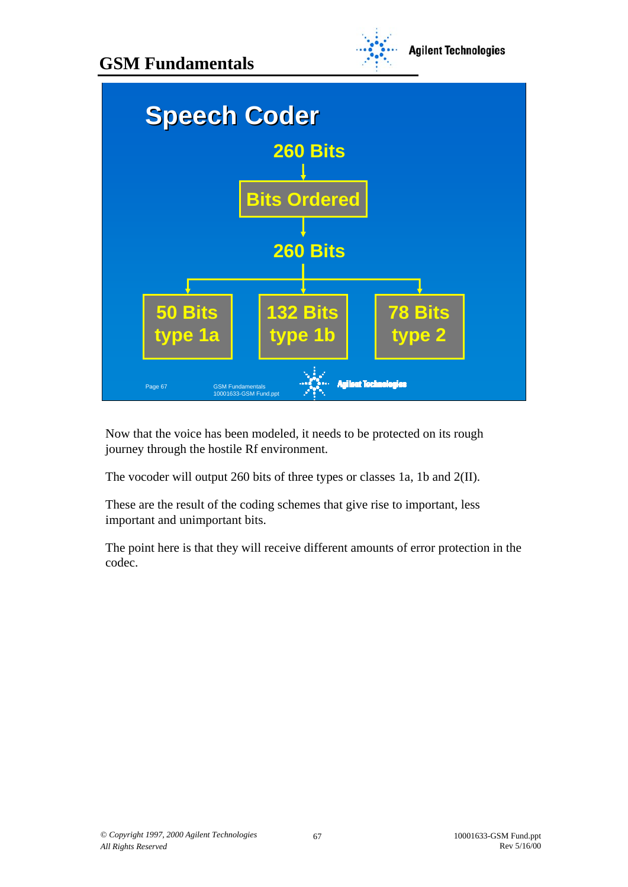## Speech Coder

260 Bits

Bits Ordered

260 Bits

50 Bits type 1a

132 Bits type 1b

78 Bits type 2

Now that the voice has been modeled, it needs to be protected on its rough journey through the hostile Rf environment.

The vocoder will output 260 bits of three types or classes 1a, 1b and 2(II).

These are the result of the coding schemes that give rise to important, less important and unimportant bits.

The point here is that they will receive different amounts of error protection in the codec.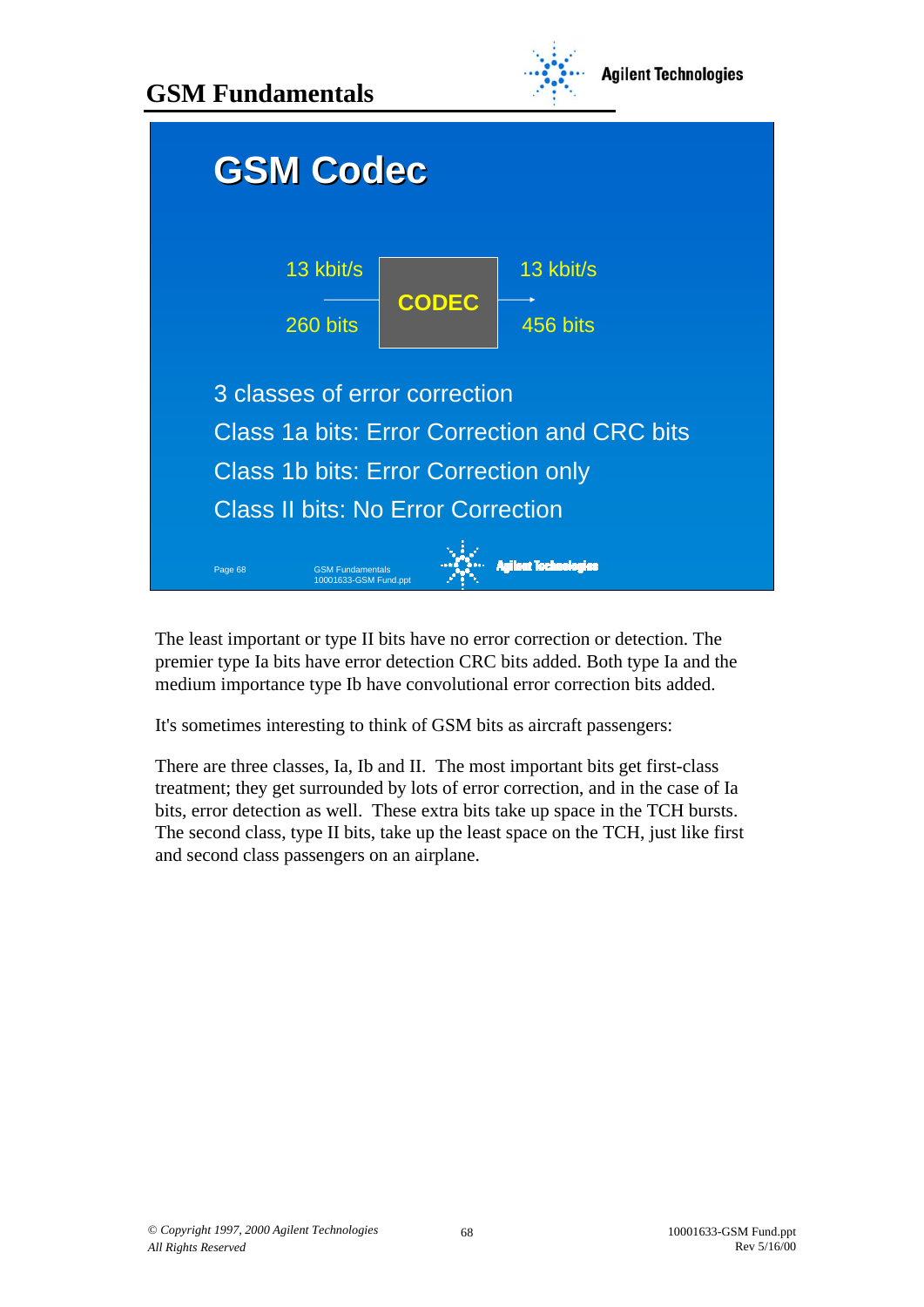## GSM Codec

13 kbit/s
260 bits
CODEC
13 kbit/s
456 bits

3 classes of error correction

Class 1a bits: Error Correction and CRC bits

Class 1b bits: Error Correction only

Class II bits: No Error Correction

The least important or type II bits have no error correction or detection. The premier type Ia bits have error detection CRC bits added. Both type Ia and the medium importance type Ib have convolutional error correction bits added.

It's sometimes interesting to think of GSM bits as aircraft passengers:

There are three classes, Ia, Ib and II. The most important bits get first-class treatment; they get surrounded by lots of error correction, and in the case of Ia bits, error detection as well. These extra bits take up space in the TCH bursts. The second class, type II bits, take up the least space on the TCH, just like first and second class passengers on an airplane.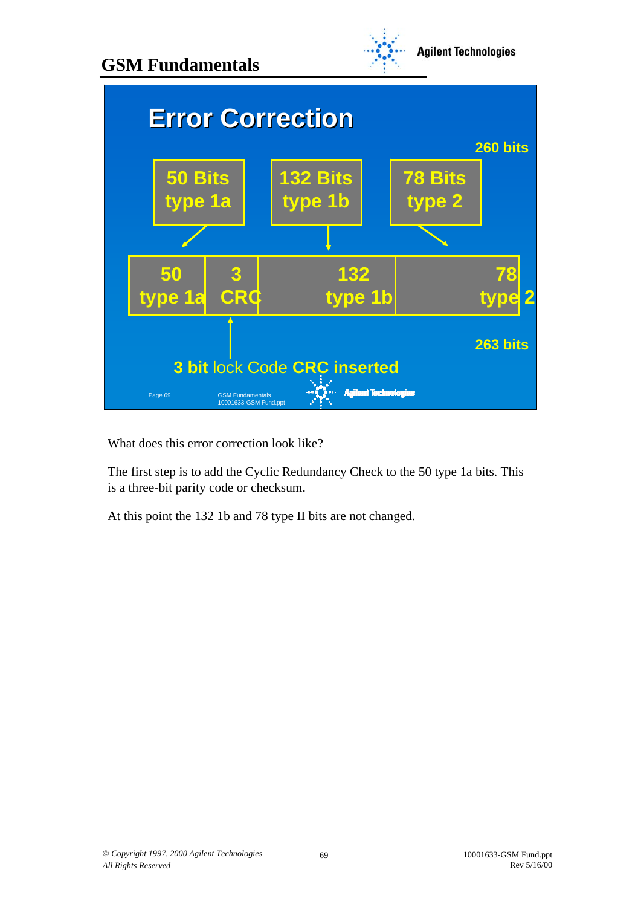## Error Correction

260 bits

50 Bits type 1a

132 Bits type 1b

78 Bits type 2

50 type 1a | 3 CRC | 132 type 1b | 78 type 2

263 bits

3 bit lock Code CRC inserted

What does this error correction look like?

The first step is to add the Cyclic Redundancy Check to the 50 type 1a bits. This is a three-bit parity code or checksum.

At this point the 132 1b and 78 type II bits are not changed.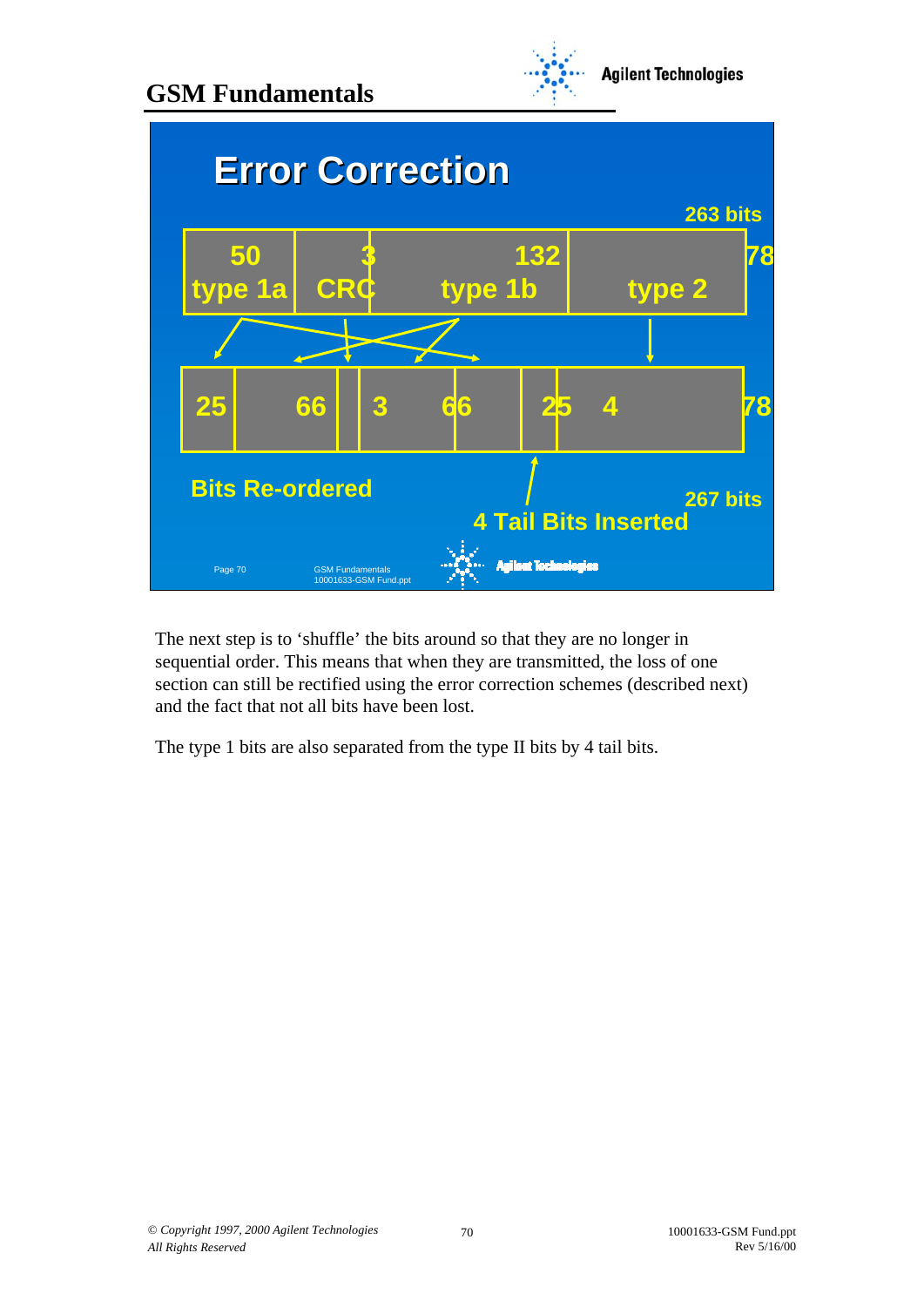## Error Correction

263 bits

50 type 1a | 3 CRC | 132 type 1b | 78 type 2

25 | 66 | 3 | 66 | 25 | 4 | 78

Bits Re-ordered

267 bits

4 Tail Bits Inserted

The next step is to 'shuffle' the bits around so that they are no longer in sequential order. This means that when they are transmitted, the loss of one section can still be rectified using the error correction schemes (described next) and the fact that not all bits have been lost.

The type 1 bits are also separated from the type II bits by 4 tail bits.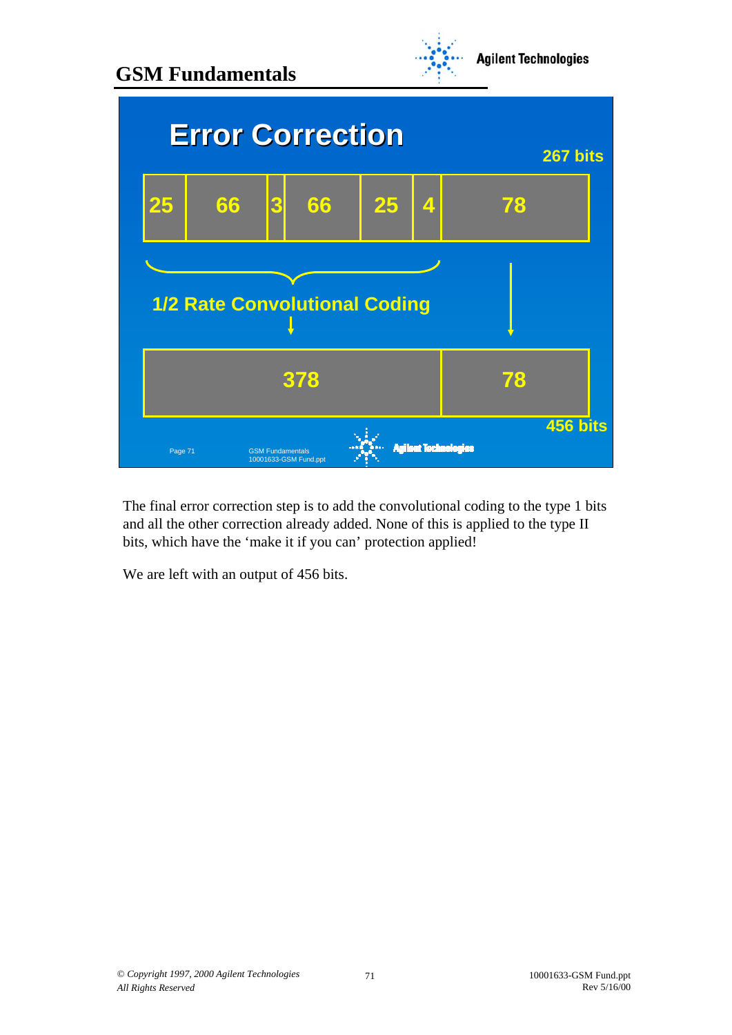## Error Correction

267 bits

| 25 | 66 | 3 | 66 | 25 | 4 | 78 |
|---|---|---|---|---|---|---|

1/2 Rate Convolutional Coding

| 378 | 78 |
|---|---|

456 bits

The final error correction step is to add the convolutional coding to the type 1 bits and all the other correction already added. None of this is applied to the type II bits, which have the 'make it if you can' protection applied!

We are left with an output of 456 bits.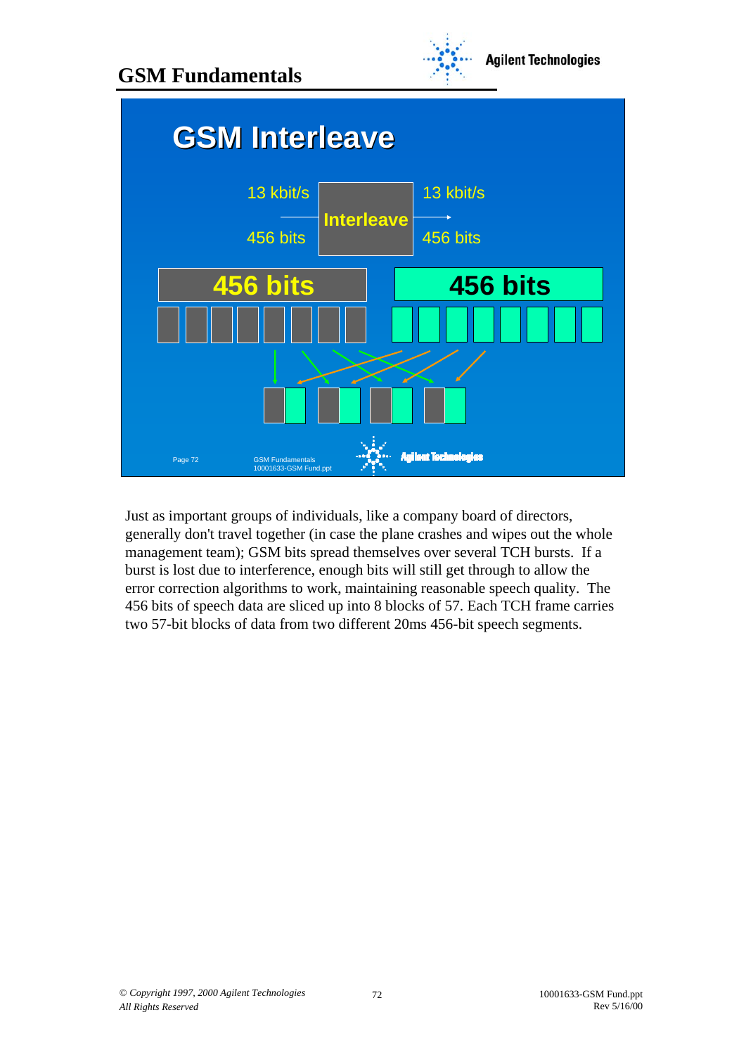## GSM Interleave

13 kbit/s
456 bits
Interleave
13 kbit/s
456 bits

456 bits
456 bits

Just as important groups of individuals, like a company board of directors, generally don't travel together (in case the plane crashes and wipes out the whole management team); GSM bits spread themselves over several TCH bursts. If a burst is lost due to interference, enough bits will still get through to allow the error correction algorithms to work, maintaining reasonable speech quality. The 456 bits of speech data are sliced up into 8 blocks of 57. Each TCH frame carries two 57-bit blocks of data from two different 20ms 456-bit speech segments.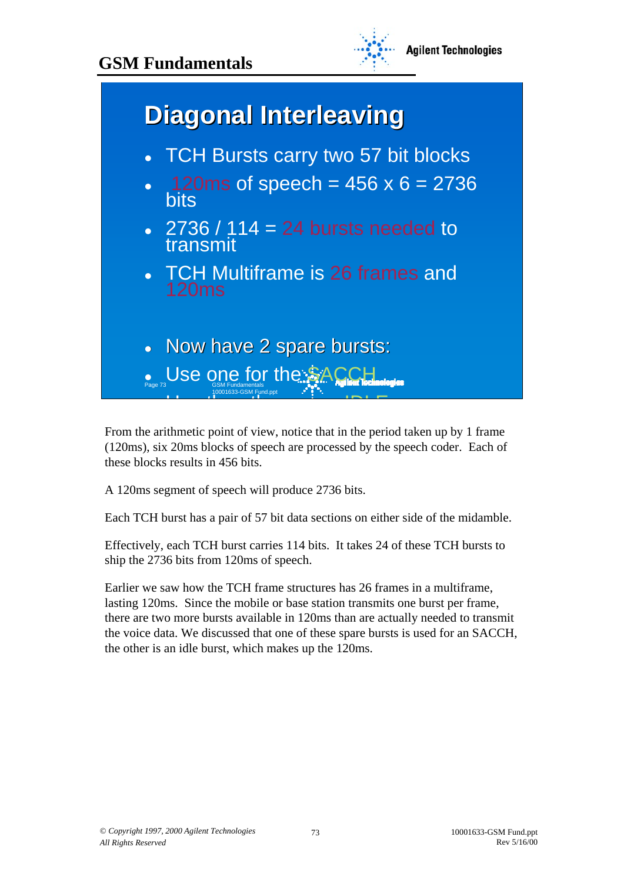## Diagonal Interleaving

- TCH Bursts carry two 57 bit blocks
- 120ms of speech = 456 x 6 = 2736 bits
- 2736 / 114 = 24 bursts needed to transmit
- TCH Multiframe is 26 frames and 120ms
- Now have 2 spare bursts:
- Use one for the SACCH

From the arithmetic point of view, notice that in the period taken up by 1 frame (120ms), six 20ms blocks of speech are processed by the speech coder. Each of these blocks results in 456 bits.

A 120ms segment of speech will produce 2736 bits.

Each TCH burst has a pair of 57 bit data sections on either side of the midamble.

Effectively, each TCH burst carries 114 bits. It takes 24 of these TCH bursts to ship the 2736 bits from 120ms of speech.

Earlier we saw how the TCH frame structures has 26 frames in a multiframe, lasting 120ms. Since the mobile or base station transmits one burst per frame, there are two more bursts available in 120ms than are actually needed to transmit the voice data. We discussed that one of these spare bursts is used for an SACCH, the other is an idle burst, which makes up the 120ms.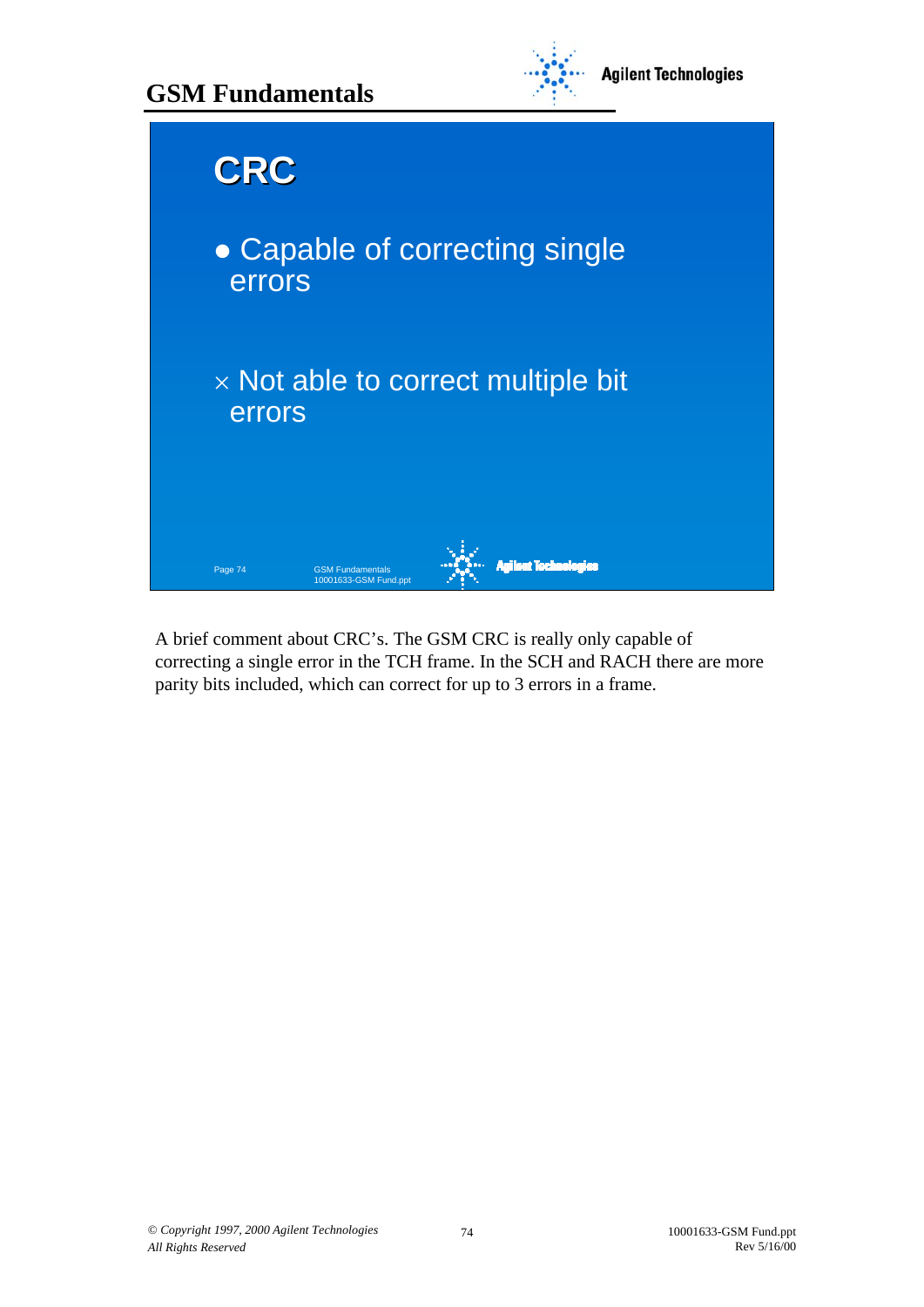## CRC

- Capable of correcting single errors

× Not able to correct multiple bit errors

A brief comment about CRC's. The GSM CRC is really only capable of correcting a single error in the TCH frame. In the SCH and RACH there are more parity bits included, which can correct for up to 3 errors in a frame.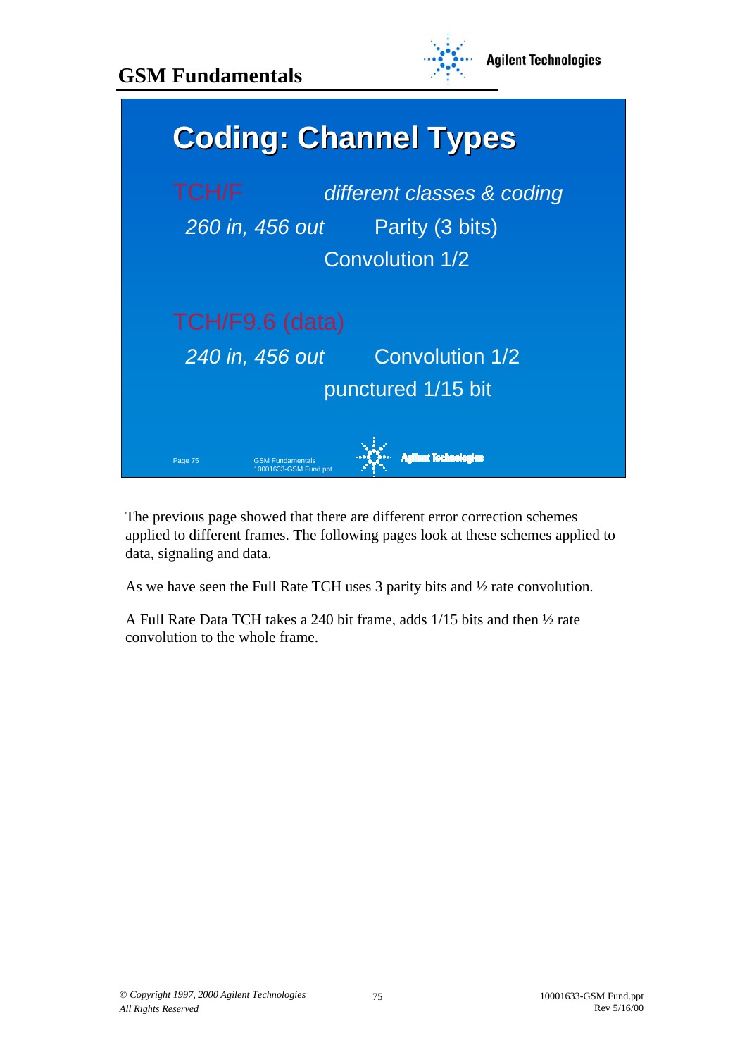## Coding: Channel Types

TCH/F — *different classes & coding*

*260 in, 456 out* — Parity (3 bits)

Convolution 1/2

TCH/F9.6 (data)

*240 in, 456 out* — Convolution 1/2

punctured 1/15 bit

The previous page showed that there are different error correction schemes applied to different frames. The following pages look at these schemes applied to data, signaling and data.

As we have seen the Full Rate TCH uses 3 parity bits and ½ rate convolution.

A Full Rate Data TCH takes a 240 bit frame, adds 1/15 bits and then ½ rate convolution to the whole frame.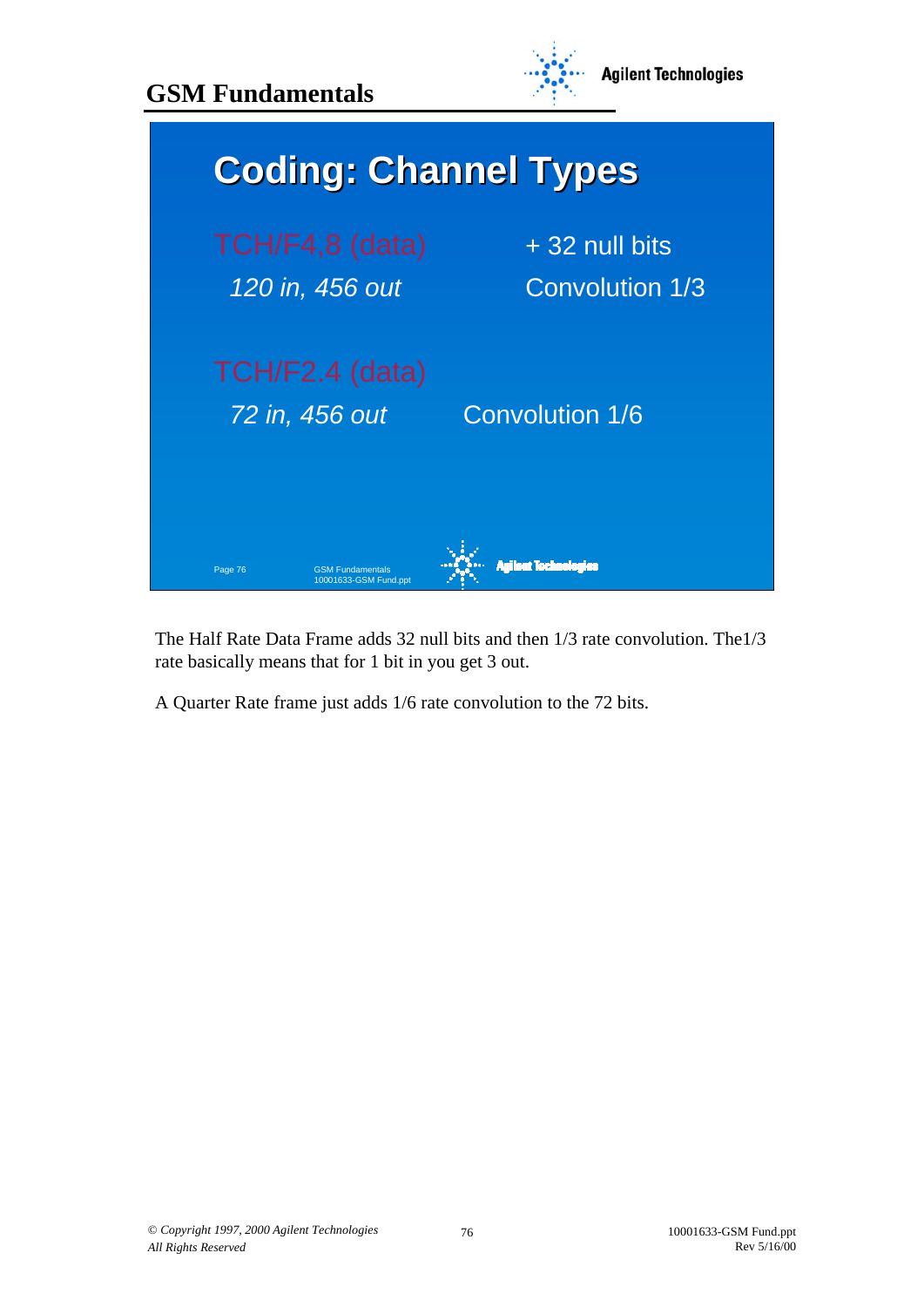## Coding: Channel Types

TCH/F4,8 (data)

*120 in, 456 out*

+ 32 null bits

Convolution 1/3

TCH/F2.4 (data)

*72 in, 456 out*

Convolution 1/6

The Half Rate Data Frame adds 32 null bits and then 1/3 rate convolution. The1/3 rate basically means that for 1 bit in you get 3 out.

A Quarter Rate frame just adds 1/6 rate convolution to the 72 bits.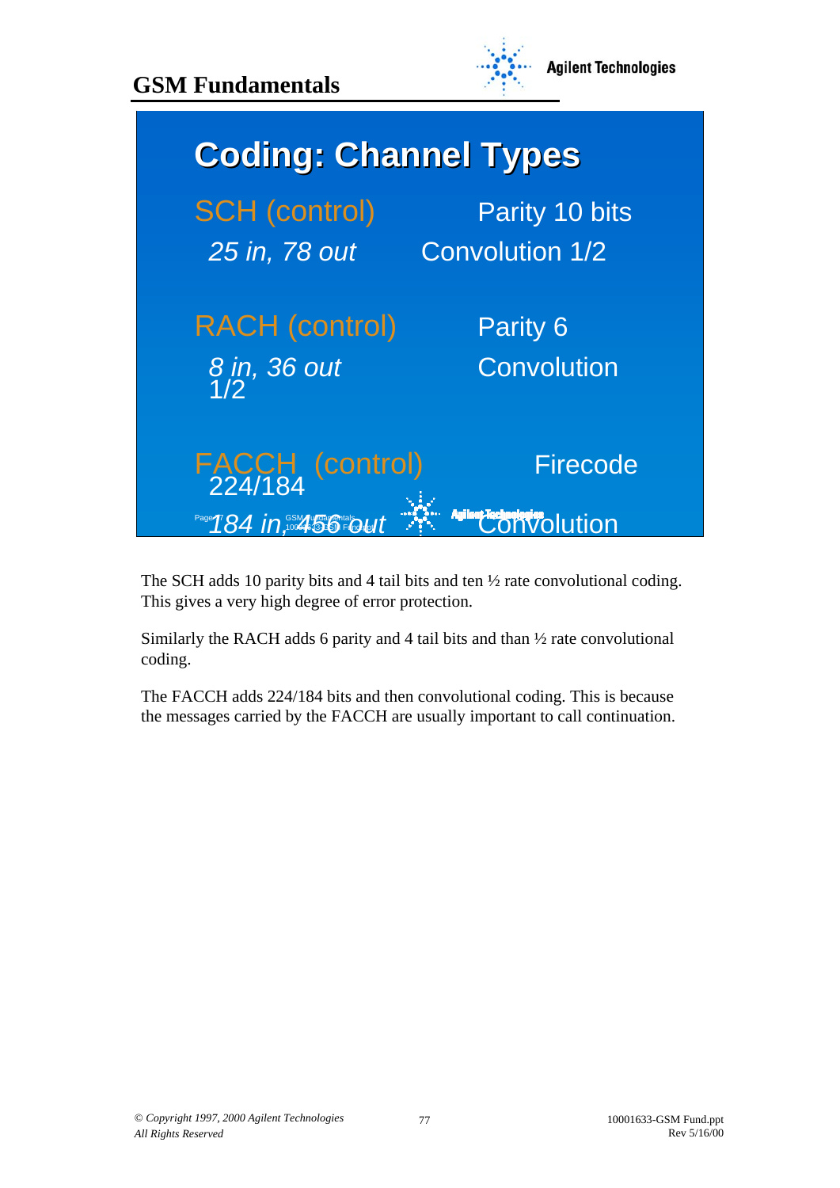# Coding: Channel Types

SCH (control) Parity 10 bits

*25 in, 78 out* Convolution 1/2

RACH (control) Parity 6

*8 in, 36 out* Convolution 1/2

FACCH (control) Firecode 224/184

*184 in, 456 out* Convolution

The SCH adds 10 parity bits and 4 tail bits and ten ½ rate convolutional coding. This gives a very high degree of error protection.

Similarly the RACH adds 6 parity and 4 tail bits and than ½ rate convolutional coding.

The FACCH adds 224/184 bits and then convolutional coding. This is because the messages carried by the FACCH are usually important to call continuation.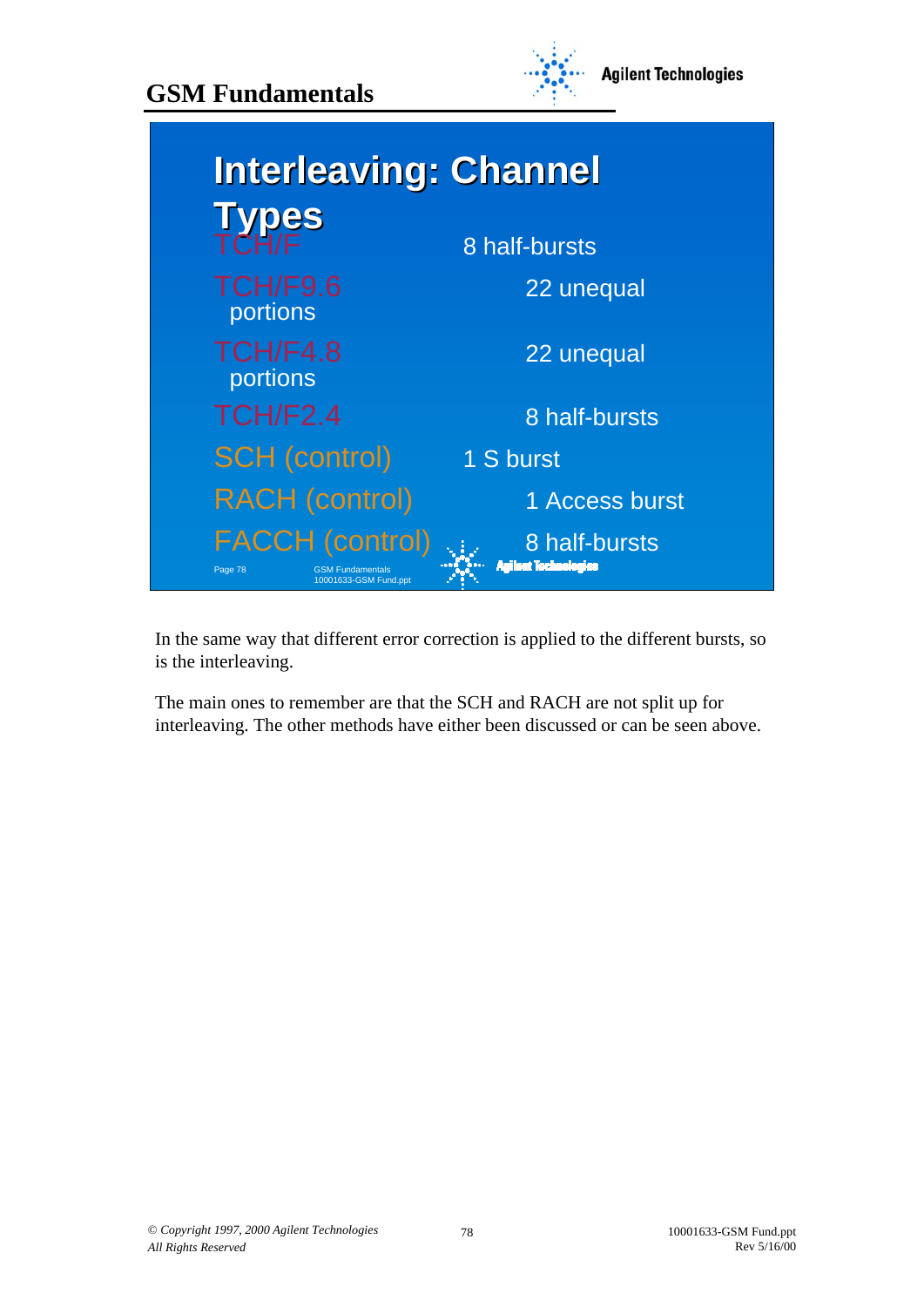## Interleaving: Channel Types

| | |
|---|---|
| TCH/F | 8 half-bursts |
| TCH/F9.6 | 22 unequal portions |
| TCH/F4.8 | 22 unequal portions |
| TCH/F2.4 | 8 half-bursts |
| SCH (control) | 1 S burst |
| RACH (control) | 1 Access burst |
| FACCH (control) | 8 half-bursts |

In the same way that different error correction is applied to the different bursts, so is the interleaving.

The main ones to remember are that the SCH and RACH are not split up for interleaving. The other methods have either been discussed or can be seen above.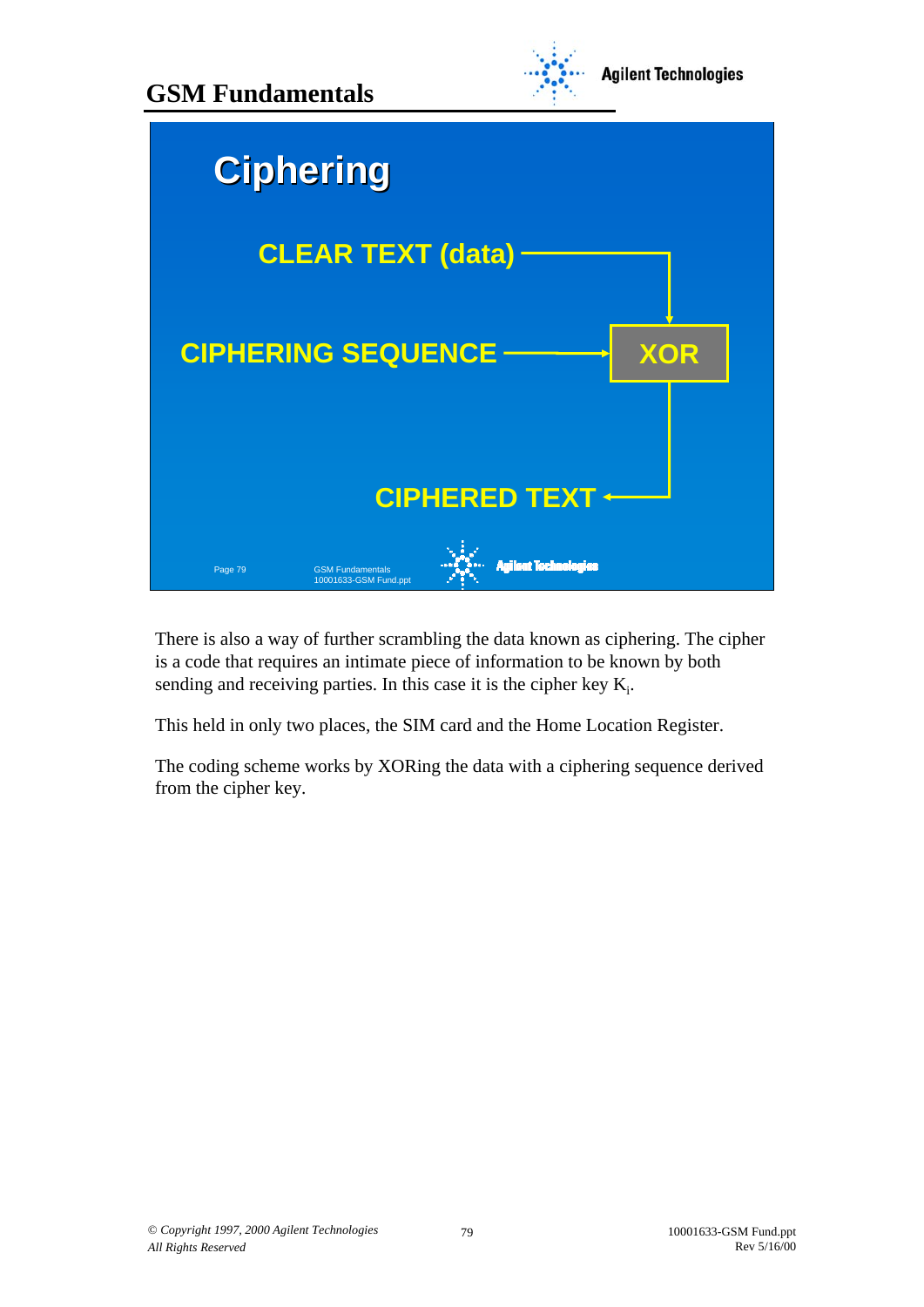# Ciphering

CLEAR TEXT (data)

CIPHERING SEQUENCE

XOR

CIPHERED TEXT

There is also a way of further scrambling the data known as ciphering. The cipher is a code that requires an intimate piece of information to be known by both sending and receiving parties. In this case it is the cipher key $K_i$.

This held in only two places, the SIM card and the Home Location Register.

The coding scheme works by XORing the data with a ciphering sequence derived from the cipher key.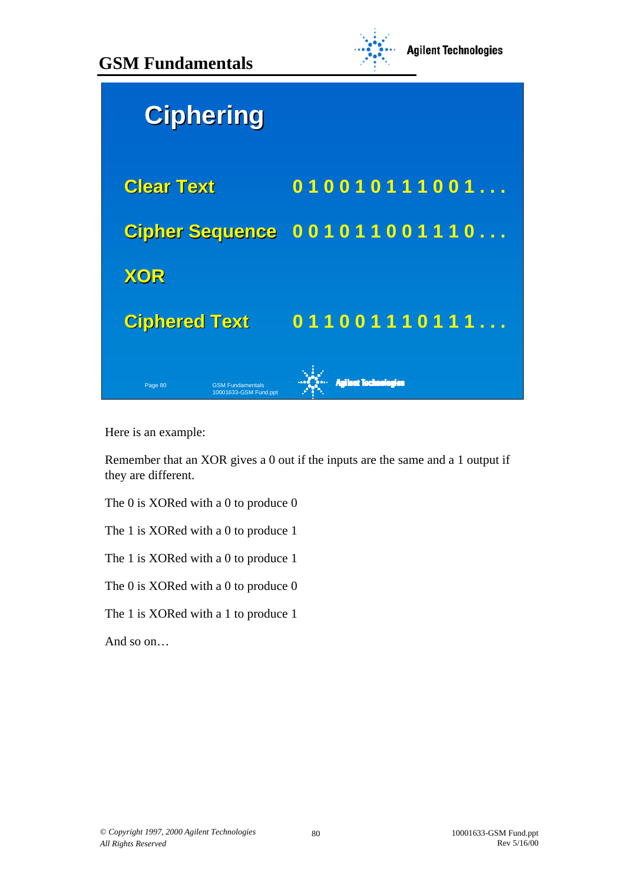## Ciphering

| | |
|---|---|
| Clear Text | 0 1 0 0 1 0 1 1 1 0 0 1 . . . |
| Cipher Sequence | 0 0 1 0 1 1 0 0 1 1 1 0 . . . |
| XOR | |
| Ciphered Text | 0 1 1 0 0 1 1 1 0 1 1 1 . . . |

Here is an example:

Remember that an XOR gives a 0 out if the inputs are the same and a 1 output if they are different.

The 0 is XORed with a 0 to produce 0

The 1 is XORed with a 0 to produce 1

The 1 is XORed with a 0 to produce 1

The 0 is XORed with a 0 to produce 0

The 1 is XORed with a 1 to produce 1

And so on…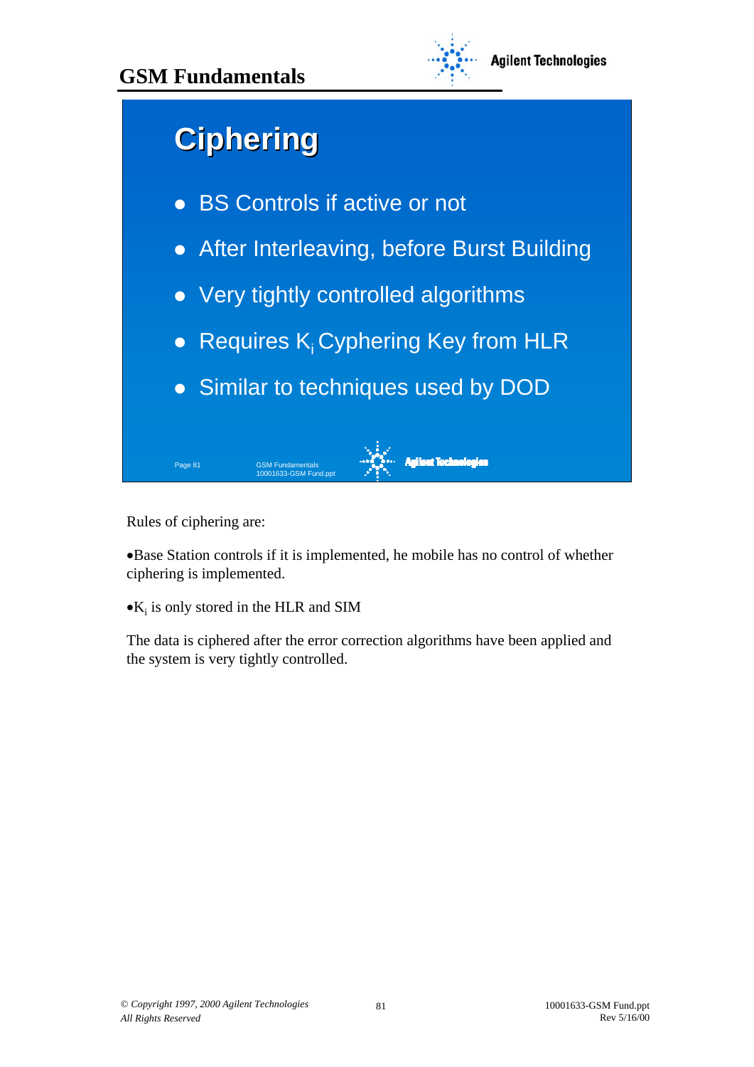## Ciphering

- BS Controls if active or not
- After Interleaving, before Burst Building
- Very tightly controlled algorithms
- Requires $K_i$ Cyphering Key from HLR
- Similar to techniques used by DOD

Rules of ciphering are:

•Base Station controls if it is implemented, he mobile has no control of whether ciphering is implemented.

•$K_i$ is only stored in the HLR and SIM

The data is ciphered after the error correction algorithms have been applied and the system is very tightly controlled.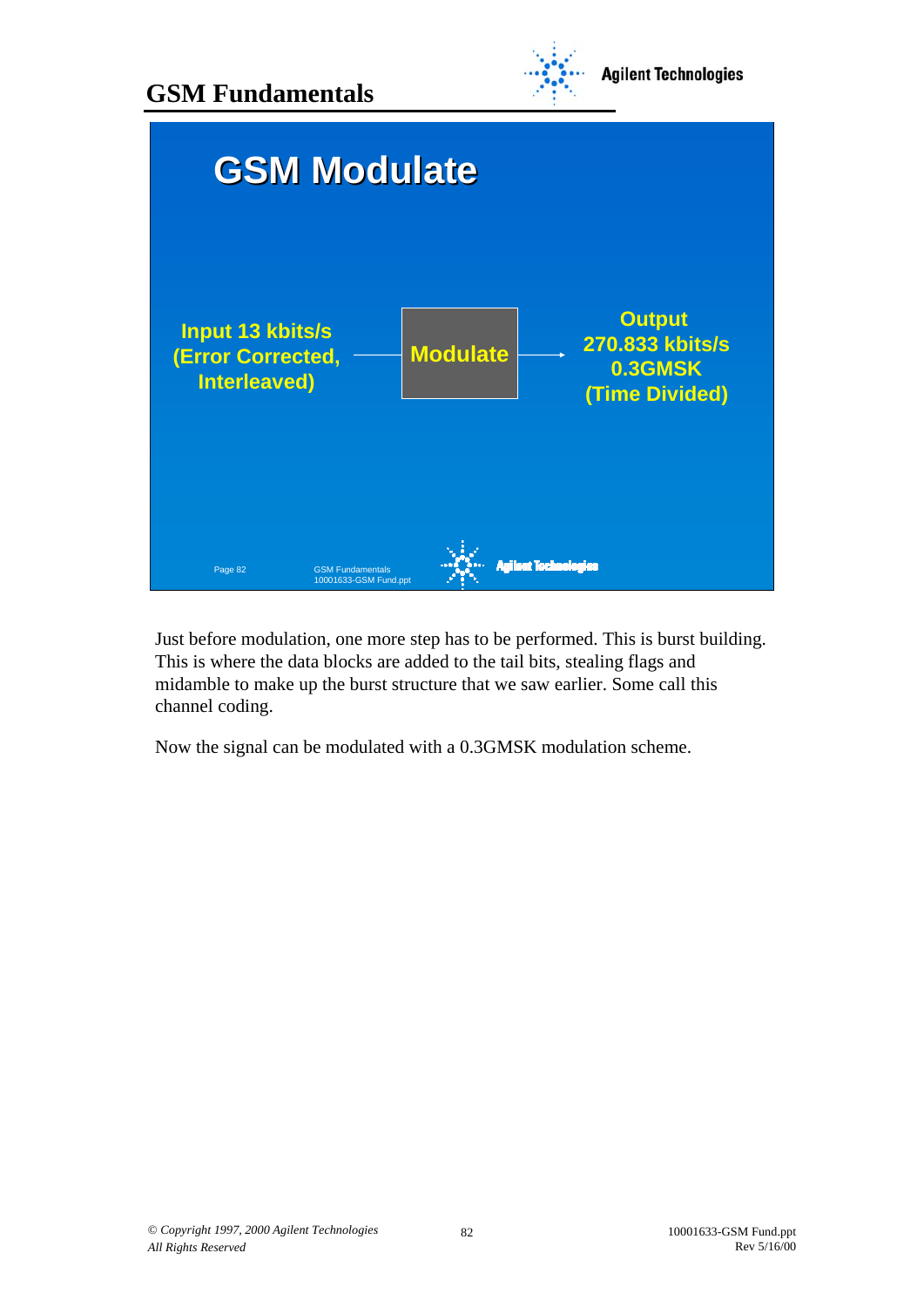## GSM Modulate

Input 13 kbits/s (Error Corrected, Interleaved) → Modulate → Output 270.833 kbits/s 0.3GMSK (Time Divided)

Just before modulation, one more step has to be performed. This is burst building. This is where the data blocks are added to the tail bits, stealing flags and midamble to make up the burst structure that we saw earlier. Some call this channel coding.

Now the signal can be modulated with a 0.3GMSK modulation scheme.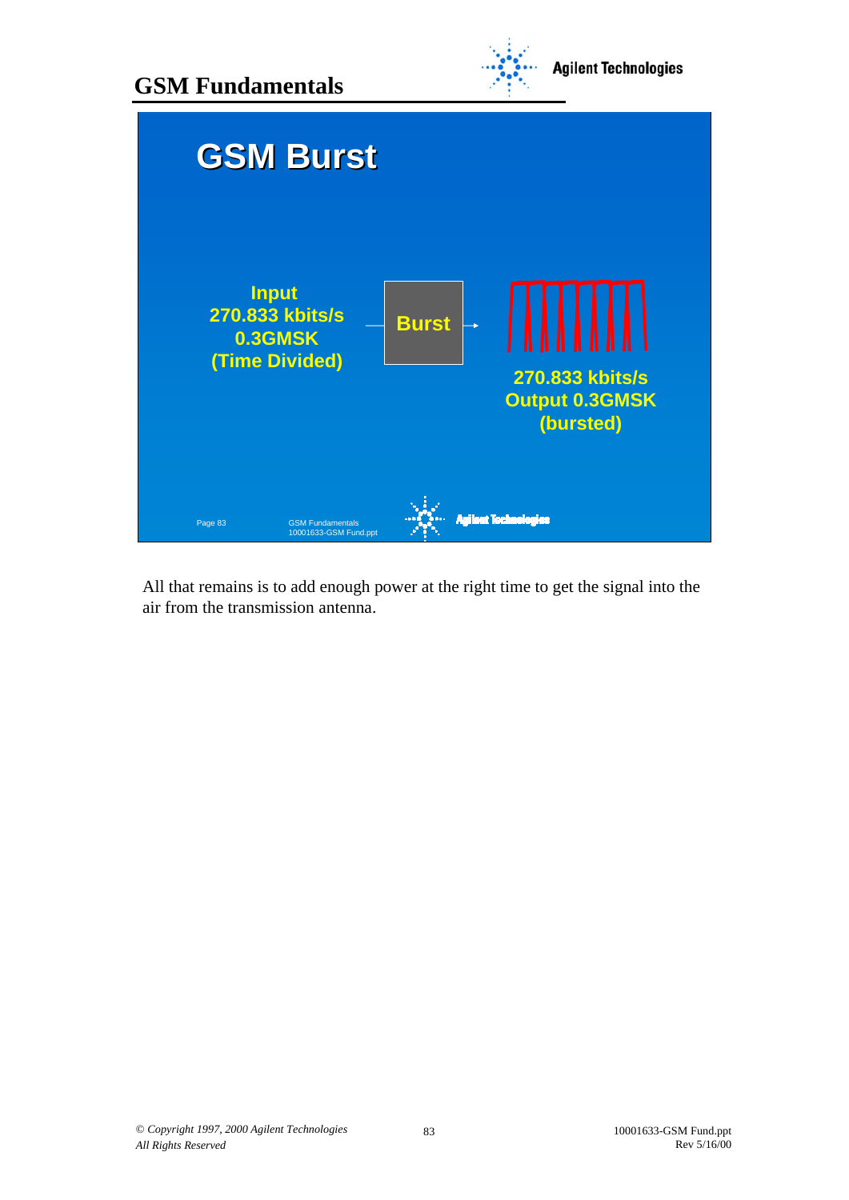# GSM Burst

Input
270.833 kbits/s
0.3GMSK
(Time Divided)

Burst

270.833 kbits/s
Output 0.3GMSK
(bursted)

All that remains is to add enough power at the right time to get the signal into the air from the transmission antenna.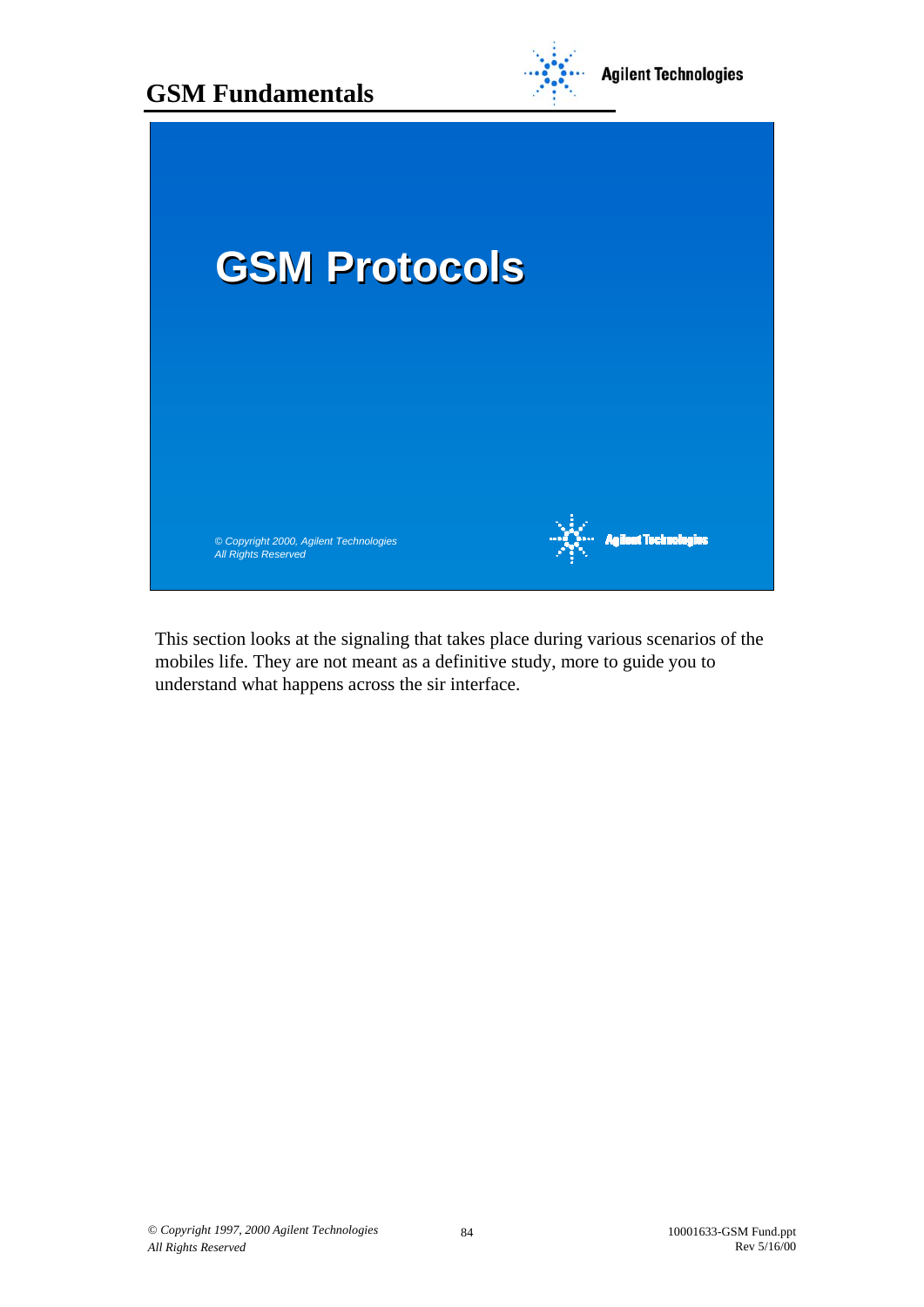# GSM Protocols

© Copyright 2000, Agilent Technologies
All Rights Reserved

This section looks at the signaling that takes place during various scenarios of the mobiles life. They are not meant as a definitive study, more to guide you to understand what happens across the sir interface.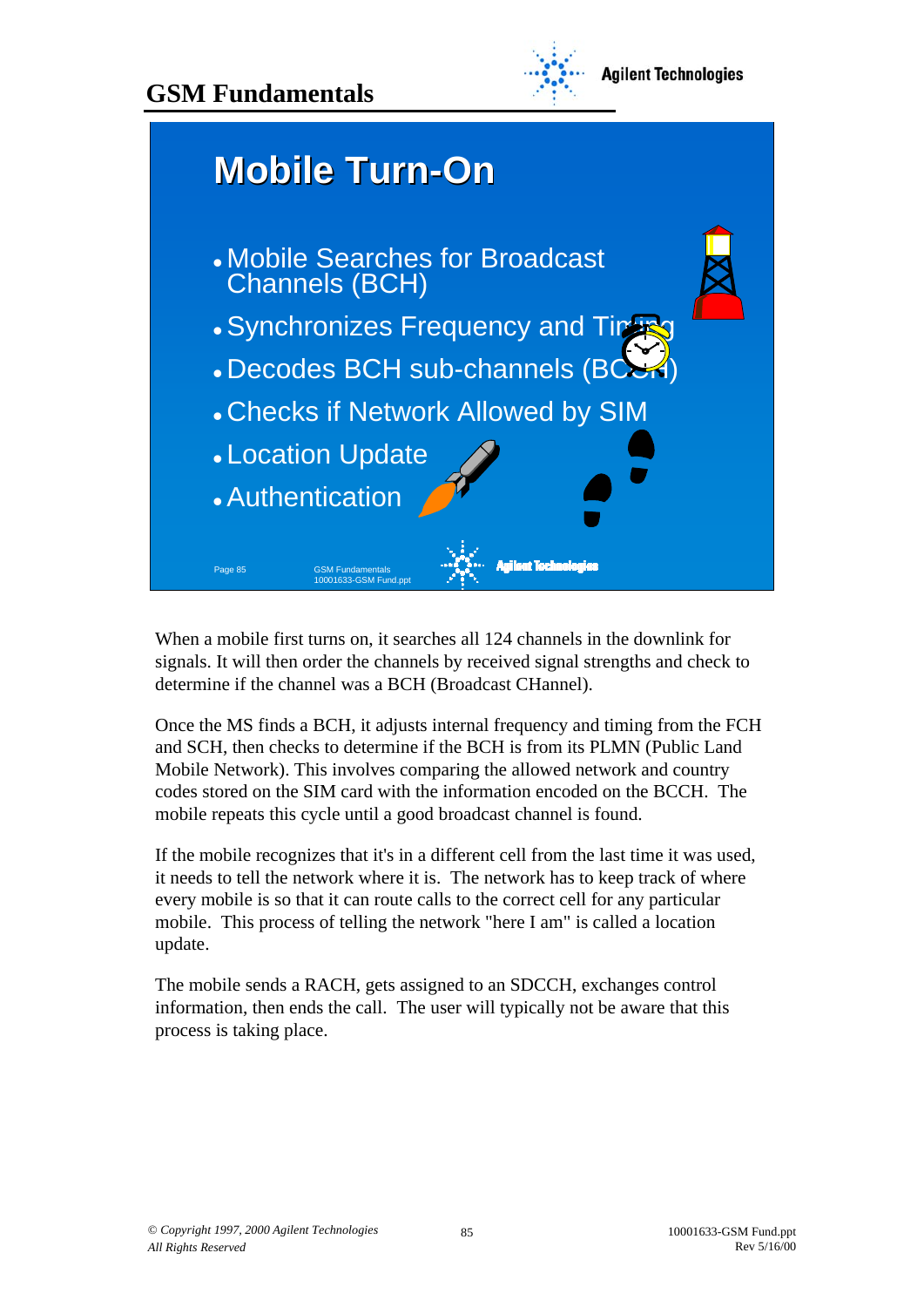# Mobile Turn-On

- Mobile Searches for Broadcast Channels (BCH)
- Synchronizes Frequency and Timing
- Decodes BCH sub-channels (BCCH)
- Checks if Network Allowed by SIM
- Location Update
- Authentication

When a mobile first turns on, it searches all 124 channels in the downlink for signals. It will then order the channels by received signal strengths and check to determine if the channel was a BCH (Broadcast CHannel).

Once the MS finds a BCH, it adjusts internal frequency and timing from the FCH and SCH, then checks to determine if the BCH is from its PLMN (Public Land Mobile Network). This involves comparing the allowed network and country codes stored on the SIM card with the information encoded on the BCCH. The mobile repeats this cycle until a good broadcast channel is found.

If the mobile recognizes that it's in a different cell from the last time it was used, it needs to tell the network where it is. The network has to keep track of where every mobile is so that it can route calls to the correct cell for any particular mobile. This process of telling the network "here I am" is called a location update.

The mobile sends a RACH, gets assigned to an SDCCH, exchanges control information, then ends the call. The user will typically not be aware that this process is taking place.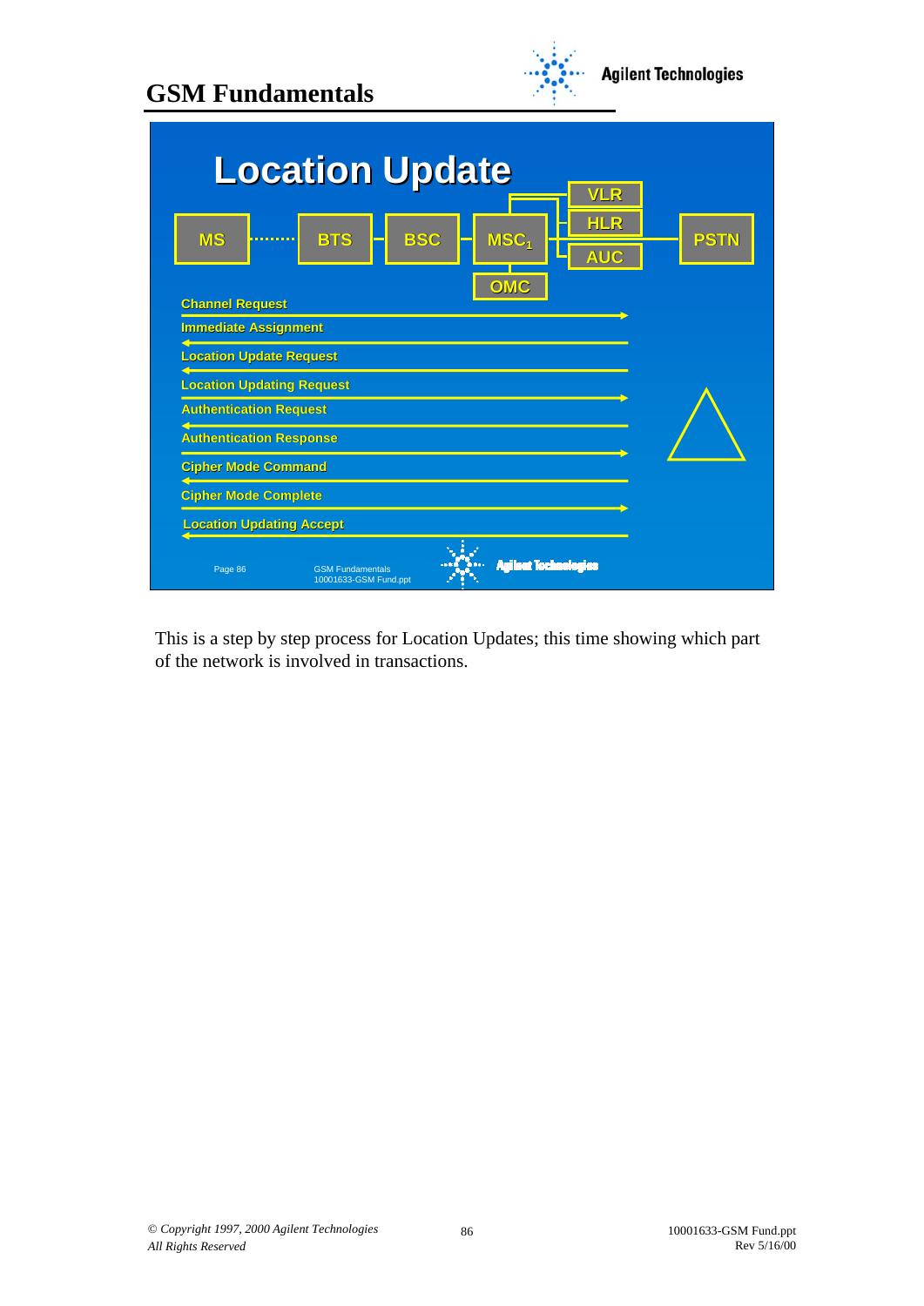## Location Update

MS · BTS · BSC · $MSC_1$ · VLR · HLR · AUC · OMC · PSTN

- Channel Request →
- ← Immediate Assignment
- ← Location Update Request
- Location Updating Request →
- ← Authentication Request
- Authentication Response →
- ← Cipher Mode Command
- Cipher Mode Complete →
- ← Location Updating Accept

This is a step by step process for Location Updates; this time showing which part of the network is involved in transactions.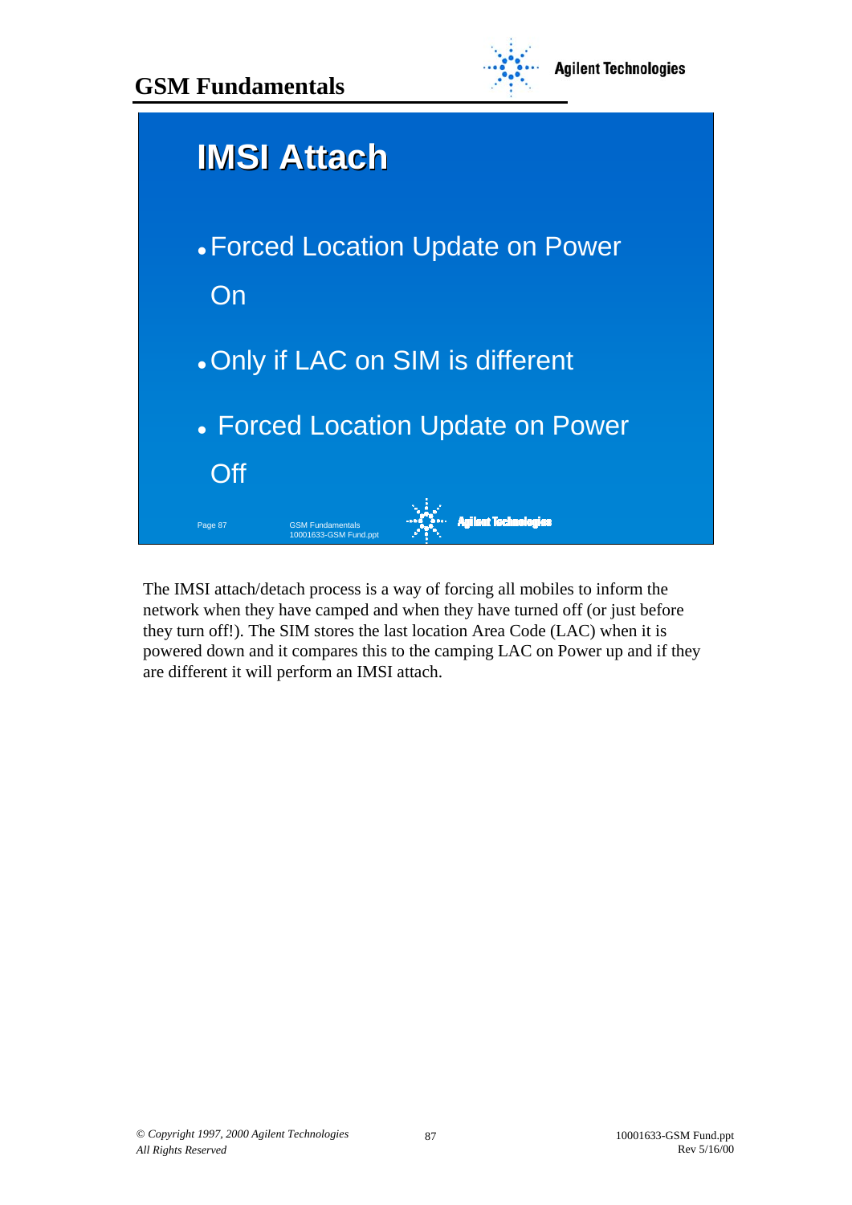# IMSI Attach

- Forced Location Update on Power On
- Only if LAC on SIM is different
- Forced Location Update on Power Off

The IMSI attach/detach process is a way of forcing all mobiles to inform the network when they have camped and when they have turned off (or just before they turn off!). The SIM stores the last location Area Code (LAC) when it is powered down and it compares this to the camping LAC on Power up and if they are different it will perform an IMSI attach.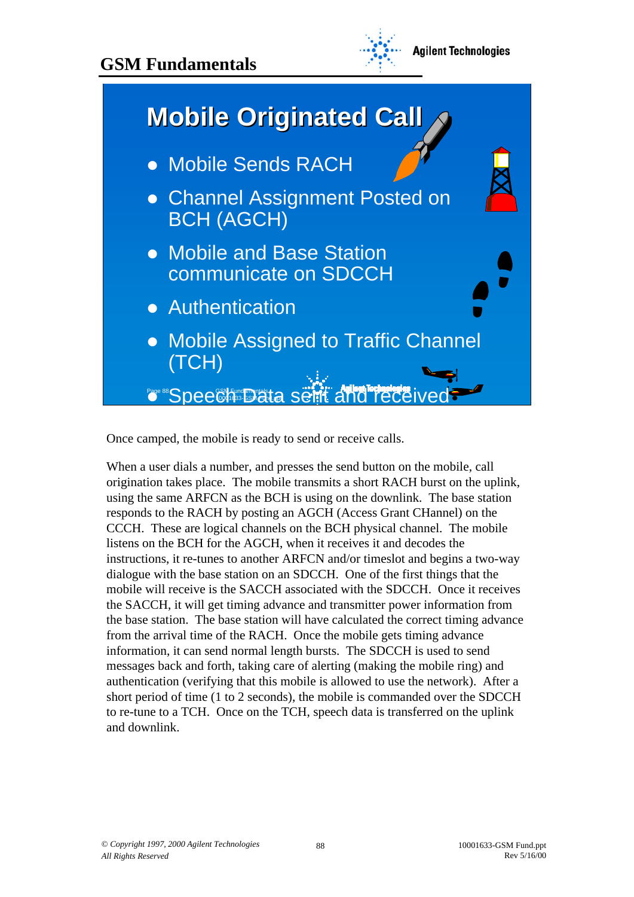## Mobile Originated Call

- Mobile Sends RACH
- Channel Assignment Posted on BCH (AGCH)
- Mobile and Base Station communicate on SDCCH
- Authentication
- Mobile Assigned to Traffic Channel (TCH)
- Speech Data sent and received

Once camped, the mobile is ready to send or receive calls.

When a user dials a number, and presses the send button on the mobile, call origination takes place. The mobile transmits a short RACH burst on the uplink, using the same ARFCN as the BCH is using on the downlink. The base station responds to the RACH by posting an AGCH (Access Grant CHannel) on the CCCH. These are logical channels on the BCH physical channel. The mobile listens on the BCH for the AGCH, when it receives it and decodes the instructions, it re-tunes to another ARFCN and/or timeslot and begins a two-way dialogue with the base station on an SDCCH. One of the first things that the mobile will receive is the SACCH associated with the SDCCH. Once it receives the SACCH, it will get timing advance and transmitter power information from the base station. The base station will have calculated the correct timing advance from the arrival time of the RACH. Once the mobile gets timing advance information, it can send normal length bursts. The SDCCH is used to send messages back and forth, taking care of alerting (making the mobile ring) and authentication (verifying that this mobile is allowed to use the network). After a short period of time (1 to 2 seconds), the mobile is commanded over the SDCCH to re-tune to a TCH. Once on the TCH, speech data is transferred on the uplink and downlink.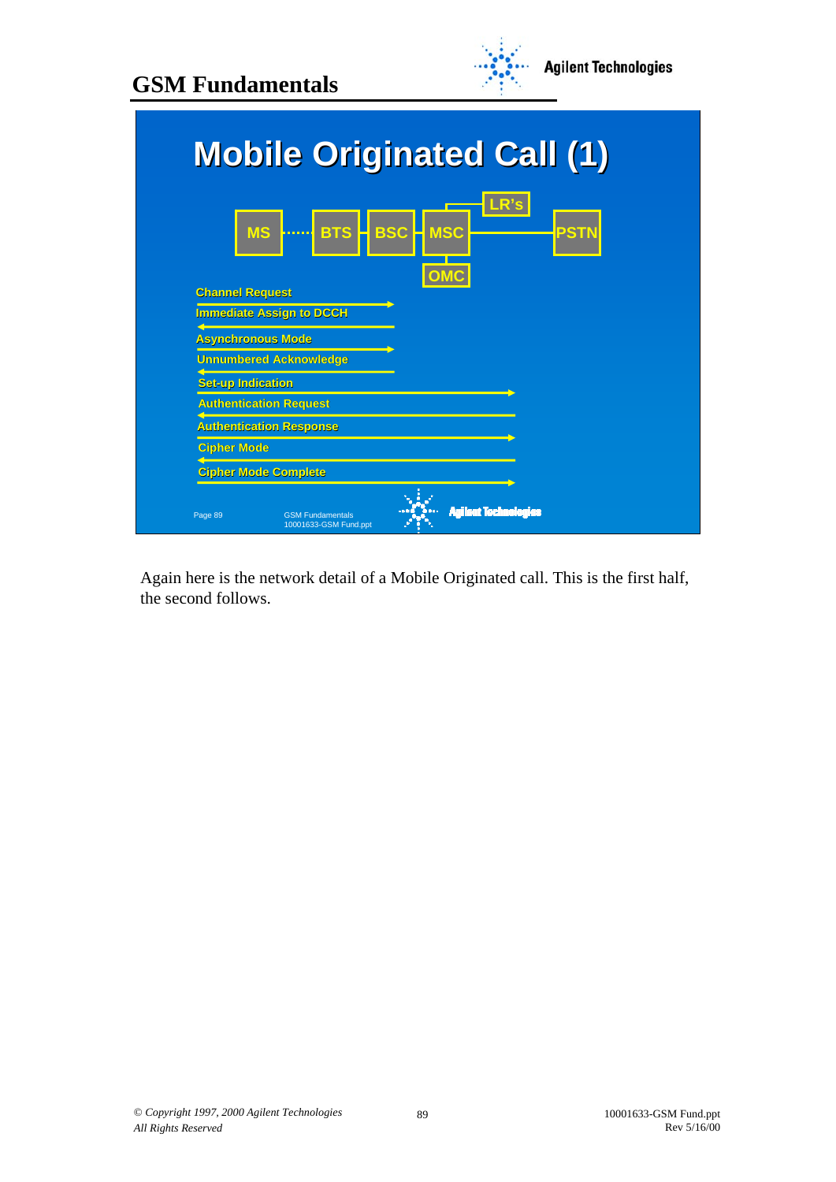# Mobile Originated Call (1)

MS BTS BSC MSC PSTN
LR's
OMC

Channel Request
Immediate Assign to DCCH
Asynchronous Mode
Unnumbered Acknowledge
Set-up Indication
Authentication Request
Authentication Response
Cipher Mode
Cipher Mode Complete

Again here is the network detail of a Mobile Originated call. This is the first half, the second follows.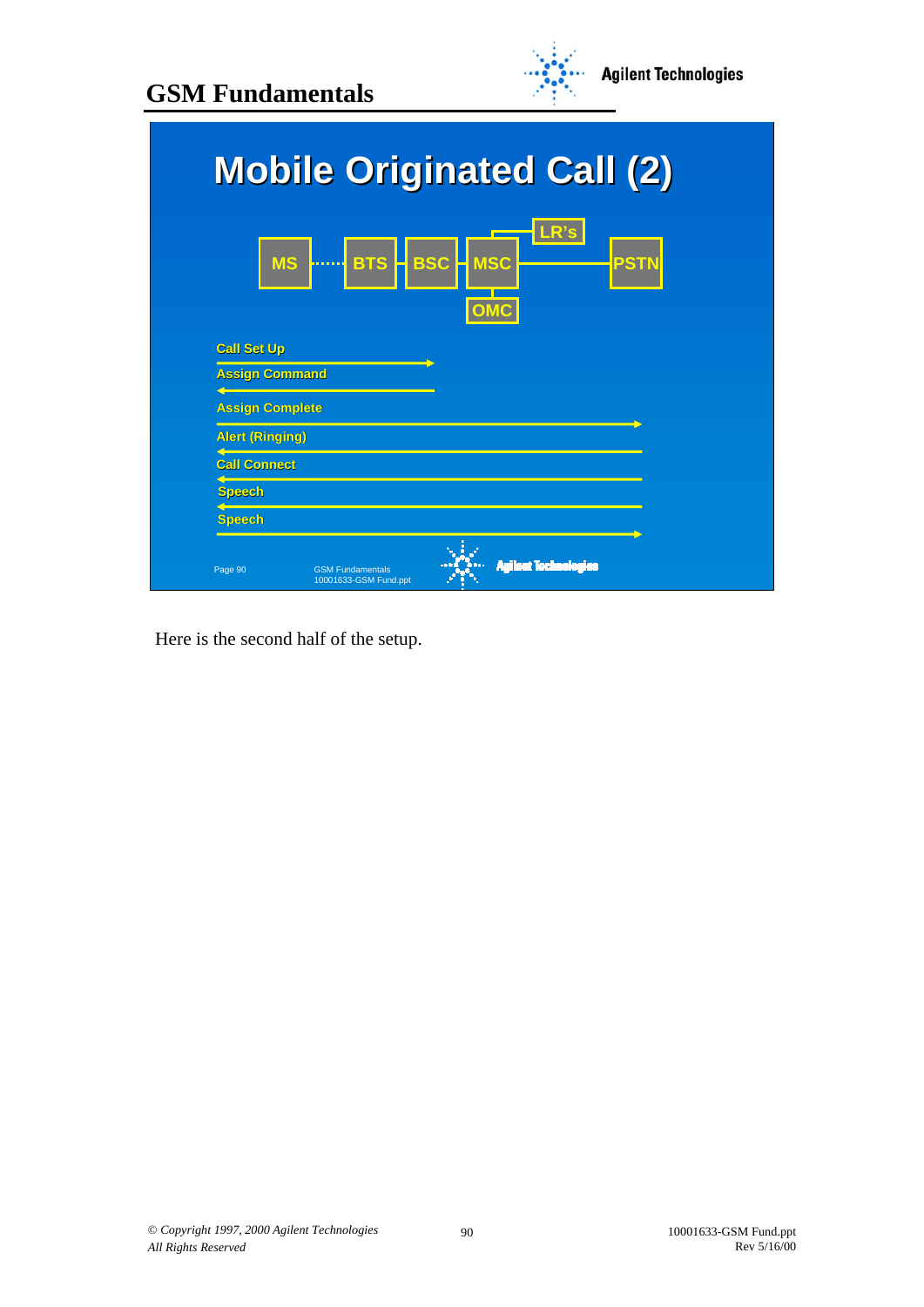# Mobile Originated Call (2)

MS BTS BSC MSC LR's OMC PSTN

Call Set Up

Assign Command

Assign Complete

Alert (Ringing)

Call Connect

Speech

Speech

Here is the second half of the setup.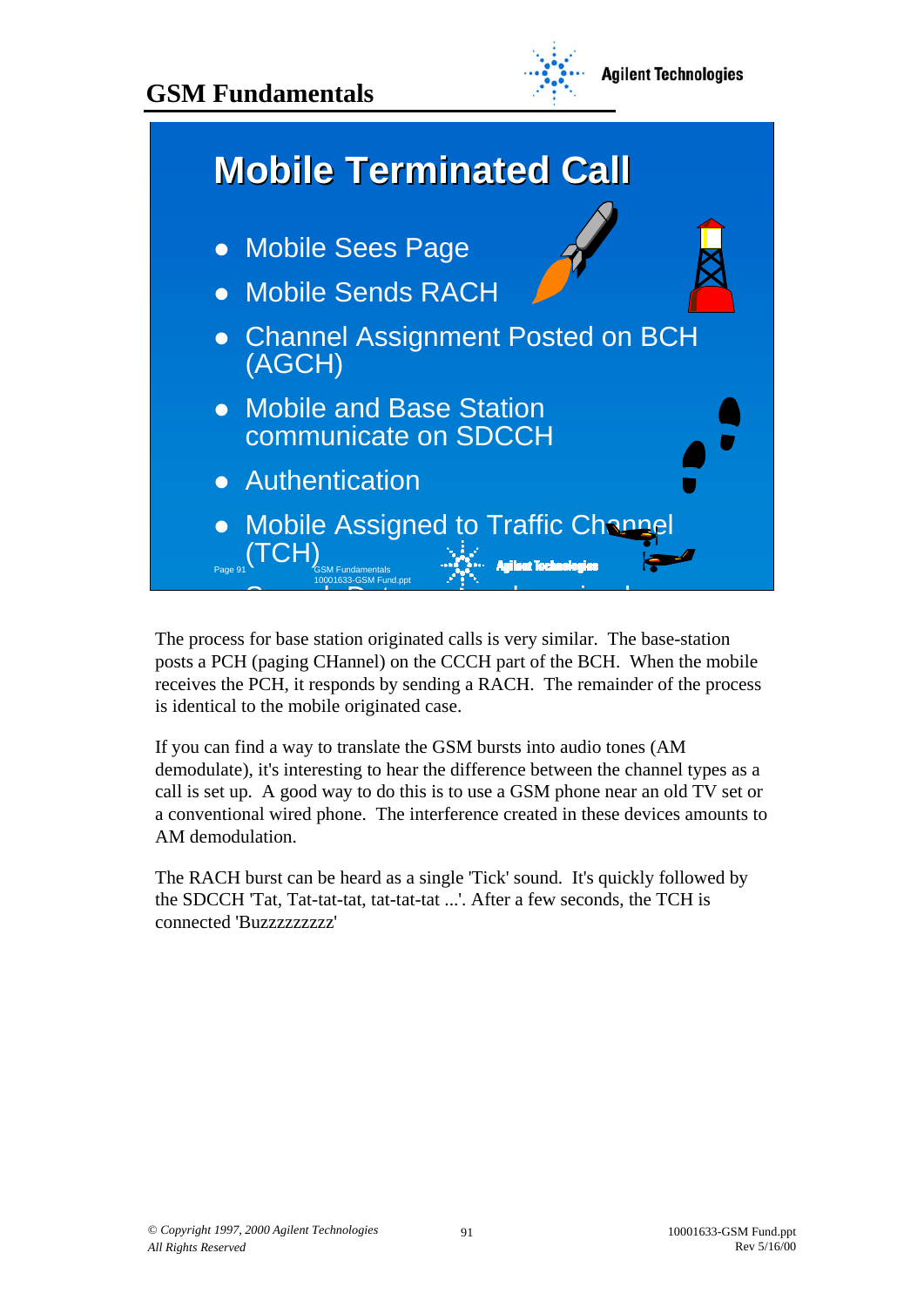# Mobile Terminated Call

- Mobile Sees Page
- Mobile Sends RACH
- Channel Assignment Posted on BCH (AGCH)
- Mobile and Base Station communicate on SDCCH
- Authentication
- Mobile Assigned to Traffic Channel (TCH)

The process for base station originated calls is very similar. The base-station posts a PCH (paging CHannel) on the CCCH part of the BCH. When the mobile receives the PCH, it responds by sending a RACH. The remainder of the process is identical to the mobile originated case.

If you can find a way to translate the GSM bursts into audio tones (AM demodulate), it's interesting to hear the difference between the channel types as a call is set up. A good way to do this is to use a GSM phone near an old TV set or a conventional wired phone. The interference created in these devices amounts to AM demodulation.

The RACH burst can be heard as a single 'Tick' sound. It's quickly followed by the SDCCH 'Tat, Tat-tat-tat, tat-tat-tat ...'. After a few seconds, the TCH is connected 'Buzzzzzzzzz'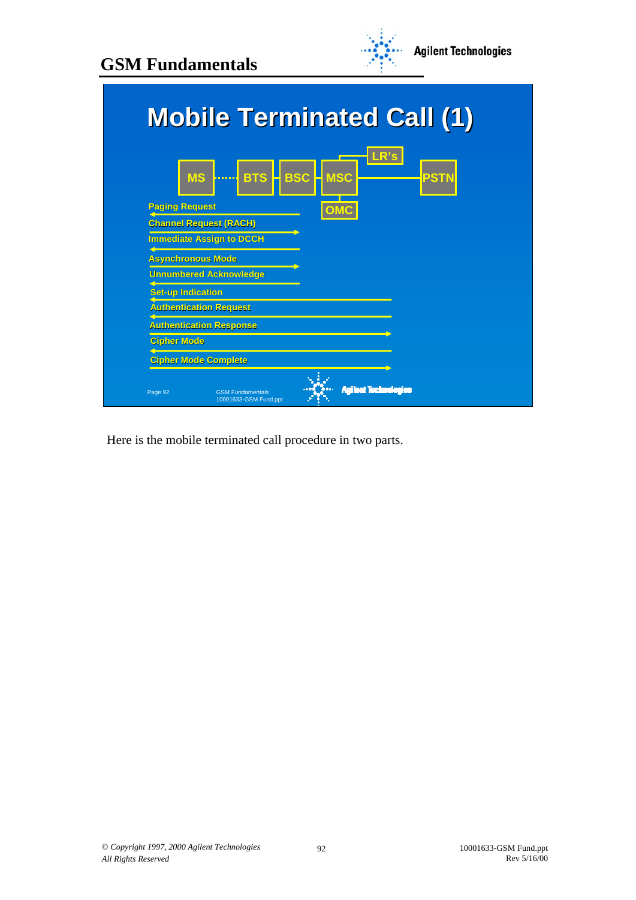# Mobile Terminated Call (1)

MS ······ BTS – BSC – MSC ——— PSTN

LR's

OMC

- Paging Request
- Channel Request (RACH)
- Immediate Assign to DCCH
- Asynchronous Mode
- Unnumbered Acknowledge
- Set-up Indication
- Authentication Request
- Authentication Response
- Cipher Mode
- Cipher Mode Complete

Here is the mobile terminated call procedure in two parts.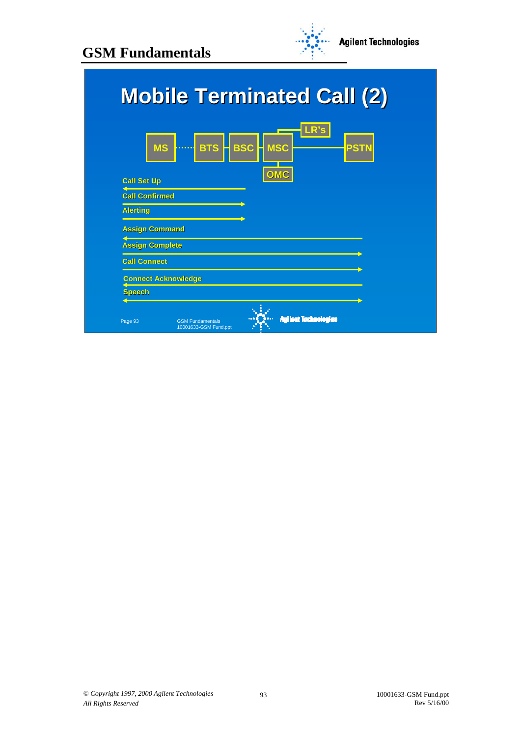# Mobile Terminated Call (2)

MS ······ BTS | BSC | MSC | PSTN

LR's

OMC

Call Set Up

Call Confirmed

Alerting

Assign Command

Assign Complete

Call Connect

Connect Acknowledge

Speech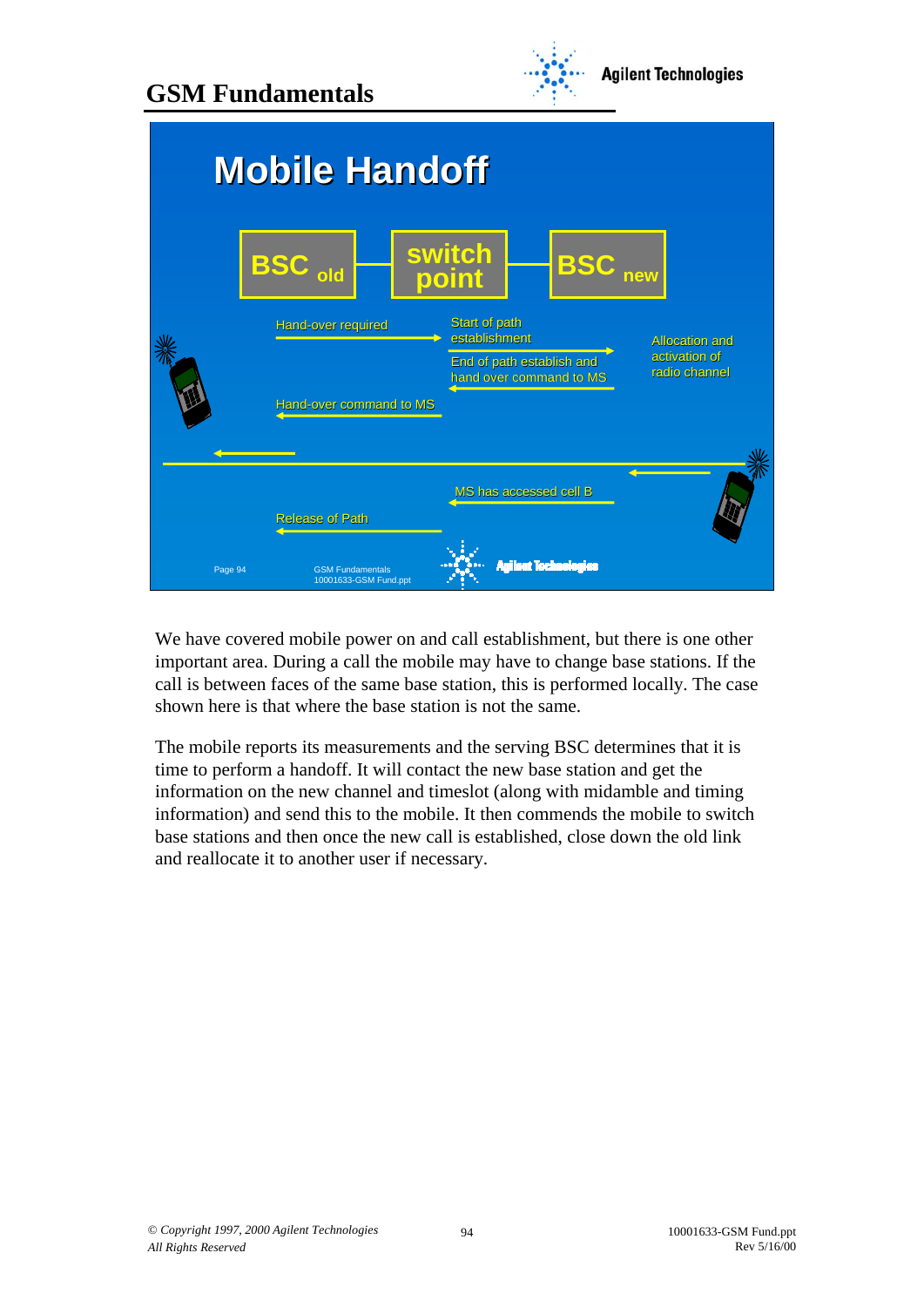# Mobile Handoff

BSC old

switch point

BSC new

Hand-over required

Start of path establishment

Allocation and activation of radio channel

End of path establish and hand over command to MS

Hand-over command to MS

MS has accessed cell B

Release of Path

We have covered mobile power on and call establishment, but there is one other important area. During a call the mobile may have to change base stations. If the call is between faces of the same base station, this is performed locally. The case shown here is that where the base station is not the same.

The mobile reports its measurements and the serving BSC determines that it is time to perform a handoff. It will contact the new base station and get the information on the new channel and timeslot (along with midamble and timing information) and send this to the mobile. It then commends the mobile to switch base stations and then once the new call is established, close down the old link and reallocate it to another user if necessary.